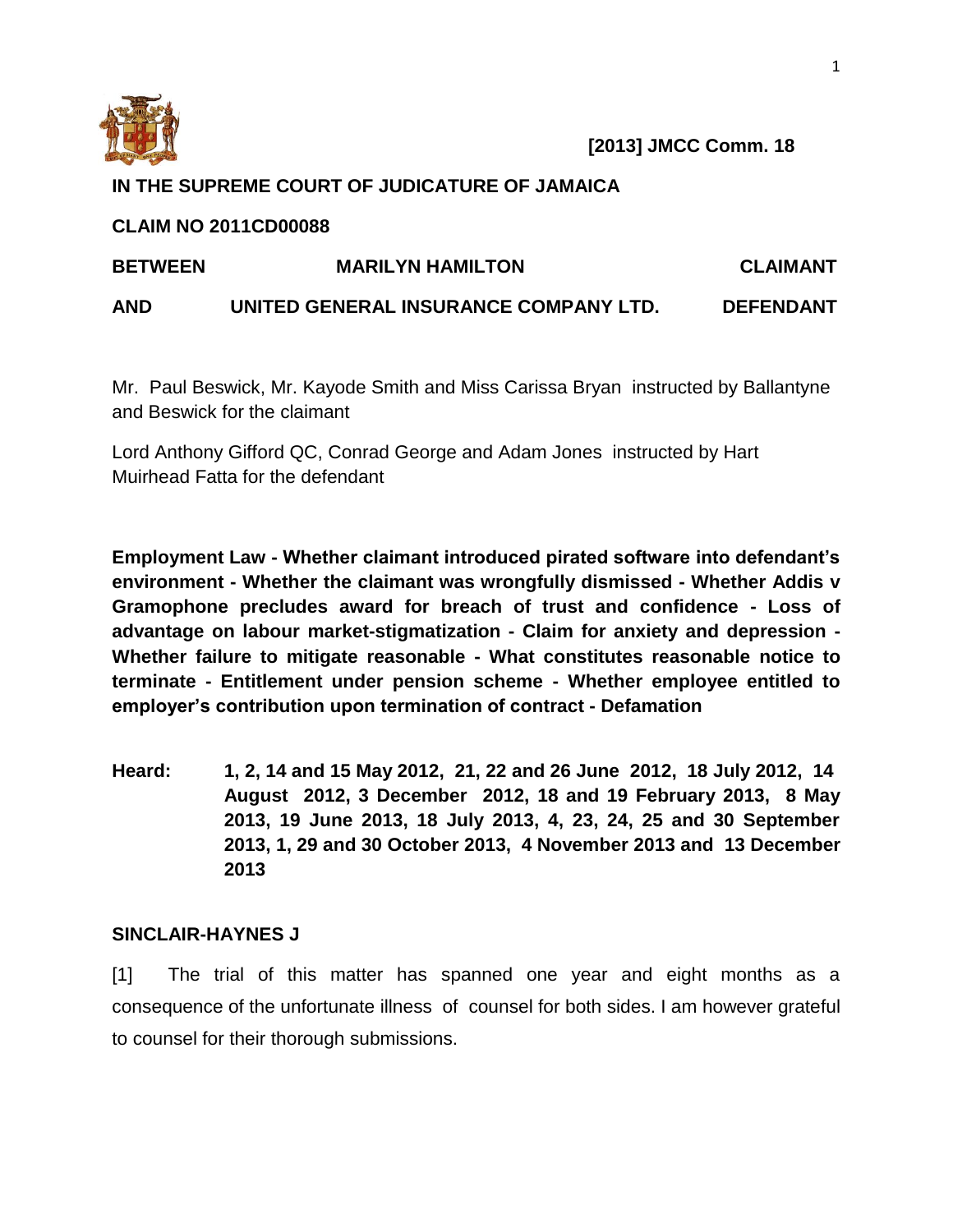**[2013] JMCC Comm. 18**

**IN THE SUPREME COURT OF JUDICATURE OF JAMAICA**

**CLAIM NO 2011CD00088**

| | | |
|---|---|---|
| **BETWEEN** | **MARILYN HAMILTON** | **CLAIMANT** |
| **AND** | **UNITED GENERAL INSURANCE COMPANY LTD.** | **DEFENDANT** |

Mr. Paul Beswick, Mr. Kayode Smith and Miss Carissa Bryan instructed by Ballantyne and Beswick for the claimant

Lord Anthony Gifford QC, Conrad George and Adam Jones instructed by Hart Muirhead Fatta for the defendant

**Employment Law - Whether claimant introduced pirated software into defendant's environment - Whether the claimant was wrongfully dismissed - Whether Addis v Gramophone precludes award for breach of trust and confidence - Loss of advantage on labour market-stigmatization - Claim for anxiety and depression - Whether failure to mitigate reasonable - What constitutes reasonable notice to terminate - Entitlement under pension scheme - Whether employee entitled to employer's contribution upon termination of contract - Defamation**

**Heard: 1, 2, 14 and 15 May 2012, 21, 22 and 26 June 2012, 18 July 2012, 14 August 2012, 3 December 2012, 18 and 19 February 2013, 8 May 2013, 19 June 2013, 18 July 2013, 4, 23, 24, 25 and 30 September 2013, 1, 29 and 30 October 2013, 4 November 2013 and 13 December 2013**

**SINCLAIR-HAYNES J**

[1] The trial of this matter has spanned one year and eight months as a consequence of the unfortunate illness of counsel for both sides. I am however grateful to counsel for their thorough submissions.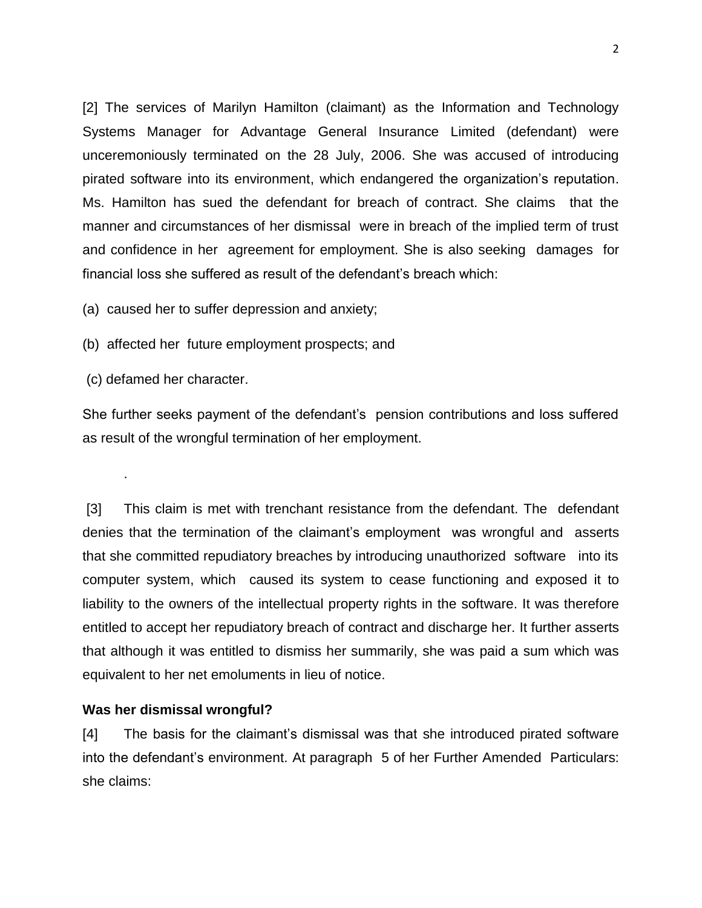[2] The services of Marilyn Hamilton (claimant) as the Information and Technology Systems Manager for Advantage General Insurance Limited (defendant) were unceremoniously terminated on the 28 July, 2006. She was accused of introducing pirated software into its environment, which endangered the organization's reputation. Ms. Hamilton has sued the defendant for breach of contract. She claims that the manner and circumstances of her dismissal were in breach of the implied term of trust and confidence in her agreement for employment. She is also seeking damages for financial loss she suffered as result of the defendant's breach which:

(a) caused her to suffer depression and anxiety;

(b) affected her future employment prospects; and

(c) defamed her character.

She further seeks payment of the defendant's pension contributions and loss suffered as result of the wrongful termination of her employment.

.

[3] This claim is met with trenchant resistance from the defendant. The defendant denies that the termination of the claimant's employment was wrongful and asserts that she committed repudiatory breaches by introducing unauthorized software into its computer system, which caused its system to cease functioning and exposed it to liability to the owners of the intellectual property rights in the software. It was therefore entitled to accept her repudiatory breach of contract and discharge her. It further asserts that although it was entitled to dismiss her summarily, she was paid a sum which was equivalent to her net emoluments in lieu of notice.

**Was her dismissal wrongful?**

[4] The basis for the claimant's dismissal was that she introduced pirated software into the defendant's environment. At paragraph 5 of her Further Amended Particulars: she claims: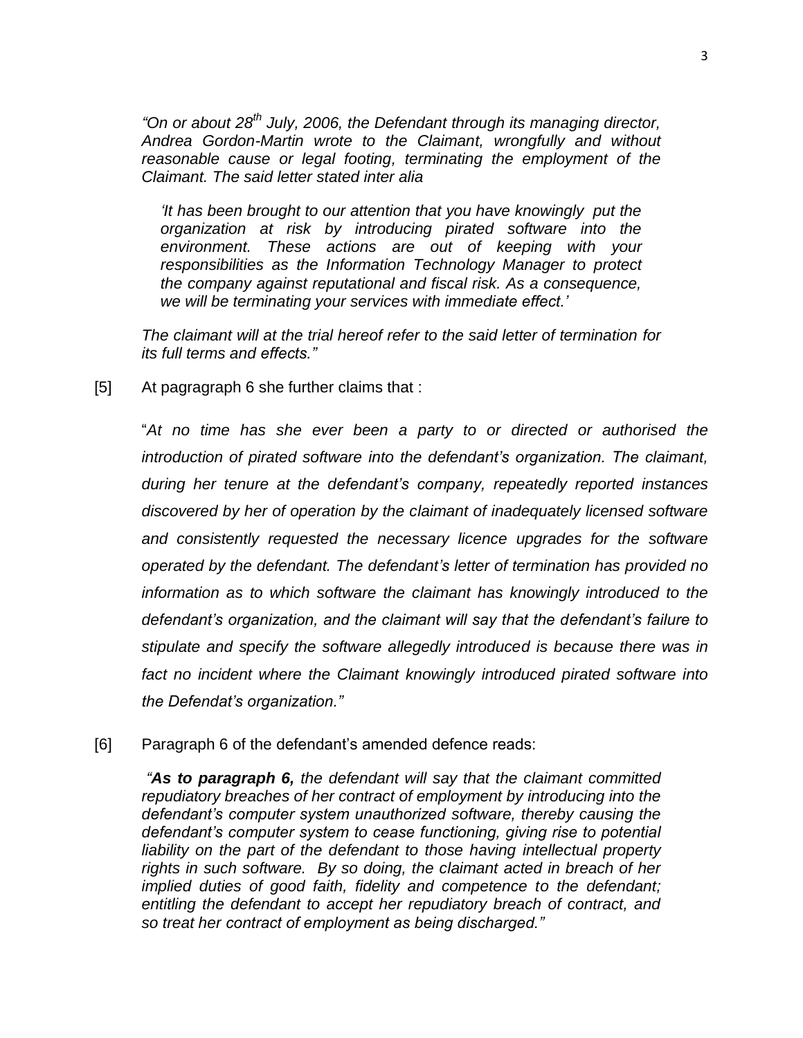*"On or about 28th July, 2006, the Defendant through its managing director, Andrea Gordon-Martin wrote to the Claimant, wrongfully and without reasonable cause or legal footing, terminating the employment of the Claimant. The said letter stated inter alia*

> *'It has been brought to our attention that you have knowingly put the organization at risk by introducing pirated software into the environment. These actions are out of keeping with your responsibilities as the Information Technology Manager to protect the company against reputational and fiscal risk. As a consequence, we will be terminating your services with immediate effect.'*

*The claimant will at the trial hereof refer to the said letter of termination for its full terms and effects."*

[5] At pagragraph 6 she further claims that :

"*At no time has she ever been a party to or directed or authorised the introduction of pirated software into the defendant's organization. The claimant, during her tenure at the defendant's company, repeatedly reported instances discovered by her of operation by the claimant of inadequately licensed software and consistently requested the necessary licence upgrades for the software operated by the defendant. The defendant's letter of termination has provided no information as to which software the claimant has knowingly introduced to the defendant's organization, and the claimant will say that the defendant's failure to stipulate and specify the software allegedly introduced is because there was in fact no incident where the Claimant knowingly introduced pirated software into the Defendat's organization."*

[6] Paragraph 6 of the defendant's amended defence reads:

*"**As to paragraph 6,** the defendant will say that the claimant committed repudiatory breaches of her contract of employment by introducing into the defendant's computer system unauthorized software, thereby causing the defendant's computer system to cease functioning, giving rise to potential liability on the part of the defendant to those having intellectual property rights in such software. By so doing, the claimant acted in breach of her implied duties of good faith, fidelity and competence to the defendant; entitling the defendant to accept her repudiatory breach of contract, and so treat her contract of employment as being discharged."*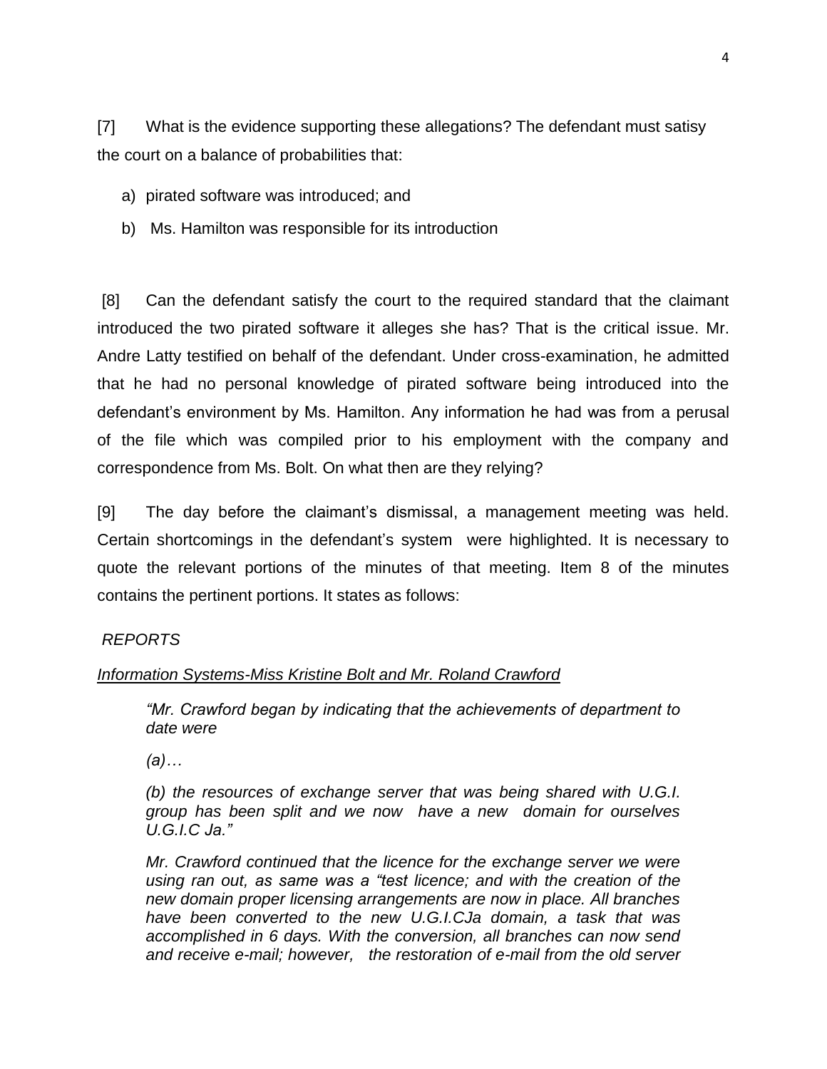[7] What is the evidence supporting these allegations? The defendant must satisy the court on a balance of probabilities that:

a) pirated software was introduced; and

b) Ms. Hamilton was responsible for its introduction

[8] Can the defendant satisfy the court to the required standard that the claimant introduced the two pirated software it alleges she has? That is the critical issue. Mr. Andre Latty testified on behalf of the defendant. Under cross-examination, he admitted that he had no personal knowledge of pirated software being introduced into the defendant's environment by Ms. Hamilton. Any information he had was from a perusal of the file which was compiled prior to his employment with the company and correspondence from Ms. Bolt. On what then are they relying?

[9] The day before the claimant's dismissal, a management meeting was held. Certain shortcomings in the defendant's system were highlighted. It is necessary to quote the relevant portions of the minutes of that meeting. Item 8 of the minutes contains the pertinent portions. It states as follows:

*REPORTS*

*<u>Information Systems-Miss Kristine Bolt and Mr. Roland Crawford</u>*

> *"Mr. Crawford began by indicating that the achievements of department to date were*
>
> *(a)…*
>
> *(b) the resources of exchange server that was being shared with U.G.I. group has been split and we now have a new domain for ourselves U.G.I.C Ja."*
>
> *Mr. Crawford continued that the licence for the exchange server we were using ran out, as same was a "test licence; and with the creation of the new domain proper licensing arrangements are now in place. All branches have been converted to the new U.G.I.CJa domain, a task that was accomplished in 6 days. With the conversion, all branches can now send and receive e-mail; however, the restoration of e-mail from the old server*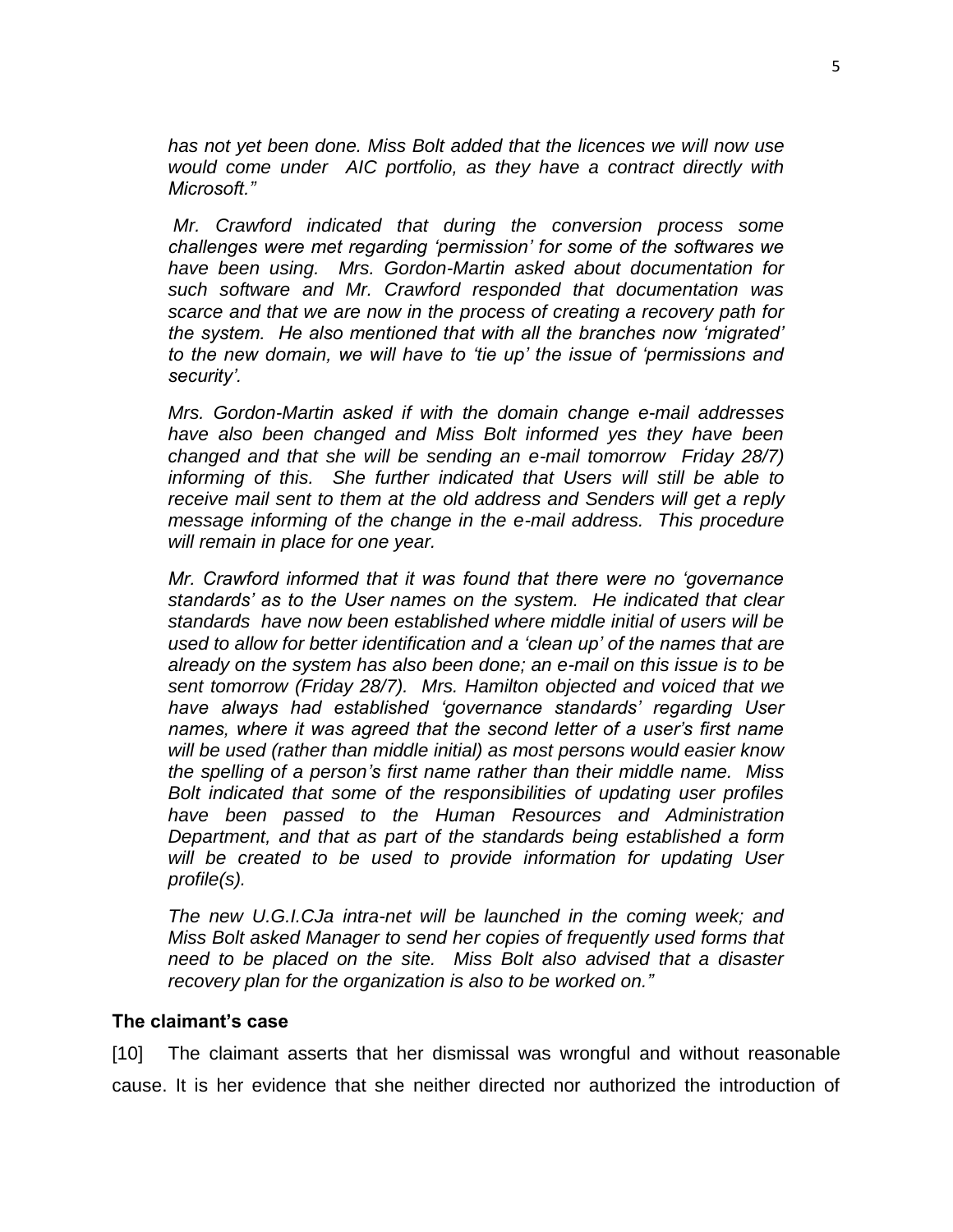*has not yet been done. Miss Bolt added that the licences we will now use would come under AIC portfolio, as they have a contract directly with Microsoft."*

*Mr. Crawford indicated that during the conversion process some challenges were met regarding 'permission' for some of the softwares we have been using. Mrs. Gordon-Martin asked about documentation for such software and Mr. Crawford responded that documentation was scarce and that we are now in the process of creating a recovery path for the system. He also mentioned that with all the branches now 'migrated' to the new domain, we will have to 'tie up' the issue of 'permissions and security'.*

*Mrs. Gordon-Martin asked if with the domain change e-mail addresses have also been changed and Miss Bolt informed yes they have been changed and that she will be sending an e-mail tomorrow Friday 28/7) informing of this. She further indicated that Users will still be able to receive mail sent to them at the old address and Senders will get a reply message informing of the change in the e-mail address. This procedure will remain in place for one year.*

*Mr. Crawford informed that it was found that there were no 'governance standards' as to the User names on the system. He indicated that clear standards have now been established where middle initial of users will be used to allow for better identification and a 'clean up' of the names that are already on the system has also been done; an e-mail on this issue is to be sent tomorrow (Friday 28/7). Mrs. Hamilton objected and voiced that we have always had established 'governance standards' regarding User names, where it was agreed that the second letter of a user's first name will be used (rather than middle initial) as most persons would easier know the spelling of a person's first name rather than their middle name. Miss Bolt indicated that some of the responsibilities of updating user profiles have been passed to the Human Resources and Administration Department, and that as part of the standards being established a form will be created to be used to provide information for updating User profile(s).*

*The new U.G.I.CJa intra-net will be launched in the coming week; and Miss Bolt asked Manager to send her copies of frequently used forms that need to be placed on the site. Miss Bolt also advised that a disaster recovery plan for the organization is also to be worked on."*

### The claimant's case

[10] The claimant asserts that her dismissal was wrongful and without reasonable cause. It is her evidence that she neither directed nor authorized the introduction of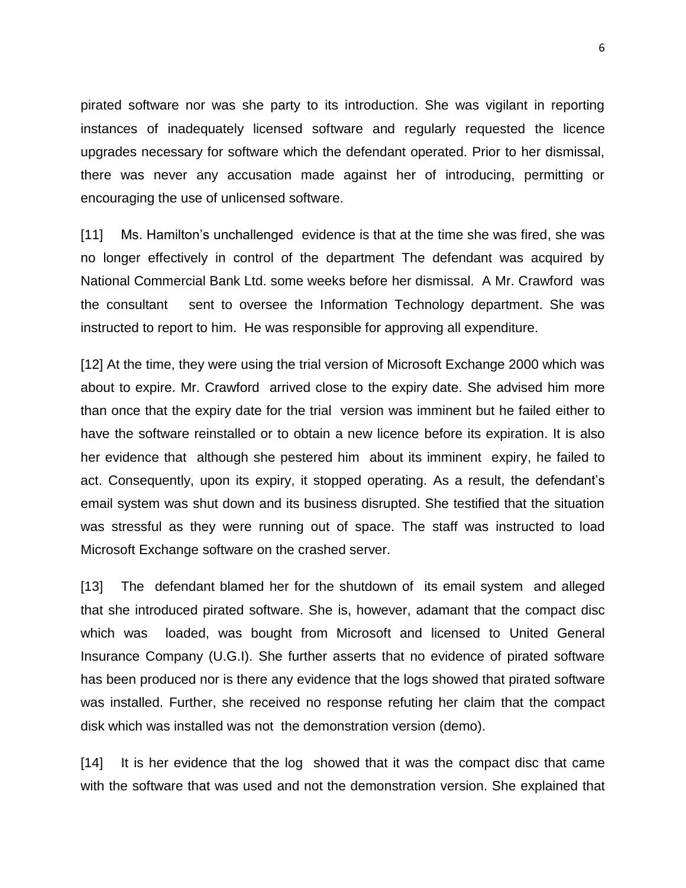pirated software nor was she party to its introduction. She was vigilant in reporting instances of inadequately licensed software and regularly requested the licence upgrades necessary for software which the defendant operated. Prior to her dismissal, there was never any accusation made against her of introducing, permitting or encouraging the use of unlicensed software.

[11] Ms. Hamilton's unchallenged evidence is that at the time she was fired, she was no longer effectively in control of the department The defendant was acquired by National Commercial Bank Ltd. some weeks before her dismissal. A Mr. Crawford was the consultant sent to oversee the Information Technology department. She was instructed to report to him. He was responsible for approving all expenditure.

[12] At the time, they were using the trial version of Microsoft Exchange 2000 which was about to expire. Mr. Crawford arrived close to the expiry date. She advised him more than once that the expiry date for the trial version was imminent but he failed either to have the software reinstalled or to obtain a new licence before its expiration. It is also her evidence that although she pestered him about its imminent expiry, he failed to act. Consequently, upon its expiry, it stopped operating. As a result, the defendant's email system was shut down and its business disrupted. She testified that the situation was stressful as they were running out of space. The staff was instructed to load Microsoft Exchange software on the crashed server.

[13] The defendant blamed her for the shutdown of its email system and alleged that she introduced pirated software. She is, however, adamant that the compact disc which was loaded, was bought from Microsoft and licensed to United General Insurance Company (U.G.I). She further asserts that no evidence of pirated software has been produced nor is there any evidence that the logs showed that pirated software was installed. Further, she received no response refuting her claim that the compact disk which was installed was not the demonstration version (demo).

[14] It is her evidence that the log showed that it was the compact disc that came with the software that was used and not the demonstration version. She explained that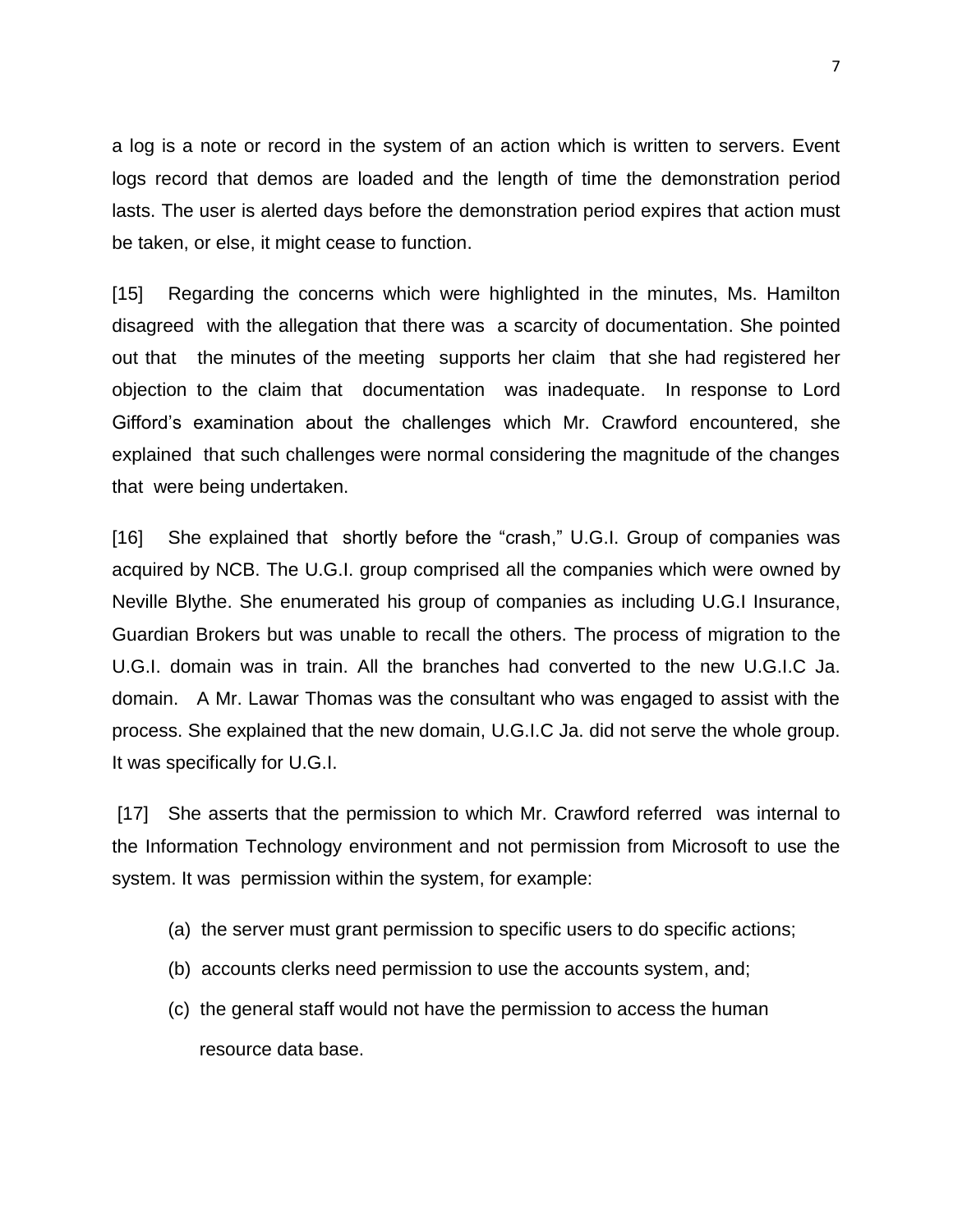a log is a note or record in the system of an action which is written to servers. Event logs record that demos are loaded and the length of time the demonstration period lasts. The user is alerted days before the demonstration period expires that action must be taken, or else, it might cease to function.

[15] Regarding the concerns which were highlighted in the minutes, Ms. Hamilton disagreed with the allegation that there was a scarcity of documentation. She pointed out that the minutes of the meeting supports her claim that she had registered her objection to the claim that documentation was inadequate. In response to Lord Gifford's examination about the challenges which Mr. Crawford encountered, she explained that such challenges were normal considering the magnitude of the changes that were being undertaken.

[16] She explained that shortly before the "crash," U.G.I. Group of companies was acquired by NCB. The U.G.I. group comprised all the companies which were owned by Neville Blythe. She enumerated his group of companies as including U.G.I Insurance, Guardian Brokers but was unable to recall the others. The process of migration to the U.G.I. domain was in train. All the branches had converted to the new U.G.I.C Ja. domain. A Mr. Lawar Thomas was the consultant who was engaged to assist with the process. She explained that the new domain, U.G.I.C Ja. did not serve the whole group. It was specifically for U.G.I.

[17] She asserts that the permission to which Mr. Crawford referred was internal to the Information Technology environment and not permission from Microsoft to use the system. It was permission within the system, for example:

(a) the server must grant permission to specific users to do specific actions;

(b) accounts clerks need permission to use the accounts system, and;

(c) the general staff would not have the permission to access the human resource data base.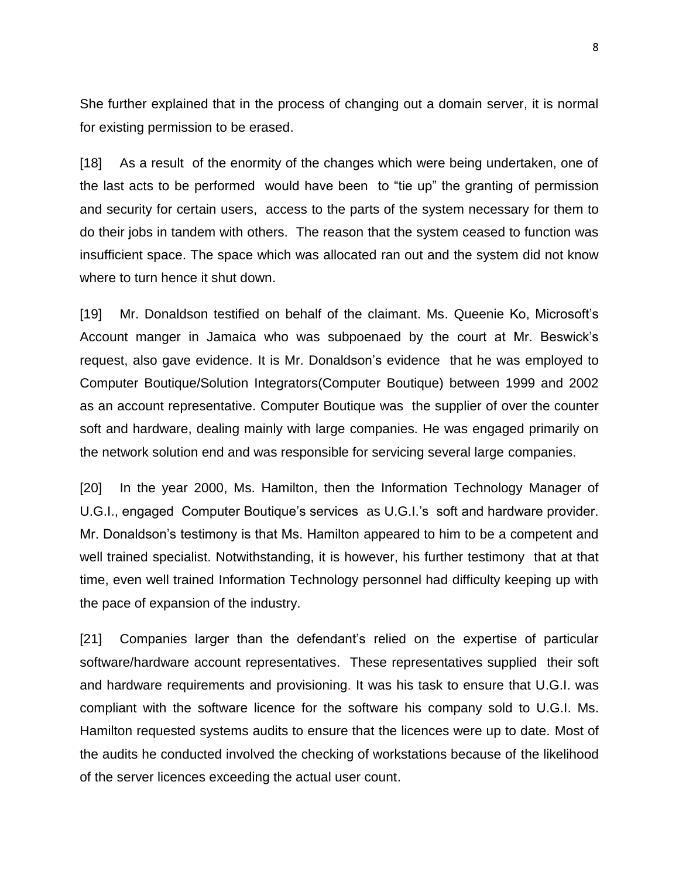She further explained that in the process of changing out a domain server, it is normal for existing permission to be erased.

[18] As a result of the enormity of the changes which were being undertaken, one of the last acts to be performed would have been to "tie up" the granting of permission and security for certain users, access to the parts of the system necessary for them to do their jobs in tandem with others. The reason that the system ceased to function was insufficient space. The space which was allocated ran out and the system did not know where to turn hence it shut down.

[19] Mr. Donaldson testified on behalf of the claimant. Ms. Queenie Ko, Microsoft's Account manger in Jamaica who was subpoenaed by the court at Mr. Beswick's request, also gave evidence. It is Mr. Donaldson's evidence that he was employed to Computer Boutique/Solution Integrators(Computer Boutique) between 1999 and 2002 as an account representative. Computer Boutique was the supplier of over the counter soft and hardware, dealing mainly with large companies. He was engaged primarily on the network solution end and was responsible for servicing several large companies.

[20] In the year 2000, Ms. Hamilton, then the Information Technology Manager of U.G.I., engaged Computer Boutique's services as U.G.I.'s soft and hardware provider. Mr. Donaldson's testimony is that Ms. Hamilton appeared to him to be a competent and well trained specialist. Notwithstanding, it is however, his further testimony that at that time, even well trained Information Technology personnel had difficulty keeping up with the pace of expansion of the industry.

[21] Companies larger than the defendant's relied on the expertise of particular software/hardware account representatives. These representatives supplied their soft and hardware requirements and provisioning. It was his task to ensure that U.G.I. was compliant with the software licence for the software his company sold to U.G.I. Ms. Hamilton requested systems audits to ensure that the licences were up to date. Most of the audits he conducted involved the checking of workstations because of the likelihood of the server licences exceeding the actual user count.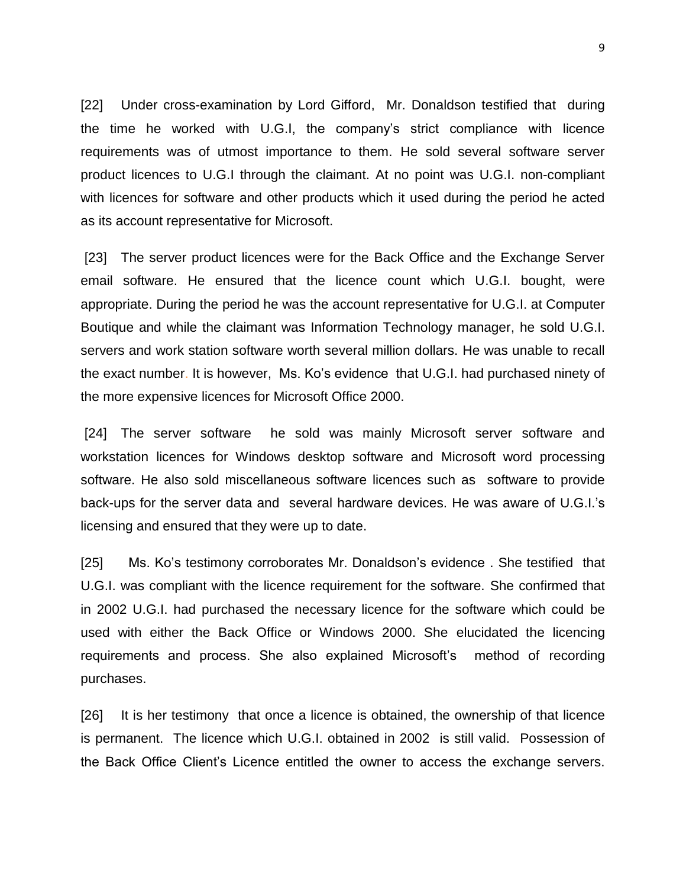[22] Under cross-examination by Lord Gifford, Mr. Donaldson testified that during the time he worked with U.G.I, the company's strict compliance with licence requirements was of utmost importance to them. He sold several software server product licences to U.G.I through the claimant. At no point was U.G.I. non-compliant with licences for software and other products which it used during the period he acted as its account representative for Microsoft.

[23] The server product licences were for the Back Office and the Exchange Server email software. He ensured that the licence count which U.G.I. bought, were appropriate. During the period he was the account representative for U.G.I. at Computer Boutique and while the claimant was Information Technology manager, he sold U.G.I. servers and work station software worth several million dollars. He was unable to recall the exact number. It is however, Ms. Ko's evidence that U.G.I. had purchased ninety of the more expensive licences for Microsoft Office 2000.

[24] The server software he sold was mainly Microsoft server software and workstation licences for Windows desktop software and Microsoft word processing software. He also sold miscellaneous software licences such as software to provide back-ups for the server data and several hardware devices. He was aware of U.G.I.'s licensing and ensured that they were up to date.

[25] Ms. Ko's testimony corroborates Mr. Donaldson's evidence . She testified that U.G.I. was compliant with the licence requirement for the software. She confirmed that in 2002 U.G.I. had purchased the necessary licence for the software which could be used with either the Back Office or Windows 2000. She elucidated the licencing requirements and process. She also explained Microsoft's method of recording purchases.

[26] It is her testimony that once a licence is obtained, the ownership of that licence is permanent. The licence which U.G.I. obtained in 2002 is still valid. Possession of the Back Office Client's Licence entitled the owner to access the exchange servers.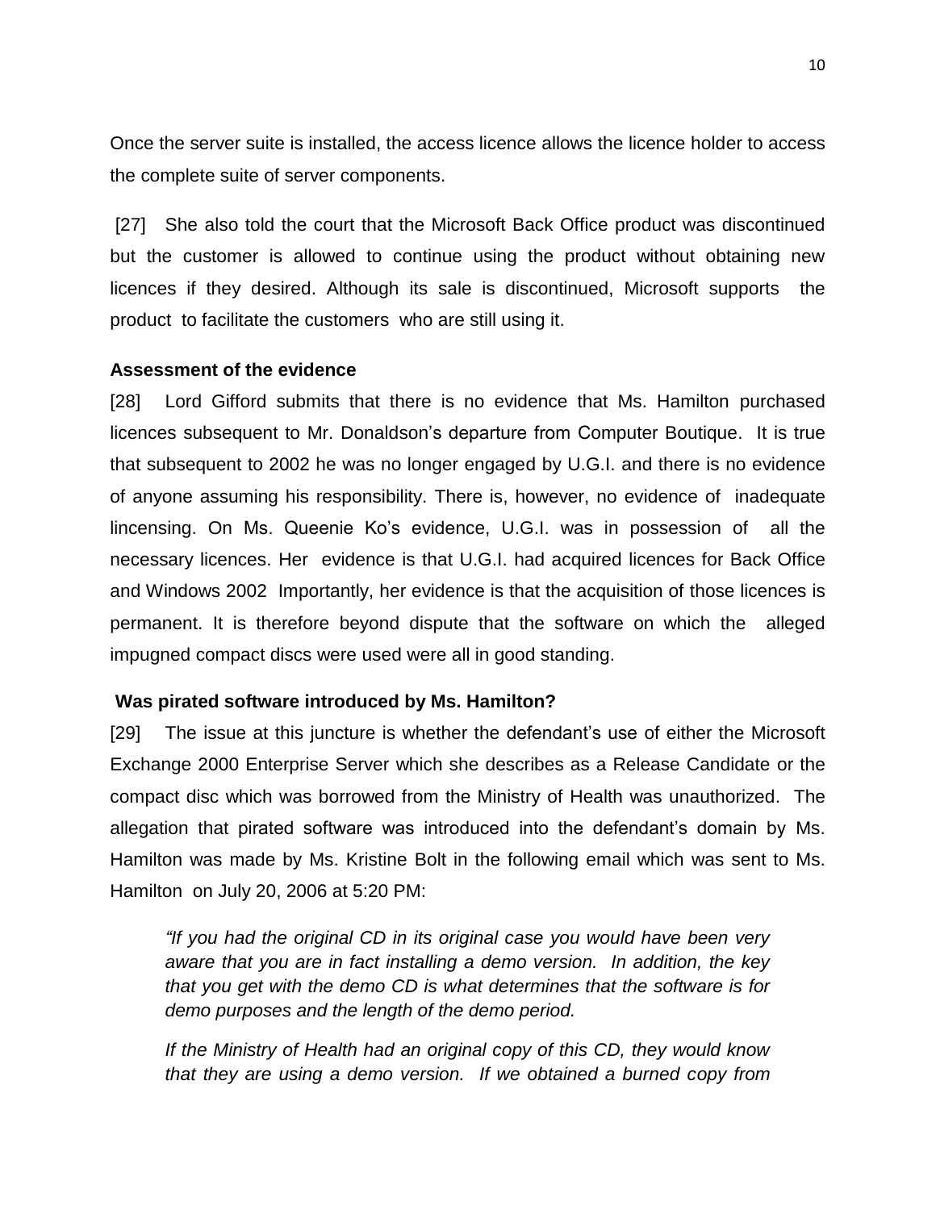Once the server suite is installed, the access licence allows the licence holder to access the complete suite of server components.

[27] She also told the court that the Microsoft Back Office product was discontinued but the customer is allowed to continue using the product without obtaining new licences if they desired. Although its sale is discontinued, Microsoft supports the product to facilitate the customers who are still using it.

**Assessment of the evidence**

[28] Lord Gifford submits that there is no evidence that Ms. Hamilton purchased licences subsequent to Mr. Donaldson's departure from Computer Boutique. It is true that subsequent to 2002 he was no longer engaged by U.G.I. and there is no evidence of anyone assuming his responsibility. There is, however, no evidence of inadequate lincensing. On Ms. Queenie Ko's evidence, U.G.I. was in possession of all the necessary licences. Her evidence is that U.G.I. had acquired licences for Back Office and Windows 2002 Importantly, her evidence is that the acquisition of those licences is permanent. It is therefore beyond dispute that the software on which the alleged impugned compact discs were used were all in good standing.

**Was pirated software introduced by Ms. Hamilton?**

[29] The issue at this juncture is whether the defendant's use of either the Microsoft Exchange 2000 Enterprise Server which she describes as a Release Candidate or the compact disc which was borrowed from the Ministry of Health was unauthorized. The allegation that pirated software was introduced into the defendant's domain by Ms. Hamilton was made by Ms. Kristine Bolt in the following email which was sent to Ms. Hamilton on July 20, 2006 at 5:20 PM:

> *"If you had the original CD in its original case you would have been very aware that you are in fact installing a demo version. In addition, the key that you get with the demo CD is what determines that the software is for demo purposes and the length of the demo period.*
>
> *If the Ministry of Health had an original copy of this CD, they would know that they are using a demo version. If we obtained a burned copy from*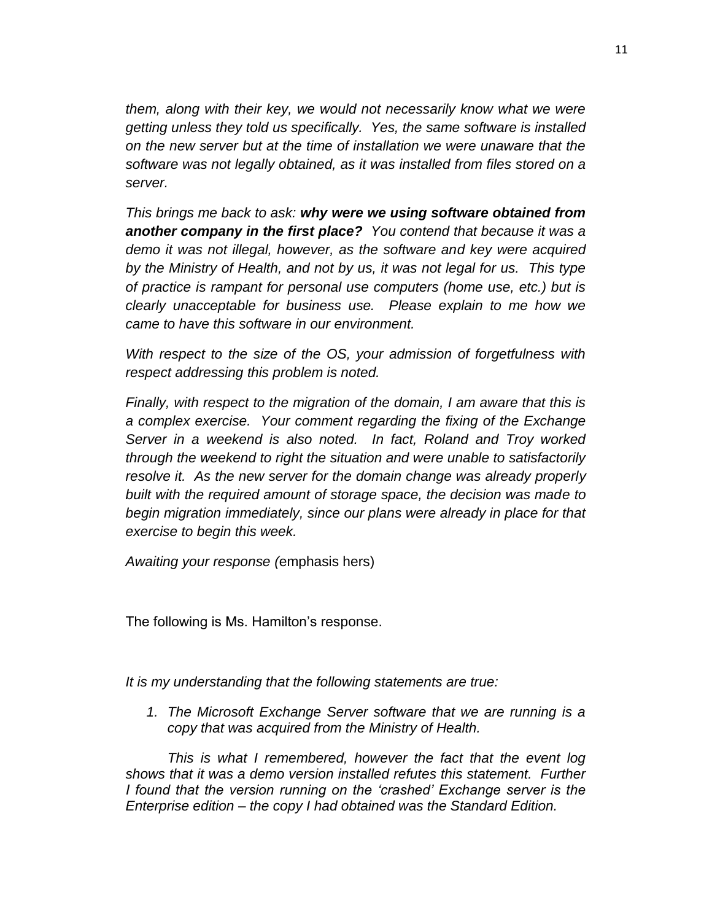*them, along with their key, we would not necessarily know what we were getting unless they told us specifically. Yes, the same software is installed on the new server but at the time of installation we were unaware that the software was not legally obtained, as it was installed from files stored on a server.*

*This brings me back to ask: **why were we using software obtained from another company in the first place?** You contend that because it was a demo it was not illegal, however, as the software and key were acquired by the Ministry of Health, and not by us, it was not legal for us. This type of practice is rampant for personal use computers (home use, etc.) but is clearly unacceptable for business use. Please explain to me how we came to have this software in our environment.*

*With respect to the size of the OS, your admission of forgetfulness with respect addressing this problem is noted.*

*Finally, with respect to the migration of the domain, I am aware that this is a complex exercise. Your comment regarding the fixing of the Exchange Server in a weekend is also noted. In fact, Roland and Troy worked through the weekend to right the situation and were unable to satisfactorily resolve it. As the new server for the domain change was already properly built with the required amount of storage space, the decision was made to begin migration immediately, since our plans were already in place for that exercise to begin this week.*

*Awaiting your response (*emphasis hers)

The following is Ms. Hamilton's response.

*It is my understanding that the following statements are true:*

1. *The Microsoft Exchange Server software that we are running is a copy that was acquired from the Ministry of Health.*

*This is what I remembered, however the fact that the event log shows that it was a demo version installed refutes this statement. Further I found that the version running on the 'crashed' Exchange server is the Enterprise edition – the copy I had obtained was the Standard Edition.*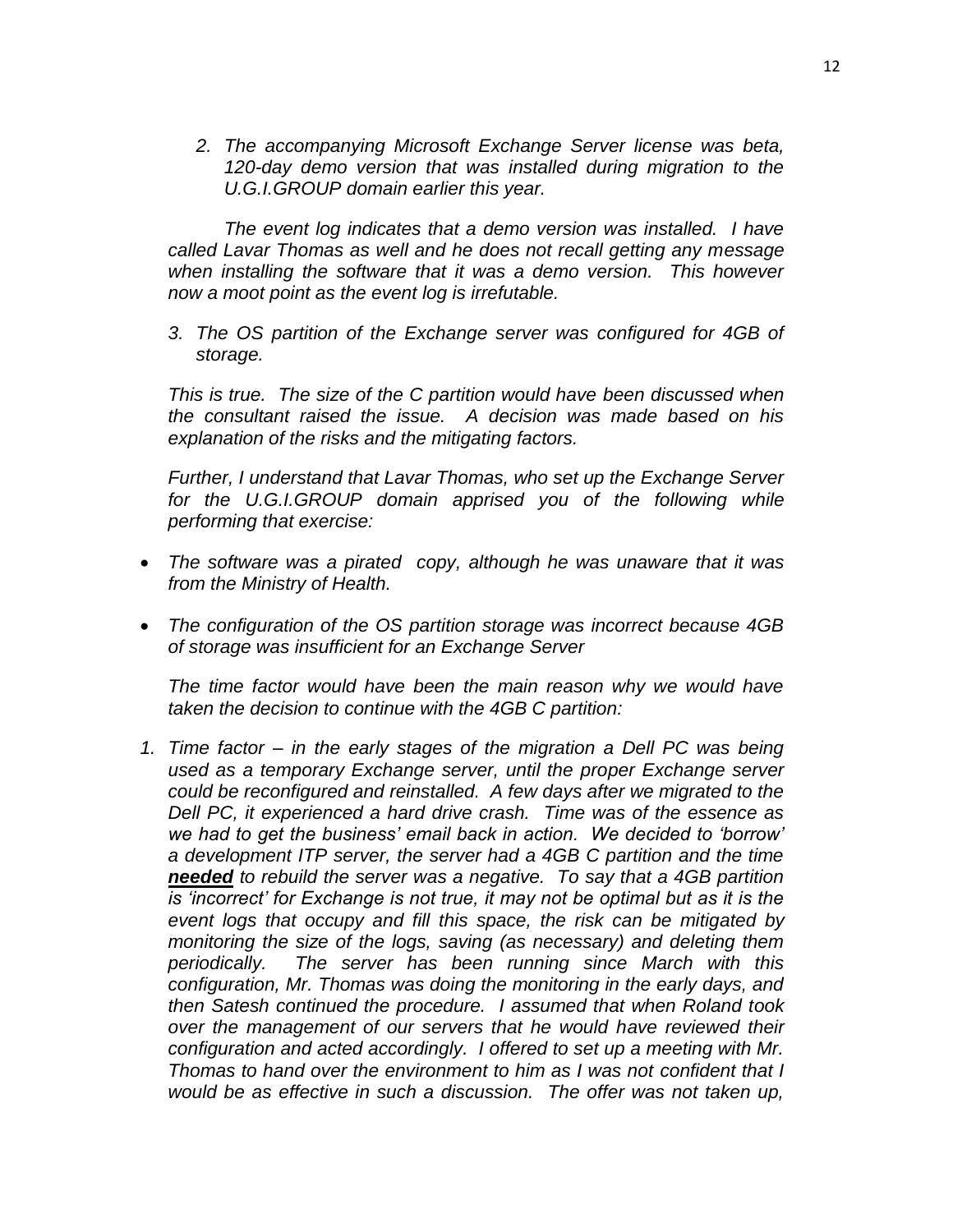2. *The accompanying Microsoft Exchange Server license was beta, 120-day demo version that was installed during migration to the U.G.I.GROUP domain earlier this year.*

*The event log indicates that a demo version was installed. I have called Lavar Thomas as well and he does not recall getting any message when installing the software that it was a demo version. This however now a moot point as the event log is irrefutable.*

3. *The OS partition of the Exchange server was configured for 4GB of storage.*

*This is true. The size of the C partition would have been discussed when the consultant raised the issue. A decision was made based on his explanation of the risks and the mitigating factors.*

*Further, I understand that Lavar Thomas, who set up the Exchange Server for the U.G.I.GROUP domain apprised you of the following while performing that exercise:*

- *The software was a pirated copy, although he was unaware that it was from the Ministry of Health.*
- *The configuration of the OS partition storage was incorrect because 4GB of storage was insufficient for an Exchange Server*

*The time factor would have been the main reason why we would have taken the decision to continue with the 4GB C partition:*

1. *Time factor – in the early stages of the migration a Dell PC was being used as a temporary Exchange server, until the proper Exchange server could be reconfigured and reinstalled. A few days after we migrated to the Dell PC, it experienced a hard drive crash. Time was of the essence as we had to get the business' email back in action. We decided to 'borrow' a development ITP server, the server had a 4GB C partition and the time **needed** to rebuild the server was a negative. To say that a 4GB partition is 'incorrect' for Exchange is not true, it may not be optimal but as it is the event logs that occupy and fill this space, the risk can be mitigated by monitoring the size of the logs, saving (as necessary) and deleting them periodically. The server has been running since March with this configuration, Mr. Thomas was doing the monitoring in the early days, and then Satesh continued the procedure. I assumed that when Roland took over the management of our servers that he would have reviewed their configuration and acted accordingly. I offered to set up a meeting with Mr. Thomas to hand over the environment to him as I was not confident that I would be as effective in such a discussion. The offer was not taken up,*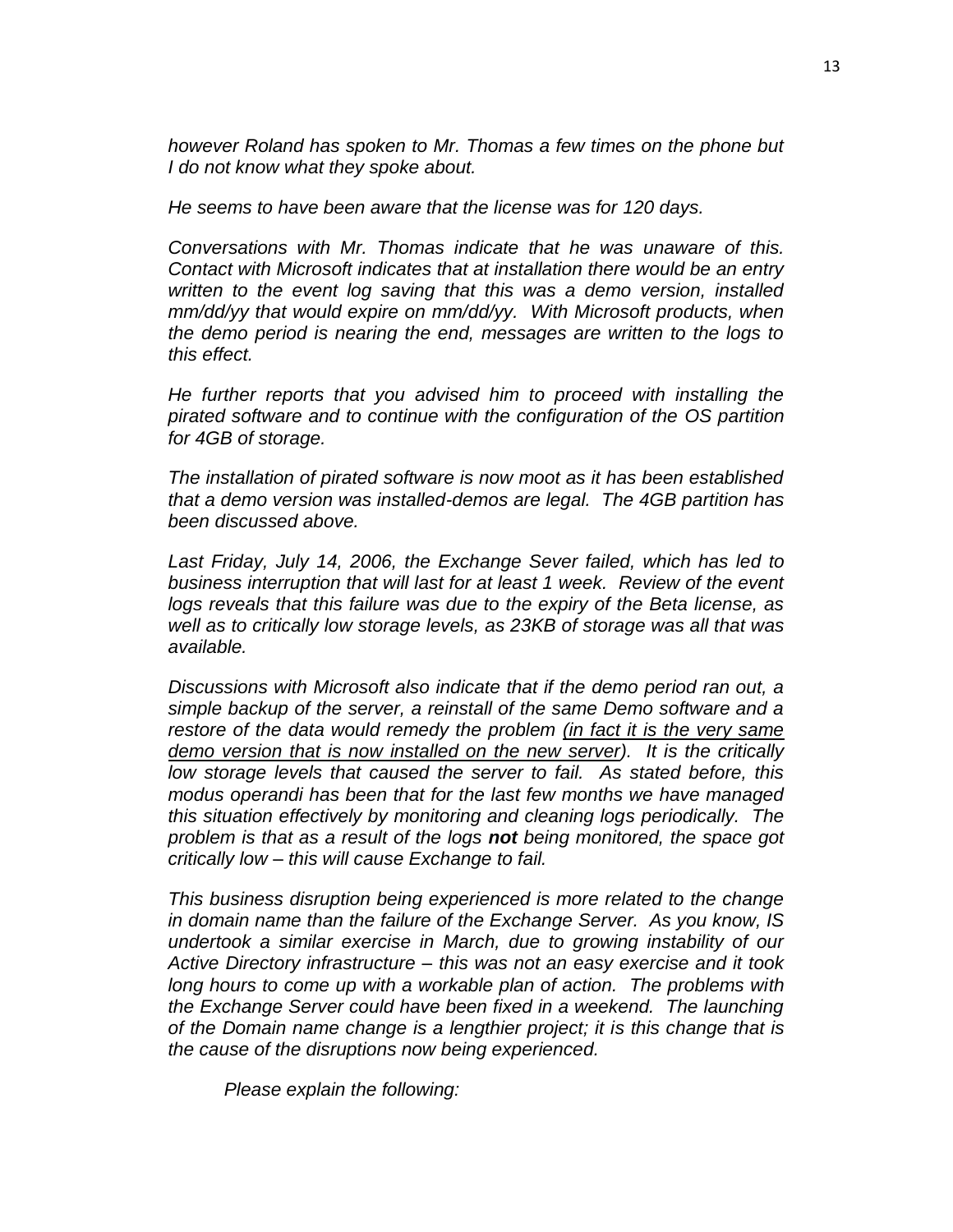*however Roland has spoken to Mr. Thomas a few times on the phone but I do not know what they spoke about.*

*He seems to have been aware that the license was for 120 days.*

*Conversations with Mr. Thomas indicate that he was unaware of this. Contact with Microsoft indicates that at installation there would be an entry written to the event log saving that this was a demo version, installed mm/dd/yy that would expire on mm/dd/yy. With Microsoft products, when the demo period is nearing the end, messages are written to the logs to this effect.*

*He further reports that you advised him to proceed with installing the pirated software and to continue with the configuration of the OS partition for 4GB of storage.*

*The installation of pirated software is now moot as it has been established that a demo version was installed-demos are legal. The 4GB partition has been discussed above.*

*Last Friday, July 14, 2006, the Exchange Sever failed, which has led to business interruption that will last for at least 1 week. Review of the event logs reveals that this failure was due to the expiry of the Beta license, as well as to critically low storage levels, as 23KB of storage was all that was available.*

*Discussions with Microsoft also indicate that if the demo period ran out, a simple backup of the server, a reinstall of the same Demo software and a restore of the data would remedy the problem <u>(in fact it is the very same demo version that is now installed on the new server)</u>. It is the critically low storage levels that caused the server to fail. As stated before, this modus operandi has been that for the last few months we have managed this situation effectively by monitoring and cleaning logs periodically. The problem is that as a result of the logs **not** being monitored, the space got critically low – this will cause Exchange to fail.*

*This business disruption being experienced is more related to the change in domain name than the failure of the Exchange Server. As you know, IS undertook a similar exercise in March, due to growing instability of our Active Directory infrastructure – this was not an easy exercise and it took long hours to come up with a workable plan of action. The problems with the Exchange Server could have been fixed in a weekend. The launching of the Domain name change is a lengthier project; it is this change that is the cause of the disruptions now being experienced.*

*Please explain the following:*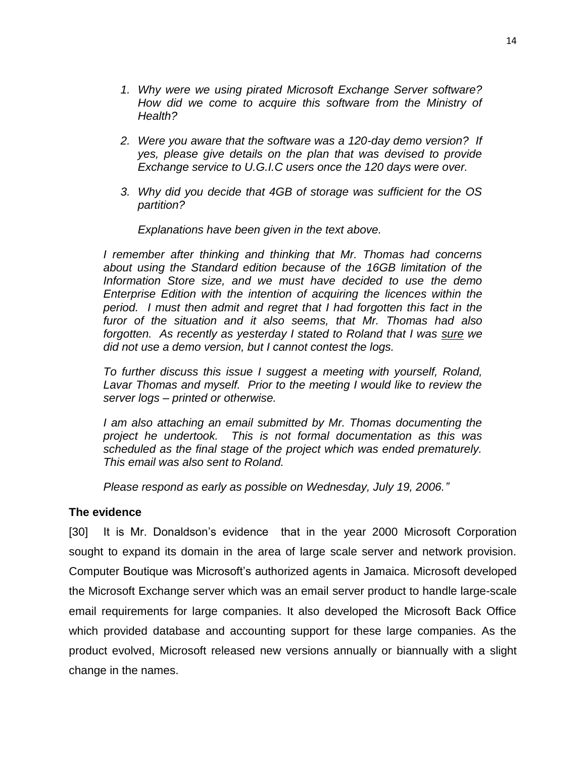*1. Why were we using pirated Microsoft Exchange Server software? How did we come to acquire this software from the Ministry of Health?*

*2. Were you aware that the software was a 120-day demo version? If yes, please give details on the plan that was devised to provide Exchange service to U.G.I.C users once the 120 days were over.*

*3. Why did you decide that 4GB of storage was sufficient for the OS partition?*

*Explanations have been given in the text above.*

*I remember after thinking and thinking that Mr. Thomas had concerns about using the Standard edition because of the 16GB limitation of the Information Store size, and we must have decided to use the demo Enterprise Edition with the intention of acquiring the licences within the period. I must then admit and regret that I had forgotten this fact in the furor of the situation and it also seems, that Mr. Thomas had also forgotten. As recently as yesterday I stated to Roland that I was sure we did not use a demo version, but I cannot contest the logs.*

*To further discuss this issue I suggest a meeting with yourself, Roland, Lavar Thomas and myself. Prior to the meeting I would like to review the server logs – printed or otherwise.*

*I am also attaching an email submitted by Mr. Thomas documenting the project he undertook. This is not formal documentation as this was scheduled as the final stage of the project which was ended prematurely. This email was also sent to Roland.*

*Please respond as early as possible on Wednesday, July 19, 2006."*

**The evidence**

[30] It is Mr. Donaldson's evidence that in the year 2000 Microsoft Corporation sought to expand its domain in the area of large scale server and network provision. Computer Boutique was Microsoft's authorized agents in Jamaica. Microsoft developed the Microsoft Exchange server which was an email server product to handle large-scale email requirements for large companies. It also developed the Microsoft Back Office which provided database and accounting support for these large companies. As the product evolved, Microsoft released new versions annually or biannually with a slight change in the names.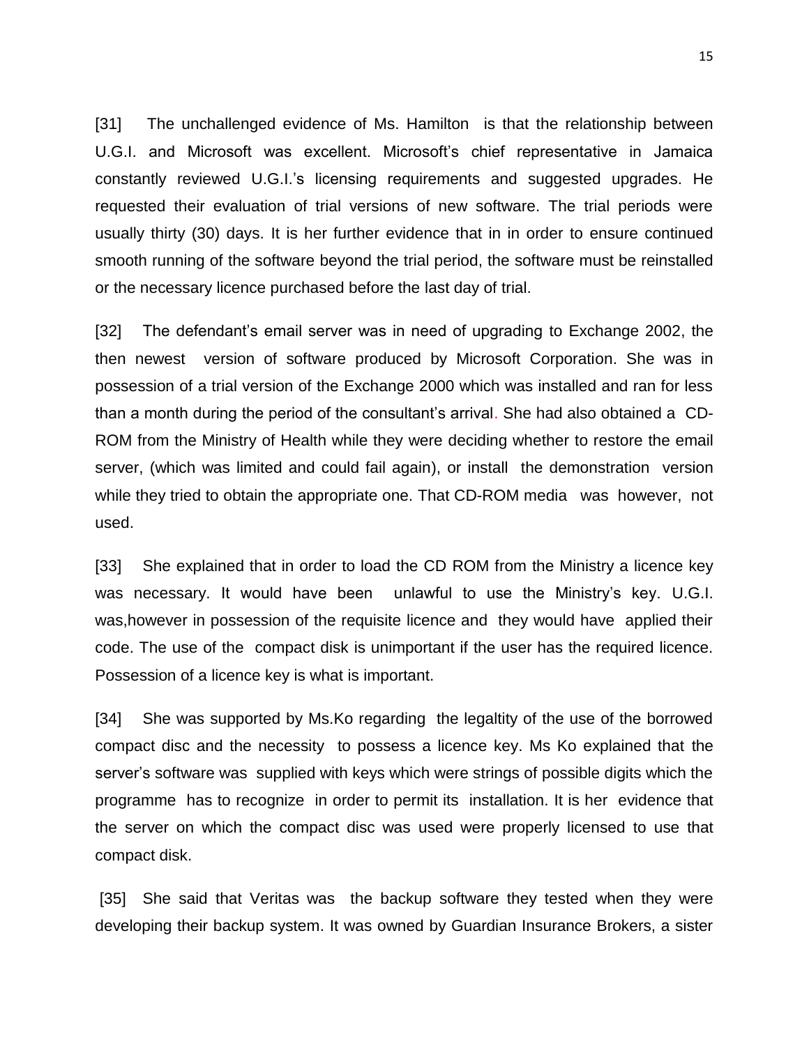[31] The unchallenged evidence of Ms. Hamilton is that the relationship between U.G.I. and Microsoft was excellent. Microsoft's chief representative in Jamaica constantly reviewed U.G.I.'s licensing requirements and suggested upgrades. He requested their evaluation of trial versions of new software. The trial periods were usually thirty (30) days. It is her further evidence that in in order to ensure continued smooth running of the software beyond the trial period, the software must be reinstalled or the necessary licence purchased before the last day of trial.

[32] The defendant's email server was in need of upgrading to Exchange 2002, the then newest version of software produced by Microsoft Corporation. She was in possession of a trial version of the Exchange 2000 which was installed and ran for less than a month during the period of the consultant's arrival. She had also obtained a CD-ROM from the Ministry of Health while they were deciding whether to restore the email server, (which was limited and could fail again), or install the demonstration version while they tried to obtain the appropriate one. That CD-ROM media was however, not used.

[33] She explained that in order to load the CD ROM from the Ministry a licence key was necessary. It would have been unlawful to use the Ministry's key. U.G.I. was,however in possession of the requisite licence and they would have applied their code. The use of the compact disk is unimportant if the user has the required licence. Possession of a licence key is what is important.

[34] She was supported by Ms.Ko regarding the legaltity of the use of the borrowed compact disc and the necessity to possess a licence key. Ms Ko explained that the server's software was supplied with keys which were strings of possible digits which the programme has to recognize in order to permit its installation. It is her evidence that the server on which the compact disc was used were properly licensed to use that compact disk.

[35] She said that Veritas was the backup software they tested when they were developing their backup system. It was owned by Guardian Insurance Brokers, a sister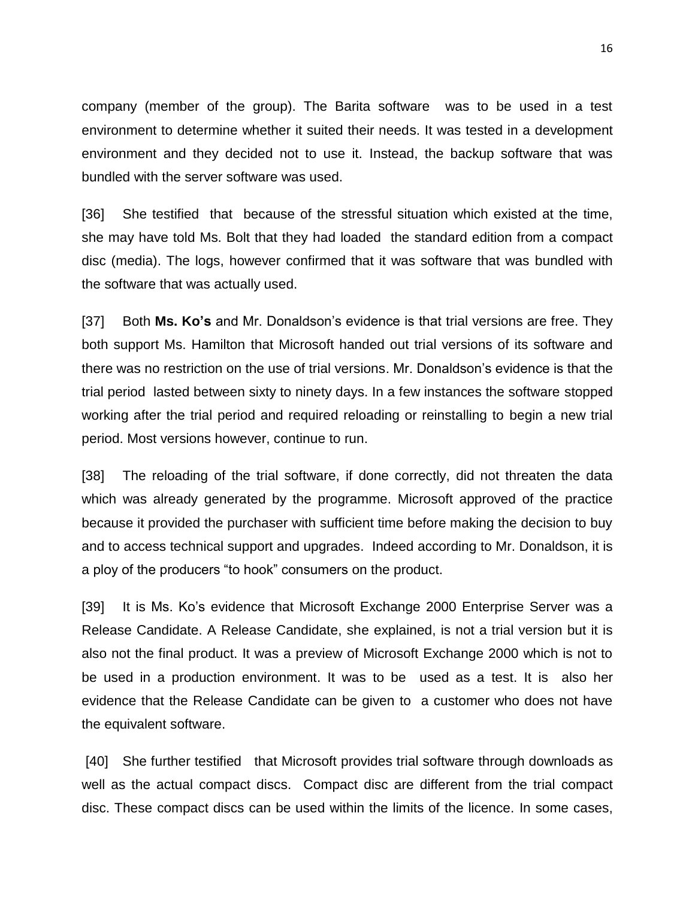company (member of the group). The Barita software was to be used in a test environment to determine whether it suited their needs. It was tested in a development environment and they decided not to use it. Instead, the backup software that was bundled with the server software was used.

[36] She testified that because of the stressful situation which existed at the time, she may have told Ms. Bolt that they had loaded the standard edition from a compact disc (media). The logs, however confirmed that it was software that was bundled with the software that was actually used.

[37] Both **Ms. Ko's** and Mr. Donaldson's evidence is that trial versions are free. They both support Ms. Hamilton that Microsoft handed out trial versions of its software and there was no restriction on the use of trial versions. Mr. Donaldson's evidence is that the trial period lasted between sixty to ninety days. In a few instances the software stopped working after the trial period and required reloading or reinstalling to begin a new trial period. Most versions however, continue to run.

[38] The reloading of the trial software, if done correctly, did not threaten the data which was already generated by the programme. Microsoft approved of the practice because it provided the purchaser with sufficient time before making the decision to buy and to access technical support and upgrades. Indeed according to Mr. Donaldson, it is a ploy of the producers "to hook" consumers on the product.

[39] It is Ms. Ko's evidence that Microsoft Exchange 2000 Enterprise Server was a Release Candidate. A Release Candidate, she explained, is not a trial version but it is also not the final product. It was a preview of Microsoft Exchange 2000 which is not to be used in a production environment. It was to be used as a test. It is also her evidence that the Release Candidate can be given to a customer who does not have the equivalent software.

[40] She further testified that Microsoft provides trial software through downloads as well as the actual compact discs. Compact disc are different from the trial compact disc. These compact discs can be used within the limits of the licence. In some cases,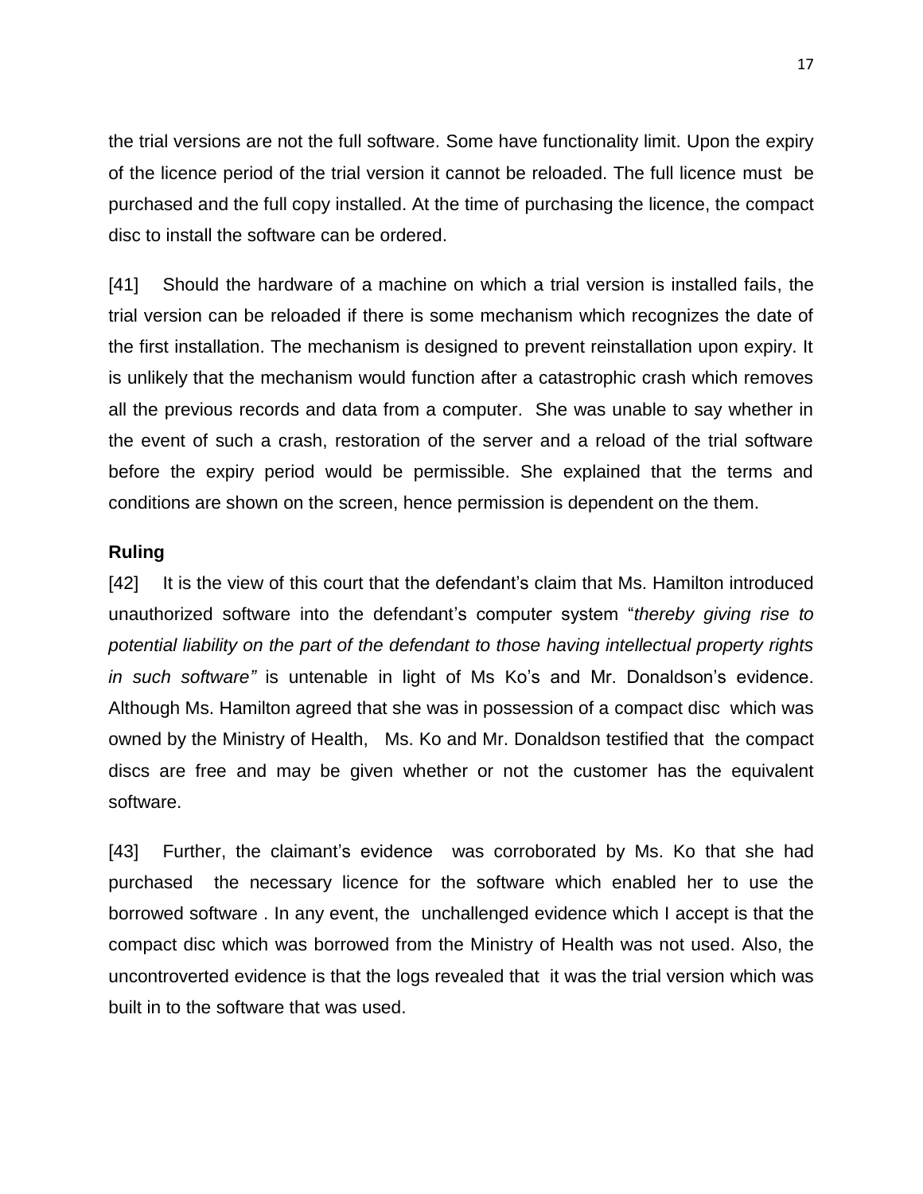the trial versions are not the full software. Some have functionality limit. Upon the expiry of the licence period of the trial version it cannot be reloaded. The full licence must be purchased and the full copy installed. At the time of purchasing the licence, the compact disc to install the software can be ordered.

[41] Should the hardware of a machine on which a trial version is installed fails, the trial version can be reloaded if there is some mechanism which recognizes the date of the first installation. The mechanism is designed to prevent reinstallation upon expiry. It is unlikely that the mechanism would function after a catastrophic crash which removes all the previous records and data from a computer. She was unable to say whether in the event of such a crash, restoration of the server and a reload of the trial software before the expiry period would be permissible. She explained that the terms and conditions are shown on the screen, hence permission is dependent on the them.

**Ruling**

[42] It is the view of this court that the defendant's claim that Ms. Hamilton introduced unauthorized software into the defendant's computer system "*thereby giving rise to potential liability on the part of the defendant to those having intellectual property rights in such software"* is untenable in light of Ms Ko's and Mr. Donaldson's evidence. Although Ms. Hamilton agreed that she was in possession of a compact disc which was owned by the Ministry of Health, Ms. Ko and Mr. Donaldson testified that the compact discs are free and may be given whether or not the customer has the equivalent software.

[43] Further, the claimant's evidence was corroborated by Ms. Ko that she had purchased the necessary licence for the software which enabled her to use the borrowed software . In any event, the unchallenged evidence which I accept is that the compact disc which was borrowed from the Ministry of Health was not used. Also, the uncontroverted evidence is that the logs revealed that it was the trial version which was built in to the software that was used.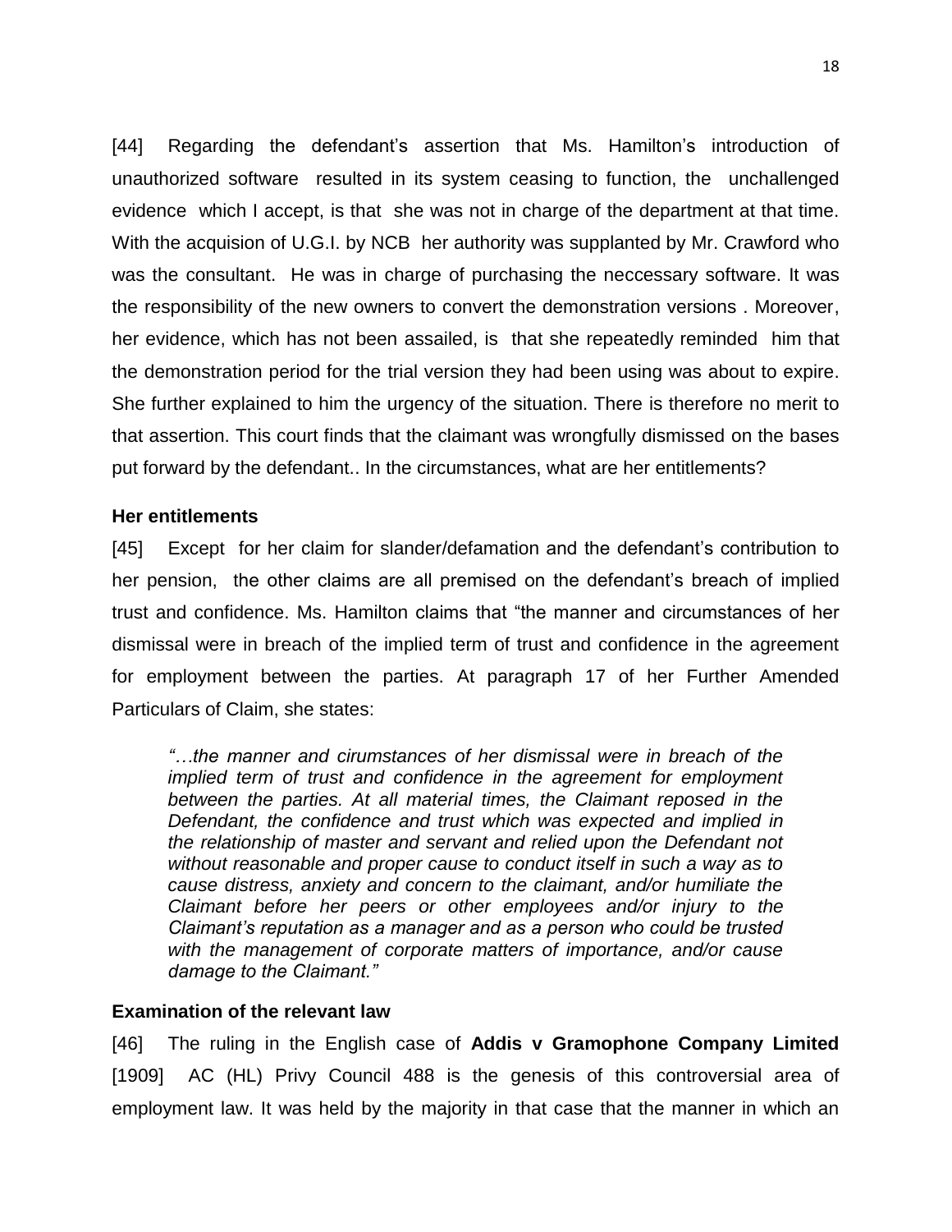[44] Regarding the defendant's assertion that Ms. Hamilton's introduction of unauthorized software resulted in its system ceasing to function, the unchallenged evidence which I accept, is that she was not in charge of the department at that time. With the acquision of U.G.I. by NCB her authority was supplanted by Mr. Crawford who was the consultant. He was in charge of purchasing the neccessary software. It was the responsibility of the new owners to convert the demonstration versions . Moreover, her evidence, which has not been assailed, is that she repeatedly reminded him that the demonstration period for the trial version they had been using was about to expire. She further explained to him the urgency of the situation. There is therefore no merit to that assertion. This court finds that the claimant was wrongfully dismissed on the bases put forward by the defendant.. In the circumstances, what are her entitlements?

**Her entitlements**

[45] Except for her claim for slander/defamation and the defendant's contribution to her pension, the other claims are all premised on the defendant's breach of implied trust and confidence. Ms. Hamilton claims that "the manner and circumstances of her dismissal were in breach of the implied term of trust and confidence in the agreement for employment between the parties. At paragraph 17 of her Further Amended Particulars of Claim, she states:

> *"…the manner and cirumstances of her dismissal were in breach of the implied term of trust and confidence in the agreement for employment between the parties. At all material times, the Claimant reposed in the Defendant, the confidence and trust which was expected and implied in the relationship of master and servant and relied upon the Defendant not without reasonable and proper cause to conduct itself in such a way as to cause distress, anxiety and concern to the claimant, and/or humiliate the Claimant before her peers or other employees and/or injury to the Claimant's reputation as a manager and as a person who could be trusted with the management of corporate matters of importance, and/or cause damage to the Claimant."*

**Examination of the relevant law**

[46] The ruling in the English case of **Addis v Gramophone Company Limited** [1909] AC (HL) Privy Council 488 is the genesis of this controversial area of employment law. It was held by the majority in that case that the manner in which an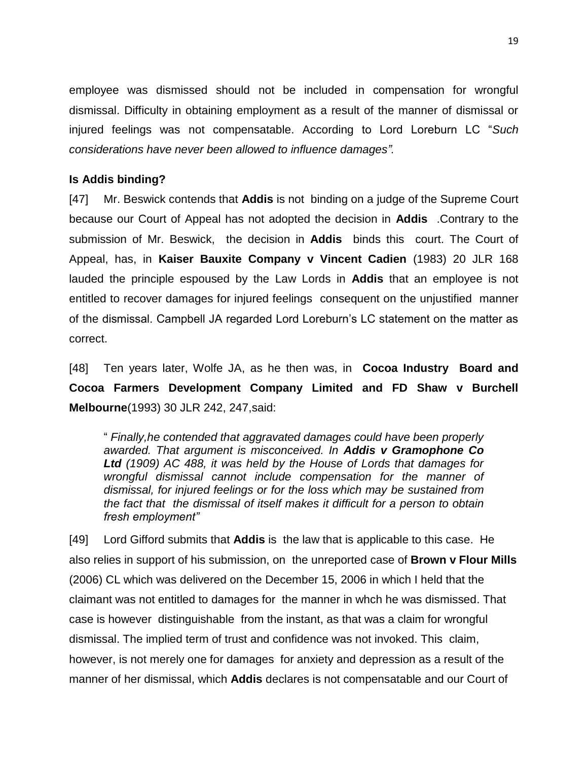employee was dismissed should not be included in compensation for wrongful dismissal. Difficulty in obtaining employment as a result of the manner of dismissal or injured feelings was not compensatable. According to Lord Loreburn LC "*Such considerations have never been allowed to influence damages".*

**Is Addis binding?**

[47] Mr. Beswick contends that **Addis** is not binding on a judge of the Supreme Court because our Court of Appeal has not adopted the decision in **Addis** .Contrary to the submission of Mr. Beswick, the decision in **Addis** binds this court. The Court of Appeal, has, in **Kaiser Bauxite Company v Vincent Cadien** (1983) 20 JLR 168 lauded the principle espoused by the Law Lords in **Addis** that an employee is not entitled to recover damages for injured feelings consequent on the unjustified manner of the dismissal. Campbell JA regarded Lord Loreburn's LC statement on the matter as correct.

[48] Ten years later, Wolfe JA, as he then was, in **Cocoa Industry Board and Cocoa Farmers Development Company Limited and FD Shaw v Burchell Melbourne**(1993) 30 JLR 242, 247,said:

> " *Finally,he contended that aggravated damages could have been properly awarded. That argument is misconceived. In **Addis v Gramophone Co Ltd** (1909) AC 488, it was held by the House of Lords that damages for wrongful dismissal cannot include compensation for the manner of dismissal, for injured feelings or for the loss which may be sustained from the fact that the dismissal of itself makes it difficult for a person to obtain fresh employment"*

[49] Lord Gifford submits that **Addis** is the law that is applicable to this case. He also relies in support of his submission, on the unreported case of **Brown v Flour Mills** (2006) CL which was delivered on the December 15, 2006 in which I held that the claimant was not entitled to damages for the manner in whch he was dismissed. That case is however distinguishable from the instant, as that was a claim for wrongful dismissal. The implied term of trust and confidence was not invoked. This claim, however, is not merely one for damages for anxiety and depression as a result of the manner of her dismissal, which **Addis** declares is not compensatable and our Court of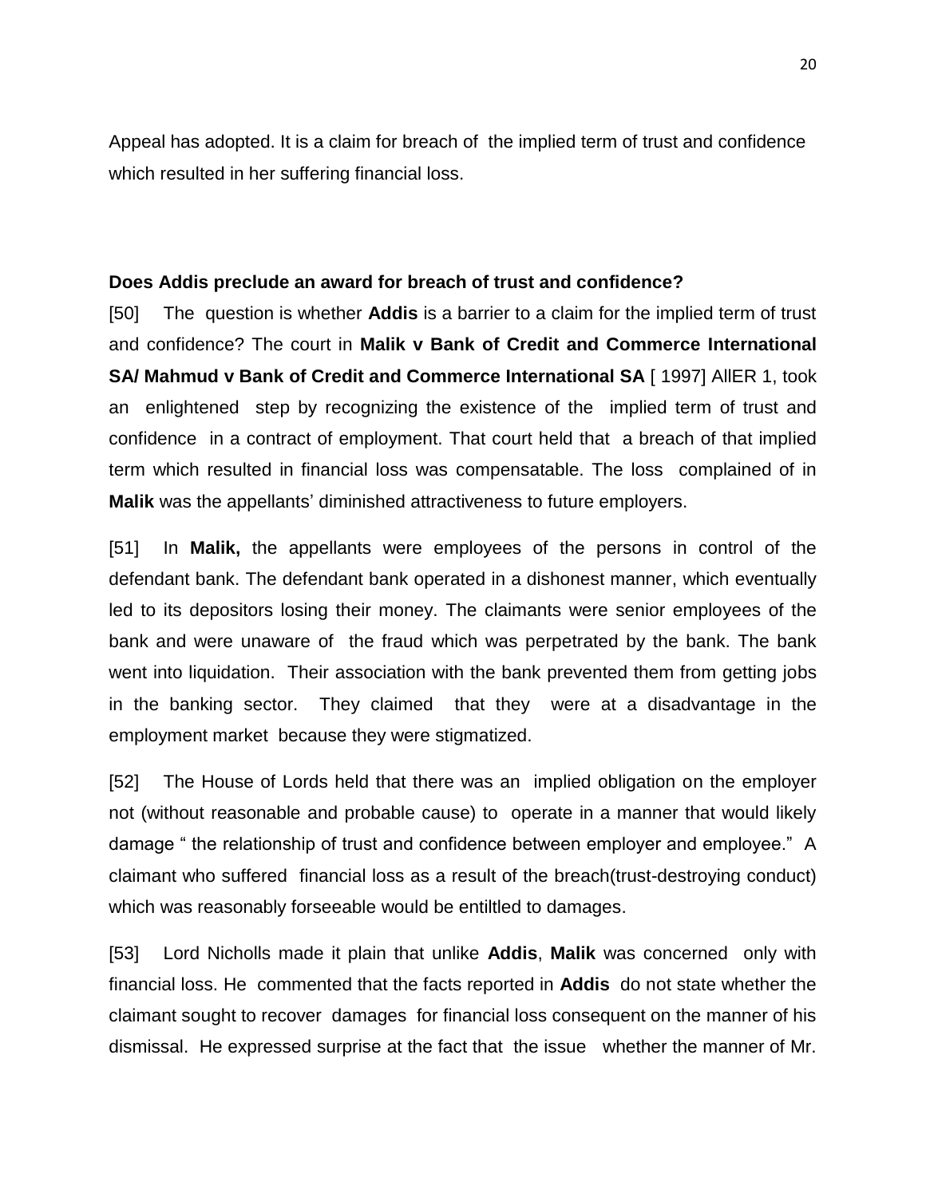Appeal has adopted. It is a claim for breach of the implied term of trust and confidence which resulted in her suffering financial loss.

**Does Addis preclude an award for breach of trust and confidence?**

[50] The question is whether **Addis** is a barrier to a claim for the implied term of trust and confidence? The court in **Malik v Bank of Credit and Commerce International SA/ Mahmud v Bank of Credit and Commerce International SA** [ 1997] AllER 1, took an enlightened step by recognizing the existence of the implied term of trust and confidence in a contract of employment. That court held that a breach of that implied term which resulted in financial loss was compensatable. The loss complained of in **Malik** was the appellants' diminished attractiveness to future employers.

[51] In **Malik,** the appellants were employees of the persons in control of the defendant bank. The defendant bank operated in a dishonest manner, which eventually led to its depositors losing their money. The claimants were senior employees of the bank and were unaware of the fraud which was perpetrated by the bank. The bank went into liquidation. Their association with the bank prevented them from getting jobs in the banking sector. They claimed that they were at a disadvantage in the employment market because they were stigmatized.

[52] The House of Lords held that there was an implied obligation on the employer not (without reasonable and probable cause) to operate in a manner that would likely damage " the relationship of trust and confidence between employer and employee." A claimant who suffered financial loss as a result of the breach(trust-destroying conduct) which was reasonably forseeable would be entiltled to damages.

[53] Lord Nicholls made it plain that unlike **Addis**, **Malik** was concerned only with financial loss. He commented that the facts reported in **Addis** do not state whether the claimant sought to recover damages for financial loss consequent on the manner of his dismissal. He expressed surprise at the fact that the issue whether the manner of Mr.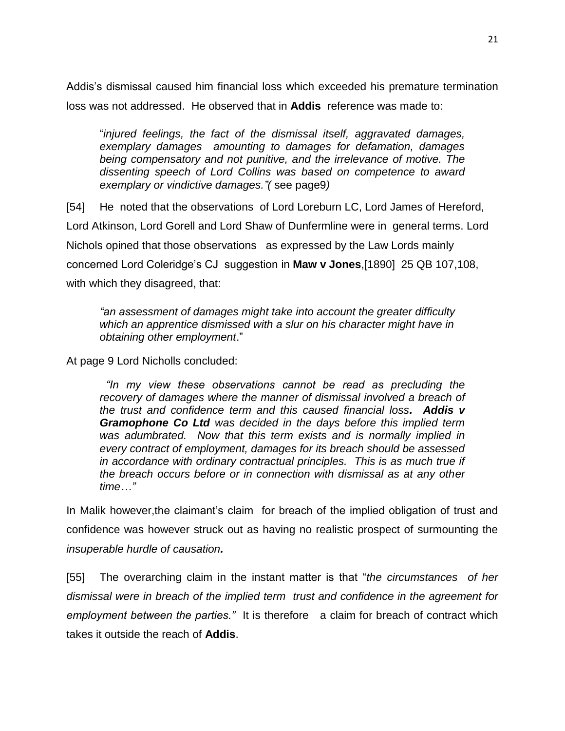Addis's dismissal caused him financial loss which exceeded his premature termination loss was not addressed. He observed that in **Addis** reference was made to:

> "*injured feelings, the fact of the dismissal itself, aggravated damages, exemplary damages amounting to damages for defamation, damages being compensatory and not punitive, and the irrelevance of motive. The dissenting speech of Lord Collins was based on competence to award exemplary or vindictive damages."(* see page9*)*

[54] He noted that the observations of Lord Loreburn LC, Lord James of Hereford, Lord Atkinson, Lord Gorell and Lord Shaw of Dunfermline were in general terms. Lord Nichols opined that those observations as expressed by the Law Lords mainly concerned Lord Coleridge's CJ suggestion in **Maw v Jones**,[1890] 25 QB 107,108, with which they disagreed, that:

> *"an assessment of damages might take into account the greater difficulty which an apprentice dismissed with a slur on his character might have in obtaining other employment*."

At page 9 Lord Nicholls concluded:

> *"In my view these observations cannot be read as precluding the recovery of damages where the manner of dismissal involved a breach of the trust and confidence term and this caused financial loss***. Addis v Gramophone Co Ltd** *was decided in the days before this implied term was adumbrated. Now that this term exists and is normally implied in every contract of employment, damages for its breach should be assessed in accordance with ordinary contractual principles. This is as much true if the breach occurs before or in connection with dismissal as at any other time…"*

In Malik however,the claimant's claim for breach of the implied obligation of trust and confidence was however struck out as having no realistic prospect of surmounting the *insuperable hurdle of causation***.**

[55] The overarching claim in the instant matter is that "*the circumstances of her dismissal were in breach of the implied term trust and confidence in the agreement for employment between the parties."* It is therefore a claim for breach of contract which takes it outside the reach of **Addis**.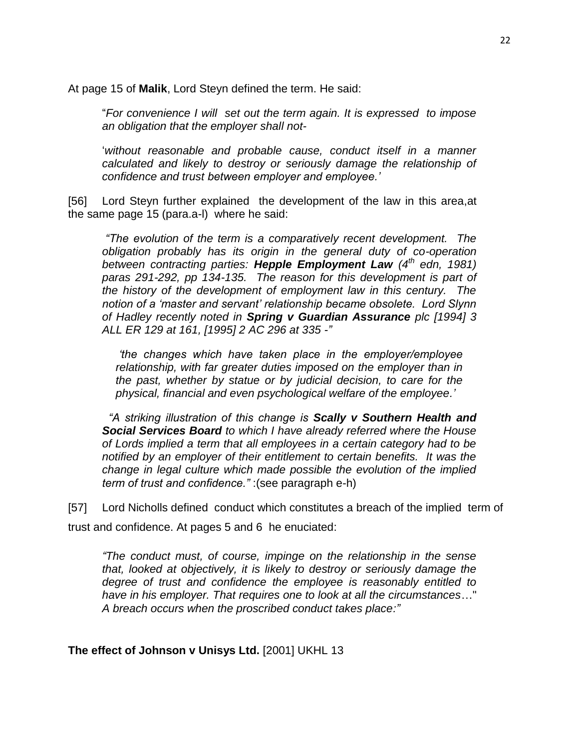At page 15 of **Malik**, Lord Steyn defined the term. He said:

> "*For convenience I will set out the term again. It is expressed to impose an obligation that the employer shall not-*
>
> '*without reasonable and probable cause, conduct itself in a manner calculated and likely to destroy or seriously damage the relationship of confidence and trust between employer and employee.'*

[56] Lord Steyn further explained the development of the law in this area,at the same page 15 (para.a-l) where he said:

> *"The evolution of the term is a comparatively recent development. The obligation probably has its origin in the general duty of co-operation between contracting parties: **Hepple Employment Law** (4th edn, 1981) paras 291-292, pp 134-135. The reason for this development is part of the history of the development of employment law in this century. The notion of a 'master and servant' relationship became obsolete. Lord Slynn of Hadley recently noted in **Spring v Guardian Assurance** plc [1994] 3 ALL ER 129 at 161, [1995] 2 AC 296 at 335 -"*
>
> > *'the changes which have taken place in the employer/employee relationship, with far greater duties imposed on the employer than in the past, whether by statue or by judicial decision, to care for the physical, financial and even psychological welfare of the employee.'*
>
> *"A striking illustration of this change is **Scally v Southern Health and Social Services Board** to which I have already referred where the House of Lords implied a term that all employees in a certain category had to be notified by an employer of their entitlement to certain benefits. It was the change in legal culture which made possible the evolution of the implied term of trust and confidence."* :(see paragraph e-h)

[57] Lord Nicholls defined conduct which constitutes a breach of the implied term of trust and confidence. At pages 5 and 6 he enuciated:

> *"The conduct must, of course, impinge on the relationship in the sense that, looked at objectively, it is likely to destroy or seriously damage the degree of trust and confidence the employee is reasonably entitled to have in his employer. That requires one to look at all the circumstances…" A breach occurs when the proscribed conduct takes place:"*

**The effect of Johnson v Unisys Ltd.** [2001] UKHL 13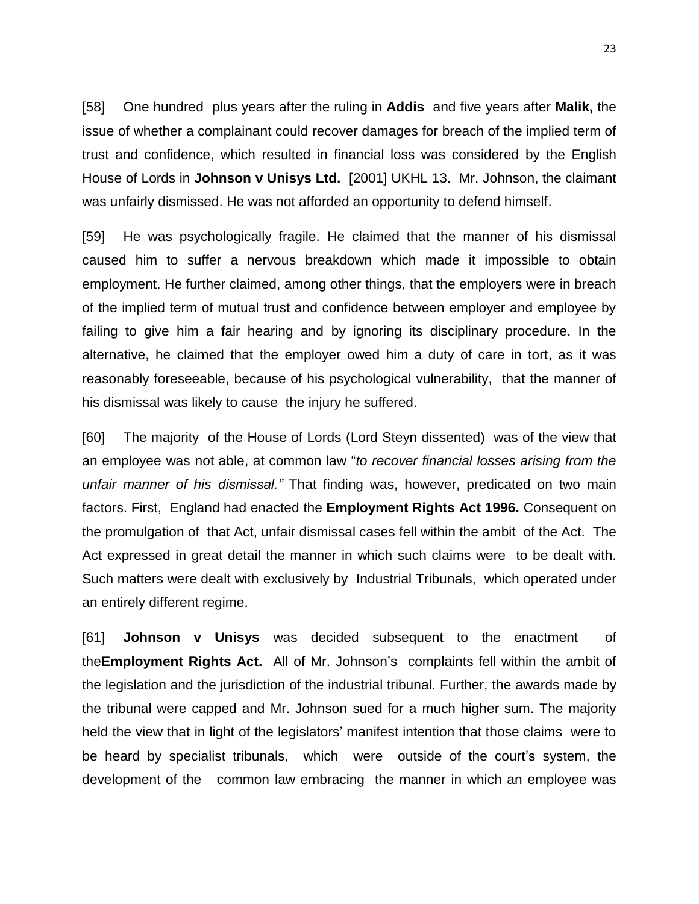[58] One hundred plus years after the ruling in **Addis** and five years after **Malik,** the issue of whether a complainant could recover damages for breach of the implied term of trust and confidence, which resulted in financial loss was considered by the English House of Lords in **Johnson v Unisys Ltd.** [2001] UKHL 13. Mr. Johnson, the claimant was unfairly dismissed. He was not afforded an opportunity to defend himself.

[59] He was psychologically fragile. He claimed that the manner of his dismissal caused him to suffer a nervous breakdown which made it impossible to obtain employment. He further claimed, among other things, that the employers were in breach of the implied term of mutual trust and confidence between employer and employee by failing to give him a fair hearing and by ignoring its disciplinary procedure. In the alternative, he claimed that the employer owed him a duty of care in tort, as it was reasonably foreseeable, because of his psychological vulnerability, that the manner of his dismissal was likely to cause the injury he suffered.

[60] The majority of the House of Lords (Lord Steyn dissented) was of the view that an employee was not able, at common law "*to recover financial losses arising from the unfair manner of his dismissal."* That finding was, however, predicated on two main factors. First, England had enacted the **Employment Rights Act 1996.** Consequent on the promulgation of that Act, unfair dismissal cases fell within the ambit of the Act. The Act expressed in great detail the manner in which such claims were to be dealt with. Such matters were dealt with exclusively by Industrial Tribunals, which operated under an entirely different regime.

[61] **Johnson v Unisys** was decided subsequent to the enactment of the**Employment Rights Act.** All of Mr. Johnson's complaints fell within the ambit of the legislation and the jurisdiction of the industrial tribunal. Further, the awards made by the tribunal were capped and Mr. Johnson sued for a much higher sum. The majority held the view that in light of the legislators' manifest intention that those claims were to be heard by specialist tribunals, which were outside of the court's system, the development of the common law embracing the manner in which an employee was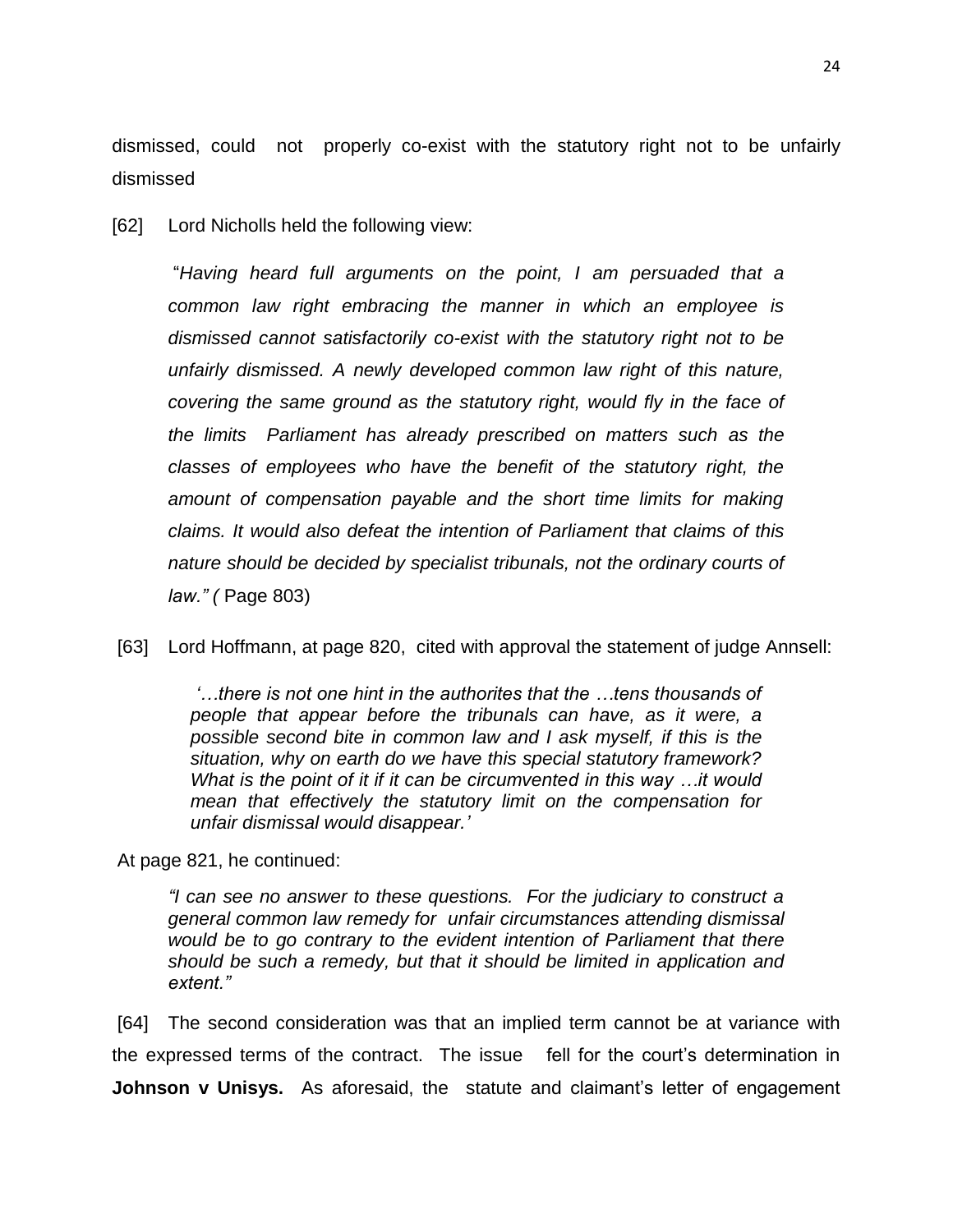dismissed, could not properly co-exist with the statutory right not to be unfairly dismissed

[62] Lord Nicholls held the following view:

> "*Having heard full arguments on the point, I am persuaded that a common law right embracing the manner in which an employee is dismissed cannot satisfactorily co-exist with the statutory right not to be unfairly dismissed. A newly developed common law right of this nature, covering the same ground as the statutory right, would fly in the face of the limits Parliament has already prescribed on matters such as the classes of employees who have the benefit of the statutory right, the amount of compensation payable and the short time limits for making claims. It would also defeat the intention of Parliament that claims of this nature should be decided by specialist tribunals, not the ordinary courts of law." (* Page 803)

[63] Lord Hoffmann, at page 820, cited with approval the statement of judge Annsell:

> *'…there is not one hint in the authorites that the …tens thousands of people that appear before the tribunals can have, as it were, a possible second bite in common law and I ask myself, if this is the situation, why on earth do we have this special statutory framework? What is the point of it if it can be circumvented in this way …it would mean that effectively the statutory limit on the compensation for unfair dismissal would disappear.'*

At page 821, he continued:

> *"I can see no answer to these questions. For the judiciary to construct a general common law remedy for unfair circumstances attending dismissal would be to go contrary to the evident intention of Parliament that there should be such a remedy, but that it should be limited in application and extent."*

[64] The second consideration was that an implied term cannot be at variance with the expressed terms of the contract. The issue fell for the court's determination in **Johnson v Unisys.** As aforesaid, the statute and claimant's letter of engagement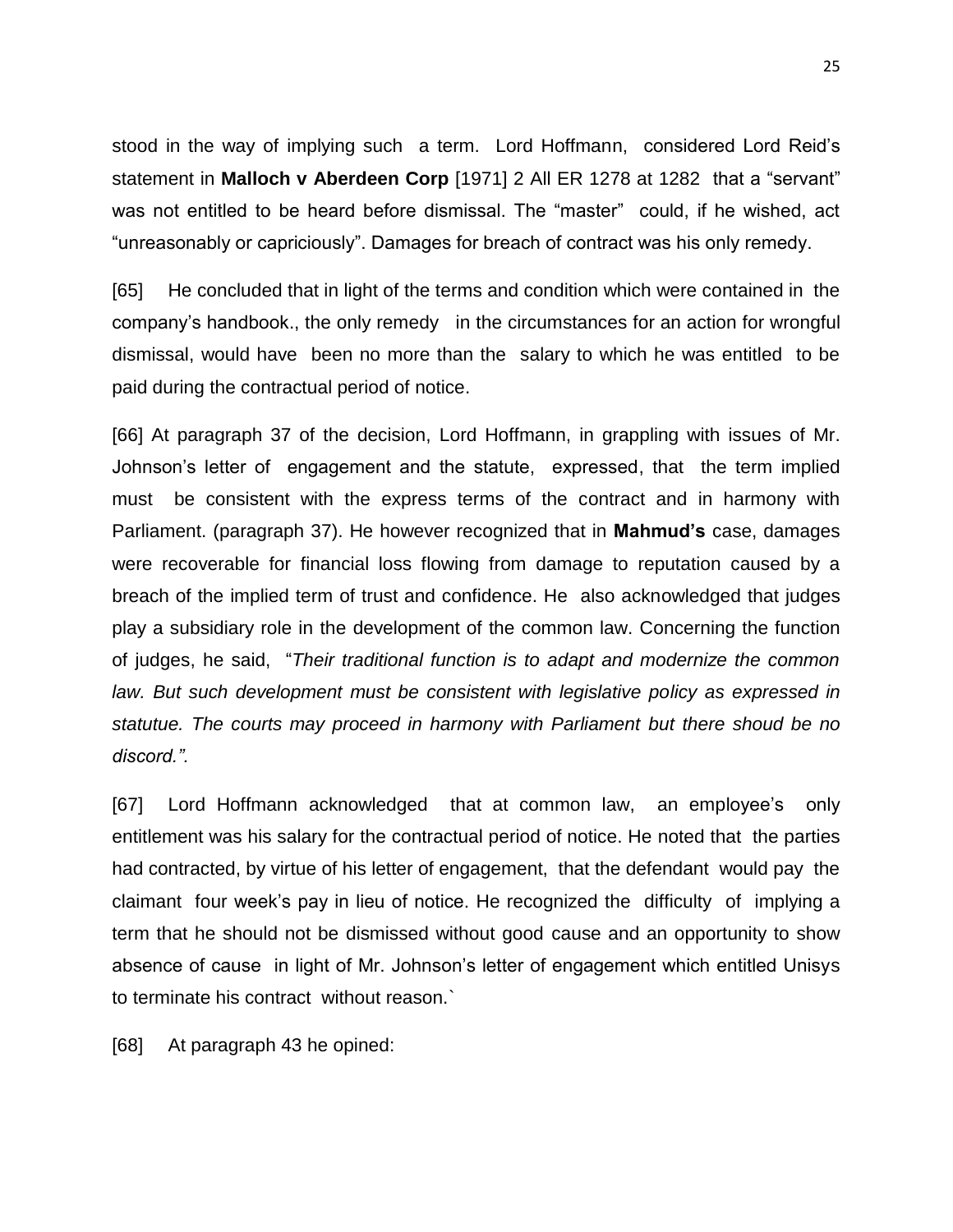stood in the way of implying such a term. Lord Hoffmann, considered Lord Reid's statement in **Malloch v Aberdeen Corp** [1971] 2 All ER 1278 at 1282 that a "servant" was not entitled to be heard before dismissal. The "master" could, if he wished, act "unreasonably or capriciously". Damages for breach of contract was his only remedy.

[65] He concluded that in light of the terms and condition which were contained in the company's handbook., the only remedy in the circumstances for an action for wrongful dismissal, would have been no more than the salary to which he was entitled to be paid during the contractual period of notice.

[66] At paragraph 37 of the decision, Lord Hoffmann, in grappling with issues of Mr. Johnson's letter of engagement and the statute, expressed, that the term implied must be consistent with the express terms of the contract and in harmony with Parliament. (paragraph 37). He however recognized that in **Mahmud's** case, damages were recoverable for financial loss flowing from damage to reputation caused by a breach of the implied term of trust and confidence. He also acknowledged that judges play a subsidiary role in the development of the common law. Concerning the function of judges, he said, "*Their traditional function is to adapt and modernize the common law. But such development must be consistent with legislative policy as expressed in statutue. The courts may proceed in harmony with Parliament but there shoud be no discord.".*

[67] Lord Hoffmann acknowledged that at common law, an employee's only entitlement was his salary for the contractual period of notice. He noted that the parties had contracted, by virtue of his letter of engagement, that the defendant would pay the claimant four week's pay in lieu of notice. He recognized the difficulty of implying a term that he should not be dismissed without good cause and an opportunity to show absence of cause in light of Mr. Johnson's letter of engagement which entitled Unisys to terminate his contract without reason.`

[68] At paragraph 43 he opined: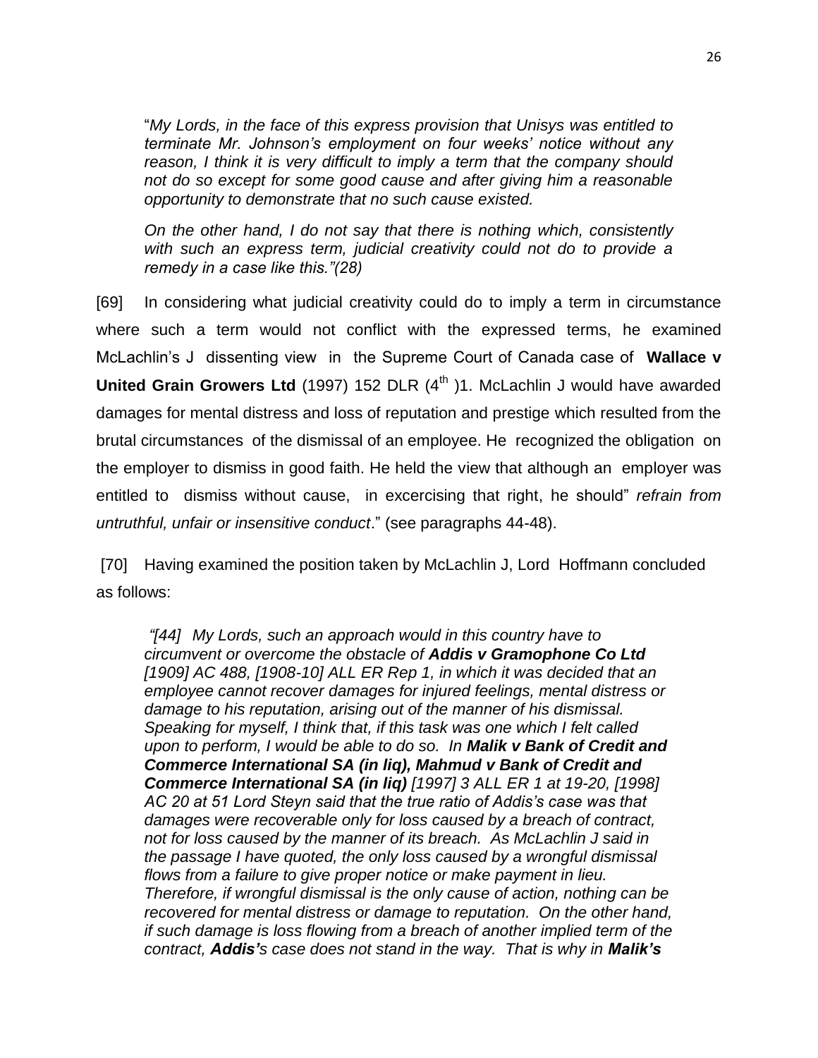"*My Lords, in the face of this express provision that Unisys was entitled to terminate Mr. Johnson's employment on four weeks' notice without any reason, I think it is very difficult to imply a term that the company should not do so except for some good cause and after giving him a reasonable opportunity to demonstrate that no such cause existed.*

*On the other hand, I do not say that there is nothing which, consistently with such an express term, judicial creativity could not do to provide a remedy in a case like this."(28)*

[69] In considering what judicial creativity could do to imply a term in circumstance where such a term would not conflict with the expressed terms, he examined McLachlin's J dissenting view in the Supreme Court of Canada case of **Wallace v United Grain Growers Ltd** (1997) 152 DLR ($4^{th}$ )1. McLachlin J would have awarded damages for mental distress and loss of reputation and prestige which resulted from the brutal circumstances of the dismissal of an employee. He recognized the obligation on the employer to dismiss in good faith. He held the view that although an employer was entitled to dismiss without cause, in excercising that right, he should" *refrain from untruthful, unfair or insensitive conduct*." (see paragraphs 44-48).

[70] Having examined the position taken by McLachlin J, Lord Hoffmann concluded as follows:

*"[44] My Lords, such an approach would in this country have to circumvent or overcome the obstacle of* ***Addis v Gramophone Co Ltd*** *[1909] AC 488, [1908-10] ALL ER Rep 1, in which it was decided that an employee cannot recover damages for injured feelings, mental distress or damage to his reputation, arising out of the manner of his dismissal. Speaking for myself, I think that, if this task was one which I felt called upon to perform, I would be able to do so. In* ***Malik v Bank of Credit and Commerce International SA (in liq), Mahmud v Bank of Credit and Commerce International SA (in liq)*** *[1997] 3 ALL ER 1 at 19-20, [1998] AC 20 at 51 Lord Steyn said that the true ratio of Addis's case was that damages were recoverable only for loss caused by a breach of contract, not for loss caused by the manner of its breach. As McLachlin J said in the passage I have quoted, the only loss caused by a wrongful dismissal flows from a failure to give proper notice or make payment in lieu. Therefore, if wrongful dismissal is the only cause of action, nothing can be recovered for mental distress or damage to reputation. On the other hand, if such damage is loss flowing from a breach of another implied term of the contract,* ***Addis'****s case does not stand in the way. That is why in* ***Malik's***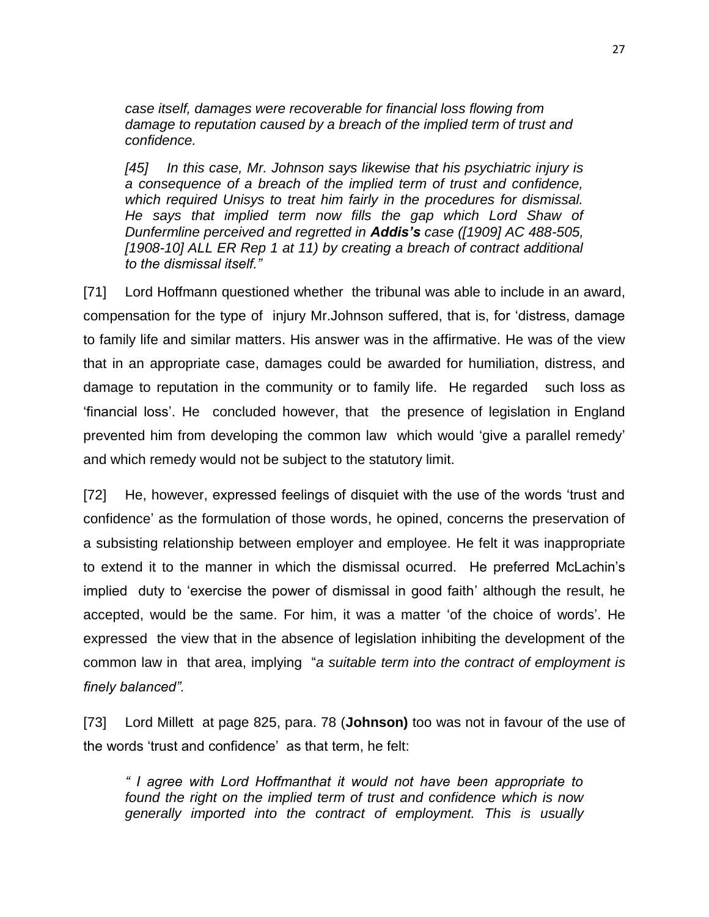> *case itself, damages were recoverable for financial loss flowing from damage to reputation caused by a breach of the implied term of trust and confidence.*
>
> *[45] In this case, Mr. Johnson says likewise that his psychiatric injury is a consequence of a breach of the implied term of trust and confidence, which required Unisys to treat him fairly in the procedures for dismissal. He says that implied term now fills the gap which Lord Shaw of Dunfermline perceived and regretted in **Addis's** case ([1909] AC 488-505, [1908-10] ALL ER Rep 1 at 11) by creating a breach of contract additional to the dismissal itself."*

[71] Lord Hoffmann questioned whether the tribunal was able to include in an award, compensation for the type of injury Mr.Johnson suffered, that is, for 'distress, damage to family life and similar matters. His answer was in the affirmative. He was of the view that in an appropriate case, damages could be awarded for humiliation, distress, and damage to reputation in the community or to family life. He regarded such loss as 'financial loss'. He concluded however, that the presence of legislation in England prevented him from developing the common law which would 'give a parallel remedy' and which remedy would not be subject to the statutory limit.

[72] He, however, expressed feelings of disquiet with the use of the words 'trust and confidence' as the formulation of those words, he opined, concerns the preservation of a subsisting relationship between employer and employee. He felt it was inappropriate to extend it to the manner in which the dismissal ocurred. He preferred McLachin's implied duty to 'exercise the power of dismissal in good faith' although the result, he accepted, would be the same. For him, it was a matter 'of the choice of words'. He expressed the view that in the absence of legislation inhibiting the development of the common law in that area, implying "*a suitable term into the contract of employment is finely balanced".*

[73] Lord Millett at page 825, para. 78 (**Johnson)** too was not in favour of the use of the words 'trust and confidence' as that term, he felt:

> *" I agree with Lord Hoffmanthat it would not have been appropriate to found the right on the implied term of trust and confidence which is now generally imported into the contract of employment. This is usually*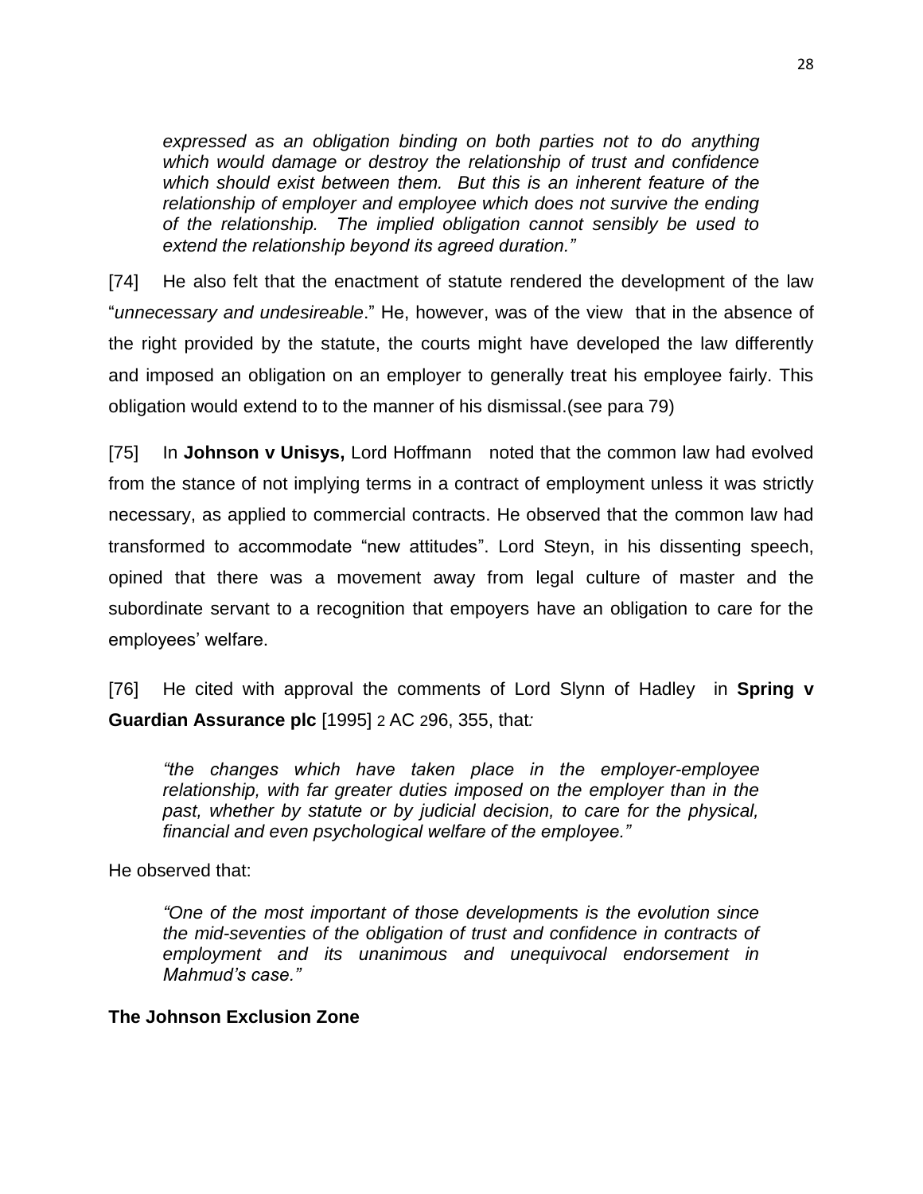> *expressed as an obligation binding on both parties not to do anything which would damage or destroy the relationship of trust and confidence which should exist between them. But this is an inherent feature of the relationship of employer and employee which does not survive the ending of the relationship. The implied obligation cannot sensibly be used to extend the relationship beyond its agreed duration."*

[74] He also felt that the enactment of statute rendered the development of the law "*unnecessary and undesireable*." He, however, was of the view that in the absence of the right provided by the statute, the courts might have developed the law differently and imposed an obligation on an employer to generally treat his employee fairly. This obligation would extend to to the manner of his dismissal.(see para 79)

[75] In **Johnson v Unisys,** Lord Hoffmann noted that the common law had evolved from the stance of not implying terms in a contract of employment unless it was strictly necessary, as applied to commercial contracts. He observed that the common law had transformed to accommodate "new attitudes". Lord Steyn, in his dissenting speech, opined that there was a movement away from legal culture of master and the subordinate servant to a recognition that empoyers have an obligation to care for the employees' welfare.

[76] He cited with approval the comments of Lord Slynn of Hadley in **Spring v Guardian Assurance plc** [1995] 2 AC 296, 355, that*:*

> *"the changes which have taken place in the employer-employee relationship, with far greater duties imposed on the employer than in the past, whether by statute or by judicial decision, to care for the physical, financial and even psychological welfare of the employee."*

He observed that:

> *"One of the most important of those developments is the evolution since the mid-seventies of the obligation of trust and confidence in contracts of employment and its unanimous and unequivocal endorsement in Mahmud's case."*

**The Johnson Exclusion Zone**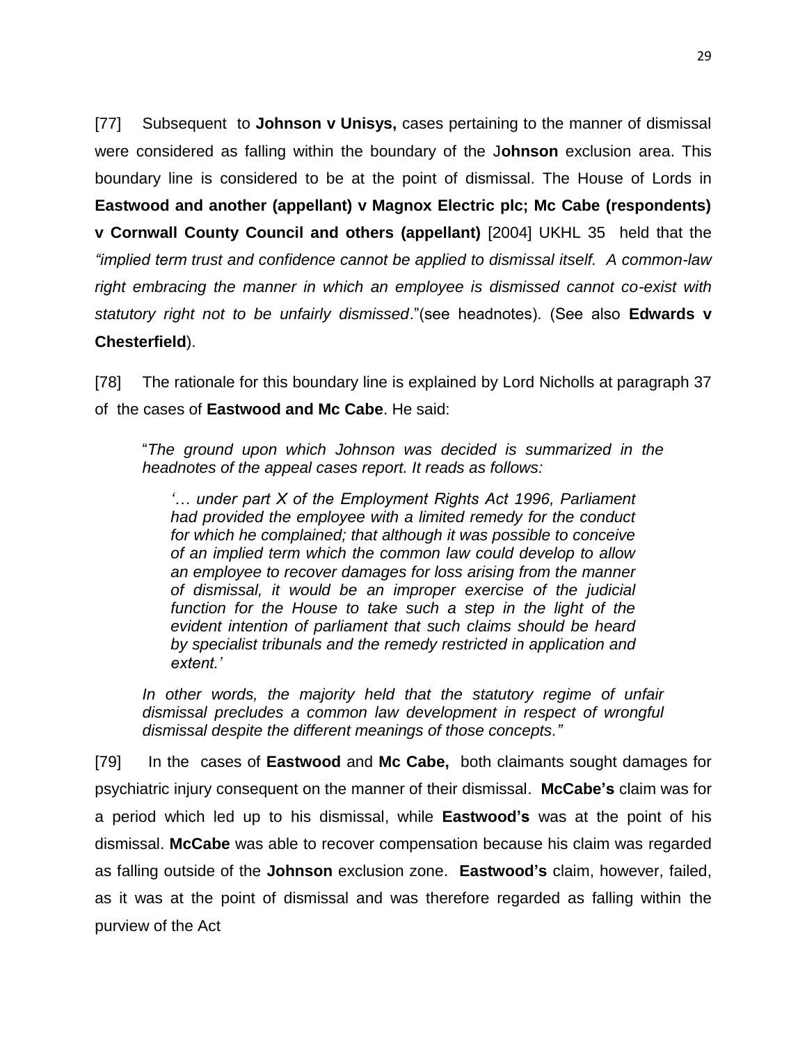[77] Subsequent to **Johnson v Unisys,** cases pertaining to the manner of dismissal were considered as falling within the boundary of the J**ohnson** exclusion area. This boundary line is considered to be at the point of dismissal. The House of Lords in **Eastwood and another (appellant) v Magnox Electric plc; Mc Cabe (respondents) v Cornwall County Council and others (appellant)** [2004] UKHL 35 held that the *"implied term trust and confidence cannot be applied to dismissal itself. A common-law right embracing the manner in which an employee is dismissed cannot co-exist with statutory right not to be unfairly dismissed*."(see headnotes). (See also **Edwards v Chesterfield**).

[78] The rationale for this boundary line is explained by Lord Nicholls at paragraph 37 of the cases of **Eastwood and Mc Cabe**. He said:

> "*The ground upon which Johnson was decided is summarized in the headnotes of the appeal cases report. It reads as follows:*
>
> > *'… under part X of the Employment Rights Act 1996, Parliament had provided the employee with a limited remedy for the conduct for which he complained; that although it was possible to conceive of an implied term which the common law could develop to allow an employee to recover damages for loss arising from the manner of dismissal, it would be an improper exercise of the judicial function for the House to take such a step in the light of the evident intention of parliament that such claims should be heard by specialist tribunals and the remedy restricted in application and extent.'*
>
> *In other words, the majority held that the statutory regime of unfair dismissal precludes a common law development in respect of wrongful dismissal despite the different meanings of those concepts."*

[79] In the cases of **Eastwood** and **Mc Cabe,** both claimants sought damages for psychiatric injury consequent on the manner of their dismissal. **McCabe's** claim was for a period which led up to his dismissal, while **Eastwood's** was at the point of his dismissal. **McCabe** was able to recover compensation because his claim was regarded as falling outside of the **Johnson** exclusion zone. **Eastwood's** claim, however, failed, as it was at the point of dismissal and was therefore regarded as falling within the purview of the Act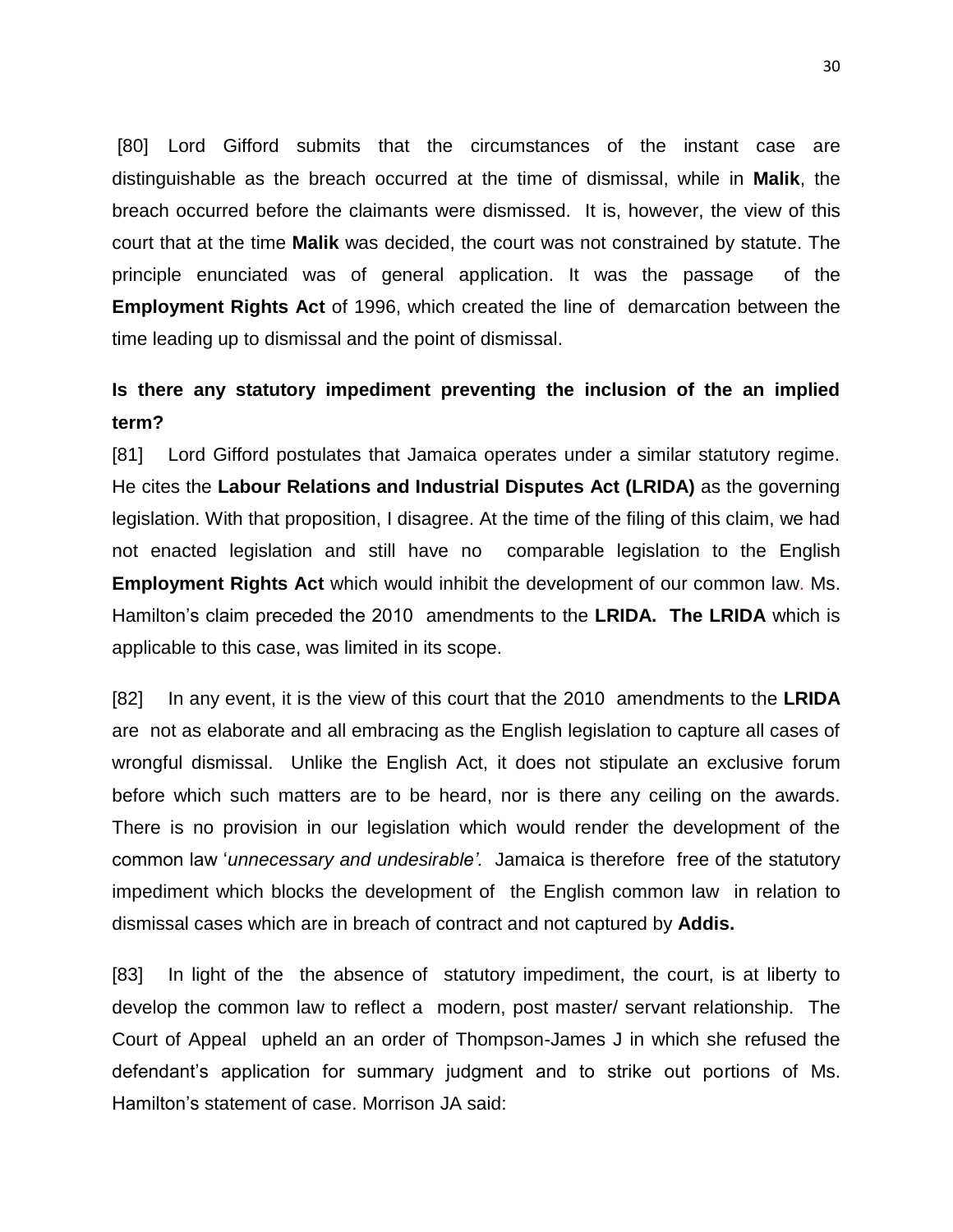[80] Lord Gifford submits that the circumstances of the instant case are distinguishable as the breach occurred at the time of dismissal, while in **Malik**, the breach occurred before the claimants were dismissed. It is, however, the view of this court that at the time **Malik** was decided, the court was not constrained by statute. The principle enunciated was of general application. It was the passage of the **Employment Rights Act** of 1996, which created the line of demarcation between the time leading up to dismissal and the point of dismissal.

**Is there any statutory impediment preventing the inclusion of the an implied term?**

[81] Lord Gifford postulates that Jamaica operates under a similar statutory regime. He cites the **Labour Relations and Industrial Disputes Act (LRIDA)** as the governing legislation. With that proposition, I disagree. At the time of the filing of this claim, we had not enacted legislation and still have no comparable legislation to the English **Employment Rights Act** which would inhibit the development of our common law. Ms. Hamilton's claim preceded the 2010 amendments to the **LRIDA. The LRIDA** which is applicable to this case, was limited in its scope.

[82] In any event, it is the view of this court that the 2010 amendments to the **LRIDA** are not as elaborate and all embracing as the English legislation to capture all cases of wrongful dismissal. Unlike the English Act, it does not stipulate an exclusive forum before which such matters are to be heard, nor is there any ceiling on the awards. There is no provision in our legislation which would render the development of the common law '*unnecessary and undesirable'.* Jamaica is therefore free of the statutory impediment which blocks the development of the English common law in relation to dismissal cases which are in breach of contract and not captured by **Addis.**

[83] In light of the the absence of statutory impediment, the court, is at liberty to develop the common law to reflect a modern, post master/ servant relationship. The Court of Appeal upheld an an order of Thompson-James J in which she refused the defendant's application for summary judgment and to strike out portions of Ms. Hamilton's statement of case. Morrison JA said: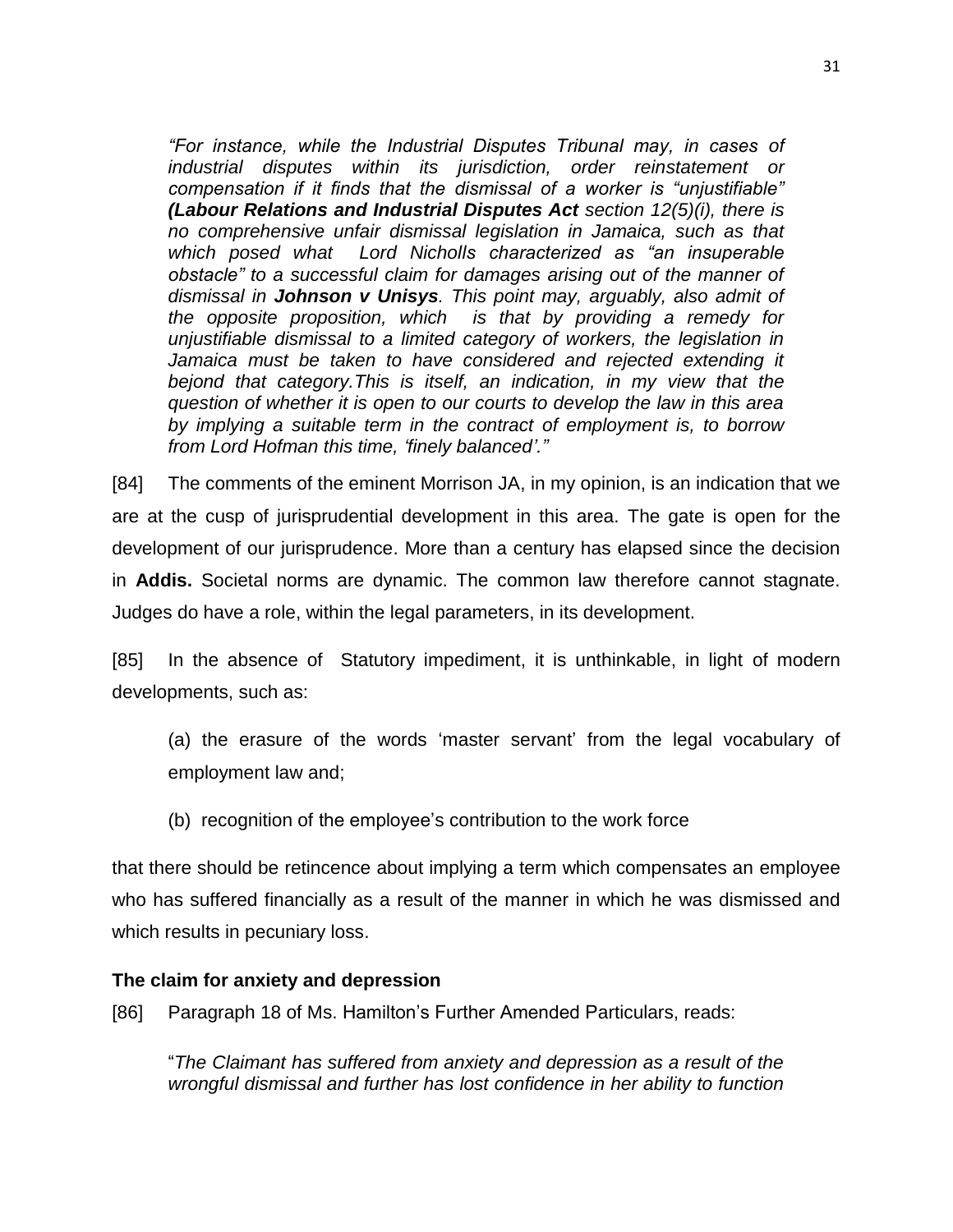*"For instance, while the Industrial Disputes Tribunal may, in cases of industrial disputes within its jurisdiction, order reinstatement or compensation if it finds that the dismissal of a worker is "unjustifiable" **(Labour Relations and Industrial Disputes Act** section 12(5)(i), there is no comprehensive unfair dismissal legislation in Jamaica, such as that which posed what Lord Nicholls characterized as "an insuperable obstacle" to a successful claim for damages arising out of the manner of dismissal in **Johnson v Unisys**. This point may, arguably, also admit of the opposite proposition, which is that by providing a remedy for unjustifiable dismissal to a limited category of workers, the legislation in Jamaica must be taken to have considered and rejected extending it bejond that category.This is itself, an indication, in my view that the question of whether it is open to our courts to develop the law in this area by implying a suitable term in the contract of employment is, to borrow from Lord Hofman this time, 'finely balanced'."*

[84] The comments of the eminent Morrison JA, in my opinion, is an indication that we are at the cusp of jurisprudential development in this area. The gate is open for the development of our jurisprudence. More than a century has elapsed since the decision in **Addis.** Societal norms are dynamic. The common law therefore cannot stagnate. Judges do have a role, within the legal parameters, in its development.

[85] In the absence of Statutory impediment, it is unthinkable, in light of modern developments, such as:

(a) the erasure of the words 'master servant' from the legal vocabulary of employment law and;

(b) recognition of the employee's contribution to the work force

that there should be retincence about implying a term which compensates an employee who has suffered financially as a result of the manner in which he was dismissed and which results in pecuniary loss.

**The claim for anxiety and depression**

[86] Paragraph 18 of Ms. Hamilton's Further Amended Particulars, reads:

"*The Claimant has suffered from anxiety and depression as a result of the wrongful dismissal and further has lost confidence in her ability to function*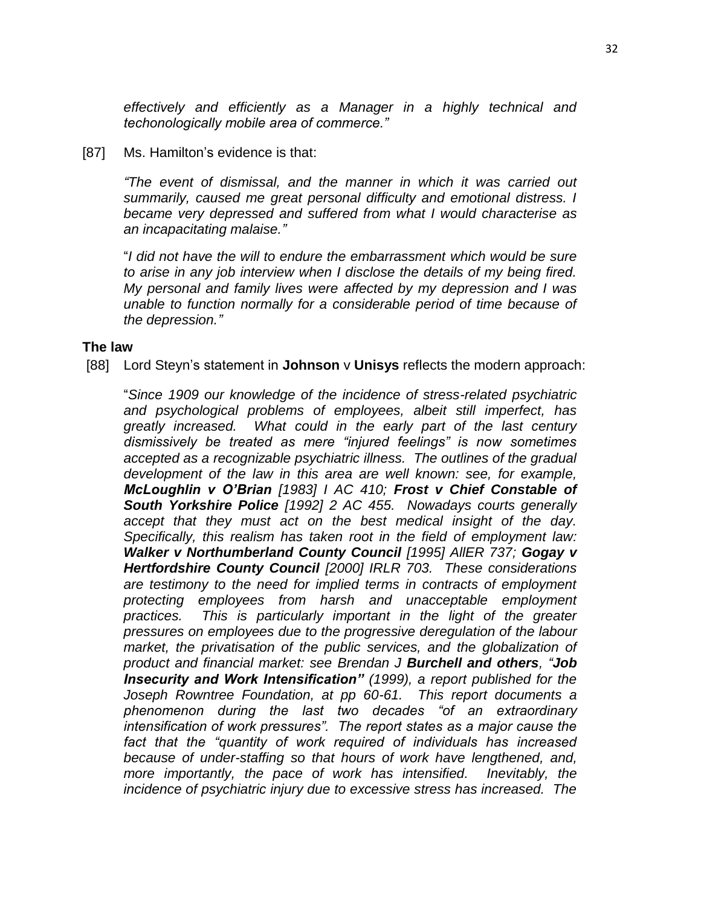*effectively and efficiently as a Manager in a highly technical and techonologically mobile area of commerce."*

[87] Ms. Hamilton's evidence is that:

> *"The event of dismissal, and the manner in which it was carried out summarily, caused me great personal difficulty and emotional distress. I became very depressed and suffered from what I would characterise as an incapacitating malaise."*
>
> "*I did not have the will to endure the embarrassment which would be sure to arise in any job interview when I disclose the details of my being fired. My personal and family lives were affected by my depression and I was unable to function normally for a considerable period of time because of the depression."*

**The law**

[88] Lord Steyn's statement in **Johnson** v **Unisys** reflects the modern approach:

> "*Since 1909 our knowledge of the incidence of stress-related psychiatric and psychological problems of employees, albeit still imperfect, has greatly increased. What could in the early part of the last century dismissively be treated as mere "injured feelings" is now sometimes accepted as a recognizable psychiatric illness. The outlines of the gradual development of the law in this area are well known: see, for example, **McLoughlin v O'Brian** [1983] I AC 410; **Frost v Chief Constable of South Yorkshire Police** [1992] 2 AC 455. Nowadays courts generally accept that they must act on the best medical insight of the day. Specifically, this realism has taken root in the field of employment law: **Walker v Northumberland County Council** [1995] AllER 737; **Gogay v Hertfordshire County Council** [2000] IRLR 703. These considerations are testimony to the need for implied terms in contracts of employment protecting employees from harsh and unacceptable employment practices. This is particularly important in the light of the greater pressures on employees due to the progressive deregulation of the labour market, the privatisation of the public services, and the globalization of product and financial market: see Brendan J **Burchell and others**, **"Job Insecurity and Work Intensification"** (1999), a report published for the Joseph Rowntree Foundation, at pp 60-61. This report documents a phenomenon during the last two decades "of an extraordinary intensification of work pressures". The report states as a major cause the fact that the "quantity of work required of individuals has increased because of under-staffing so that hours of work have lengthened, and, more importantly, the pace of work has intensified. Inevitably, the incidence of psychiatric injury due to excessive stress has increased. The*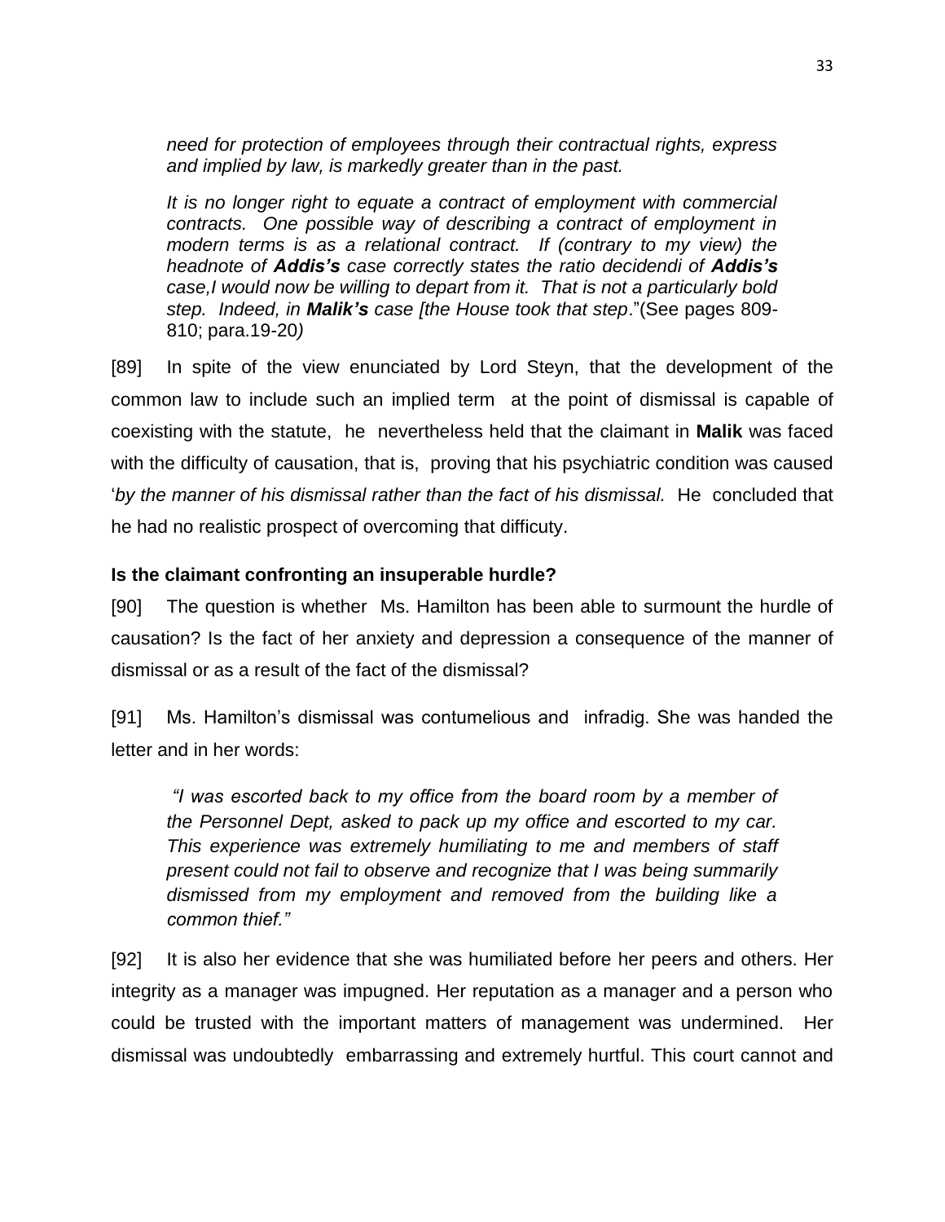*need for protection of employees through their contractual rights, express and implied by law, is markedly greater than in the past.*

*It is no longer right to equate a contract of employment with commercial contracts. One possible way of describing a contract of employment in modern terms is as a relational contract. If (contrary to my view) the headnote of **Addis's** case correctly states the ratio decidendi of **Addis's** case,I would now be willing to depart from it. That is not a particularly bold step. Indeed, in **Malik's** case [the House took that step*."(See pages 809-810; para.19-20*)*

[89] In spite of the view enunciated by Lord Steyn, that the development of the common law to include such an implied term at the point of dismissal is capable of coexisting with the statute, he nevertheless held that the claimant in **Malik** was faced with the difficulty of causation, that is, proving that his psychiatric condition was caused '*by the manner of his dismissal rather than the fact of his dismissal.* He concluded that he had no realistic prospect of overcoming that difficuty.

**Is the claimant confronting an insuperable hurdle?**

[90] The question is whether Ms. Hamilton has been able to surmount the hurdle of causation? Is the fact of her anxiety and depression a consequence of the manner of dismissal or as a result of the fact of the dismissal?

[91] Ms. Hamilton's dismissal was contumelious and infradig. She was handed the letter and in her words:

> *"I was escorted back to my office from the board room by a member of the Personnel Dept, asked to pack up my office and escorted to my car. This experience was extremely humiliating to me and members of staff present could not fail to observe and recognize that I was being summarily dismissed from my employment and removed from the building like a common thief."*

[92] It is also her evidence that she was humiliated before her peers and others. Her integrity as a manager was impugned. Her reputation as a manager and a person who could be trusted with the important matters of management was undermined. Her dismissal was undoubtedly embarrassing and extremely hurtful. This court cannot and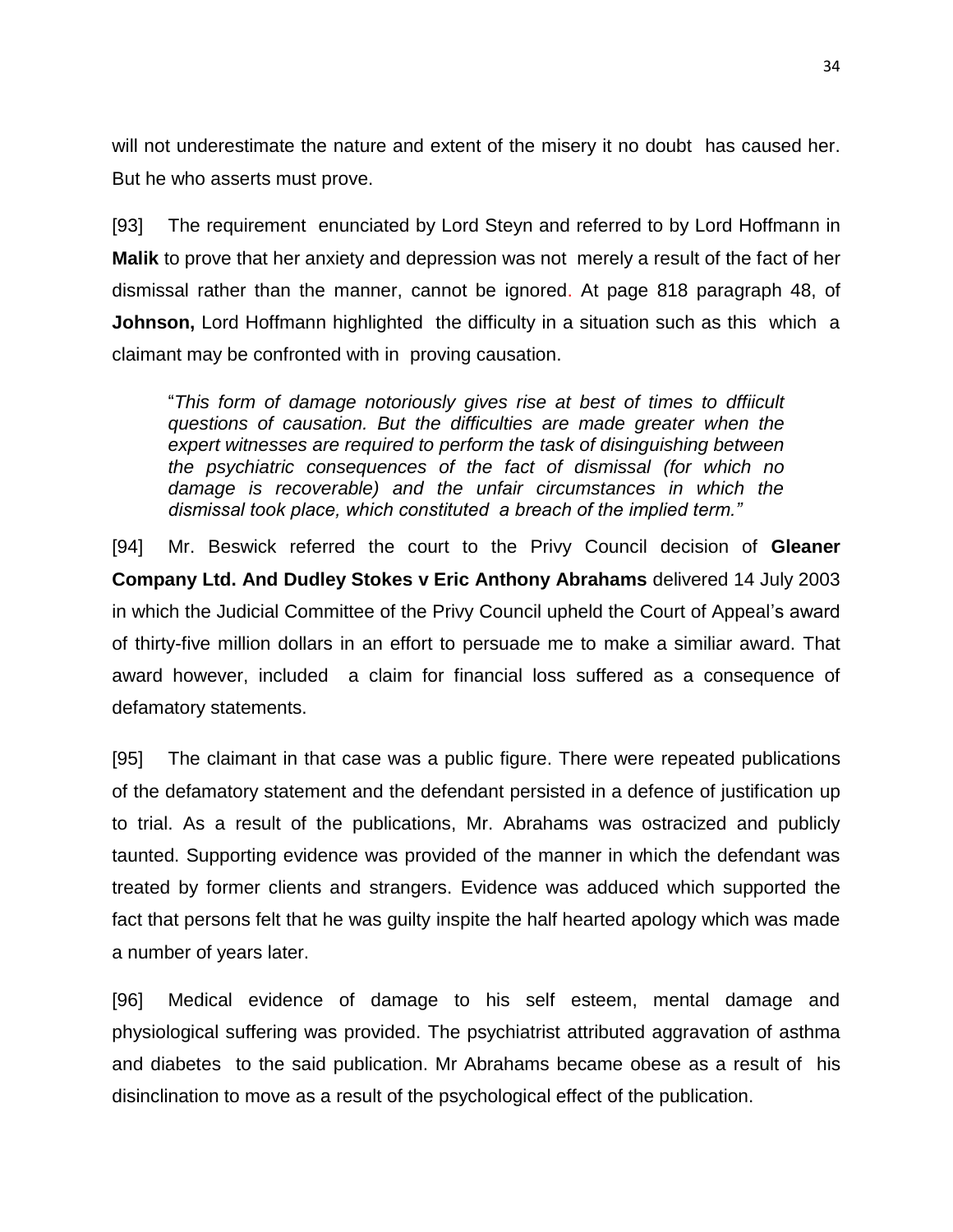will not underestimate the nature and extent of the misery it no doubt has caused her. But he who asserts must prove.

[93] The requirement enunciated by Lord Steyn and referred to by Lord Hoffmann in **Malik** to prove that her anxiety and depression was not merely a result of the fact of her dismissal rather than the manner, cannot be ignored. At page 818 paragraph 48, of **Johnson,** Lord Hoffmann highlighted the difficulty in a situation such as this which a claimant may be confronted with in proving causation.

> "*This form of damage notoriously gives rise at best of times to dffiicult questions of causation. But the difficulties are made greater when the expert witnesses are required to perform the task of disinguishing between the psychiatric consequences of the fact of dismissal (for which no damage is recoverable) and the unfair circumstances in which the dismissal took place, which constituted a breach of the implied term.*"

[94] Mr. Beswick referred the court to the Privy Council decision of **Gleaner Company Ltd. And Dudley Stokes v Eric Anthony Abrahams** delivered 14 July 2003 in which the Judicial Committee of the Privy Council upheld the Court of Appeal's award of thirty-five million dollars in an effort to persuade me to make a similiar award. That award however, included a claim for financial loss suffered as a consequence of defamatory statements.

[95] The claimant in that case was a public figure. There were repeated publications of the defamatory statement and the defendant persisted in a defence of justification up to trial. As a result of the publications, Mr. Abrahams was ostracized and publicly taunted. Supporting evidence was provided of the manner in which the defendant was treated by former clients and strangers. Evidence was adduced which supported the fact that persons felt that he was guilty inspite the half hearted apology which was made a number of years later.

[96] Medical evidence of damage to his self esteem, mental damage and physiological suffering was provided. The psychiatrist attributed aggravation of asthma and diabetes to the said publication. Mr Abrahams became obese as a result of his disinclination to move as a result of the psychological effect of the publication.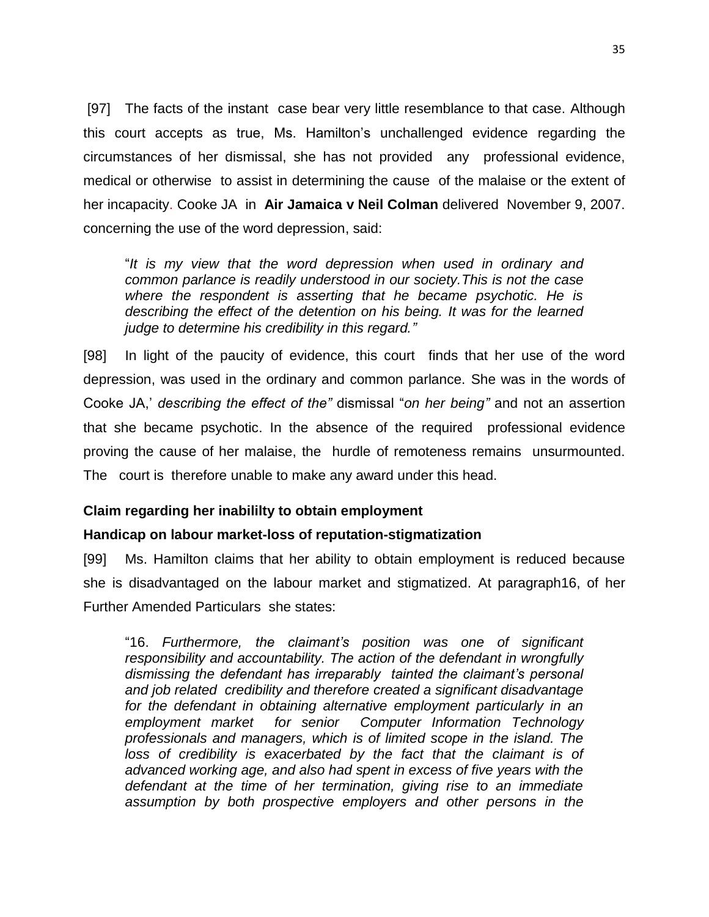[97] The facts of the instant case bear very little resemblance to that case. Although this court accepts as true, Ms. Hamilton's unchallenged evidence regarding the circumstances of her dismissal, she has not provided any professional evidence, medical or otherwise to assist in determining the cause of the malaise or the extent of her incapacity. Cooke JA in **Air Jamaica v Neil Colman** delivered November 9, 2007. concerning the use of the word depression, said:

> "*It is my view that the word depression when used in ordinary and common parlance is readily understood in our society.This is not the case where the respondent is asserting that he became psychotic. He is describing the effect of the detention on his being. It was for the learned judge to determine his credibility in this regard."*

[98] In light of the paucity of evidence, this court finds that her use of the word depression, was used in the ordinary and common parlance. She was in the words of Cooke JA,' *describing the effect of the"* dismissal "*on her being"* and not an assertion that she became psychotic. In the absence of the required professional evidence proving the cause of her malaise, the hurdle of remoteness remains unsurmounted. The court is therefore unable to make any award under this head.

**Claim regarding her inabililty to obtain employment**

**Handicap on labour market-loss of reputation-stigmatization**

[99] Ms. Hamilton claims that her ability to obtain employment is reduced because she is disadvantaged on the labour market and stigmatized. At paragraph16, of her Further Amended Particulars she states:

> "16. *Furthermore, the claimant's position was one of significant responsibility and accountability. The action of the defendant in wrongfully dismissing the defendant has irreparably tainted the claimant's personal and job related credibility and therefore created a significant disadvantage for the defendant in obtaining alternative employment particularly in an employment market for senior Computer Information Technology professionals and managers, which is of limited scope in the island. The loss of credibility is exacerbated by the fact that the claimant is of advanced working age, and also had spent in excess of five years with the defendant at the time of her termination, giving rise to an immediate assumption by both prospective employers and other persons in the*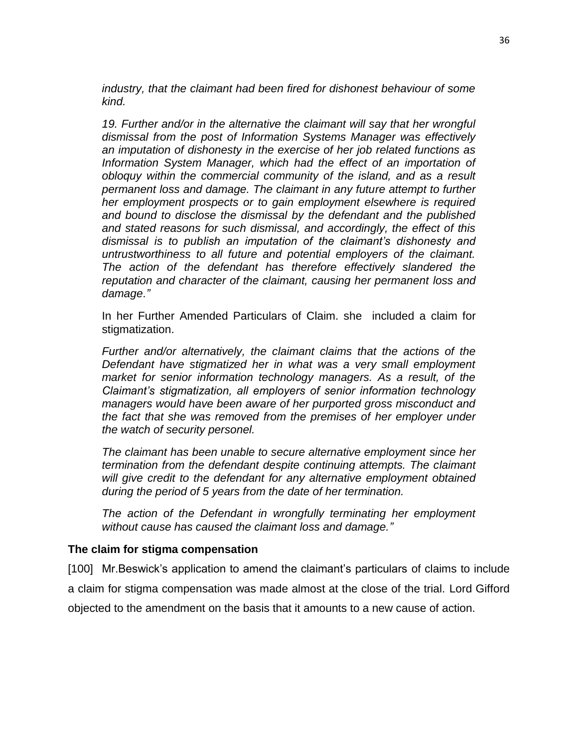*industry, that the claimant had been fired for dishonest behaviour of some kind.*

*19. Further and/or in the alternative the claimant will say that her wrongful dismissal from the post of Information Systems Manager was effectively an imputation of dishonesty in the exercise of her job related functions as Information System Manager, which had the effect of an importation of obloquy within the commercial community of the island, and as a result permanent loss and damage. The claimant in any future attempt to further her employment prospects or to gain employment elsewhere is required and bound to disclose the dismissal by the defendant and the published and stated reasons for such dismissal, and accordingly, the effect of this dismissal is to publish an imputation of the claimant's dishonesty and untrustworthiness to all future and potential employers of the claimant. The action of the defendant has therefore effectively slandered the reputation and character of the claimant, causing her permanent loss and damage."*

In her Further Amended Particulars of Claim. she included a claim for stigmatization.

*Further and/or alternatively, the claimant claims that the actions of the Defendant have stigmatized her in what was a very small employment market for senior information technology managers. As a result, of the Claimant's stigmatization, all employers of senior information technology managers would have been aware of her purported gross misconduct and the fact that she was removed from the premises of her employer under the watch of security personel.*

*The claimant has been unable to secure alternative employment since her termination from the defendant despite continuing attempts. The claimant will give credit to the defendant for any alternative employment obtained during the period of 5 years from the date of her termination.*

*The action of the Defendant in wrongfully terminating her employment without cause has caused the claimant loss and damage."*

**The claim for stigma compensation**

[100] Mr.Beswick's application to amend the claimant's particulars of claims to include a claim for stigma compensation was made almost at the close of the trial. Lord Gifford objected to the amendment on the basis that it amounts to a new cause of action.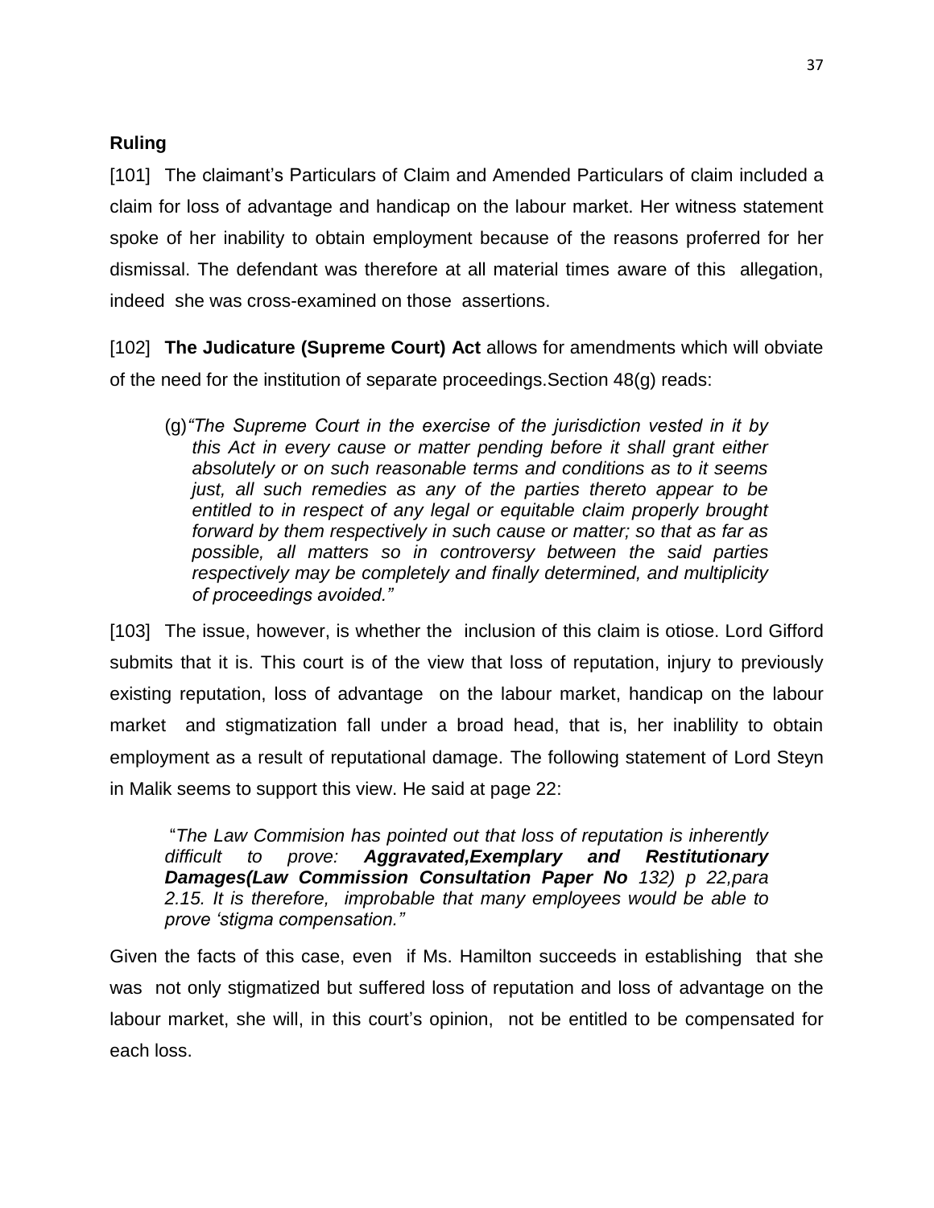**Ruling**

[101] The claimant's Particulars of Claim and Amended Particulars of claim included a claim for loss of advantage and handicap on the labour market. Her witness statement spoke of her inability to obtain employment because of the reasons proferred for her dismissal. The defendant was therefore at all material times aware of this allegation, indeed she was cross-examined on those assertions.

[102] **The Judicature (Supreme Court) Act** allows for amendments which will obviate of the need for the institution of separate proceedings.Section 48(g) reads:

> (g)*"The Supreme Court in the exercise of the jurisdiction vested in it by this Act in every cause or matter pending before it shall grant either absolutely or on such reasonable terms and conditions as to it seems just, all such remedies as any of the parties thereto appear to be entitled to in respect of any legal or equitable claim properly brought forward by them respectively in such cause or matter; so that as far as possible, all matters so in controversy between the said parties respectively may be completely and finally determined, and multiplicity of proceedings avoided."*

[103] The issue, however, is whether the inclusion of this claim is otiose. Lord Gifford submits that it is. This court is of the view that loss of reputation, injury to previously existing reputation, loss of advantage on the labour market, handicap on the labour market and stigmatization fall under a broad head, that is, her inablility to obtain employment as a result of reputational damage. The following statement of Lord Steyn in Malik seems to support this view. He said at page 22:

> "*The Law Commision has pointed out that loss of reputation is inherently difficult to prove: **Aggravated,Exemplary and Restitutionary Damages(Law Commission Consultation Paper No** 132) p 22,para 2.15. It is therefore, improbable that many employees would be able to prove 'stigma compensation."*

Given the facts of this case, even if Ms. Hamilton succeeds in establishing that she was not only stigmatized but suffered loss of reputation and loss of advantage on the labour market, she will, in this court's opinion, not be entitled to be compensated for each loss.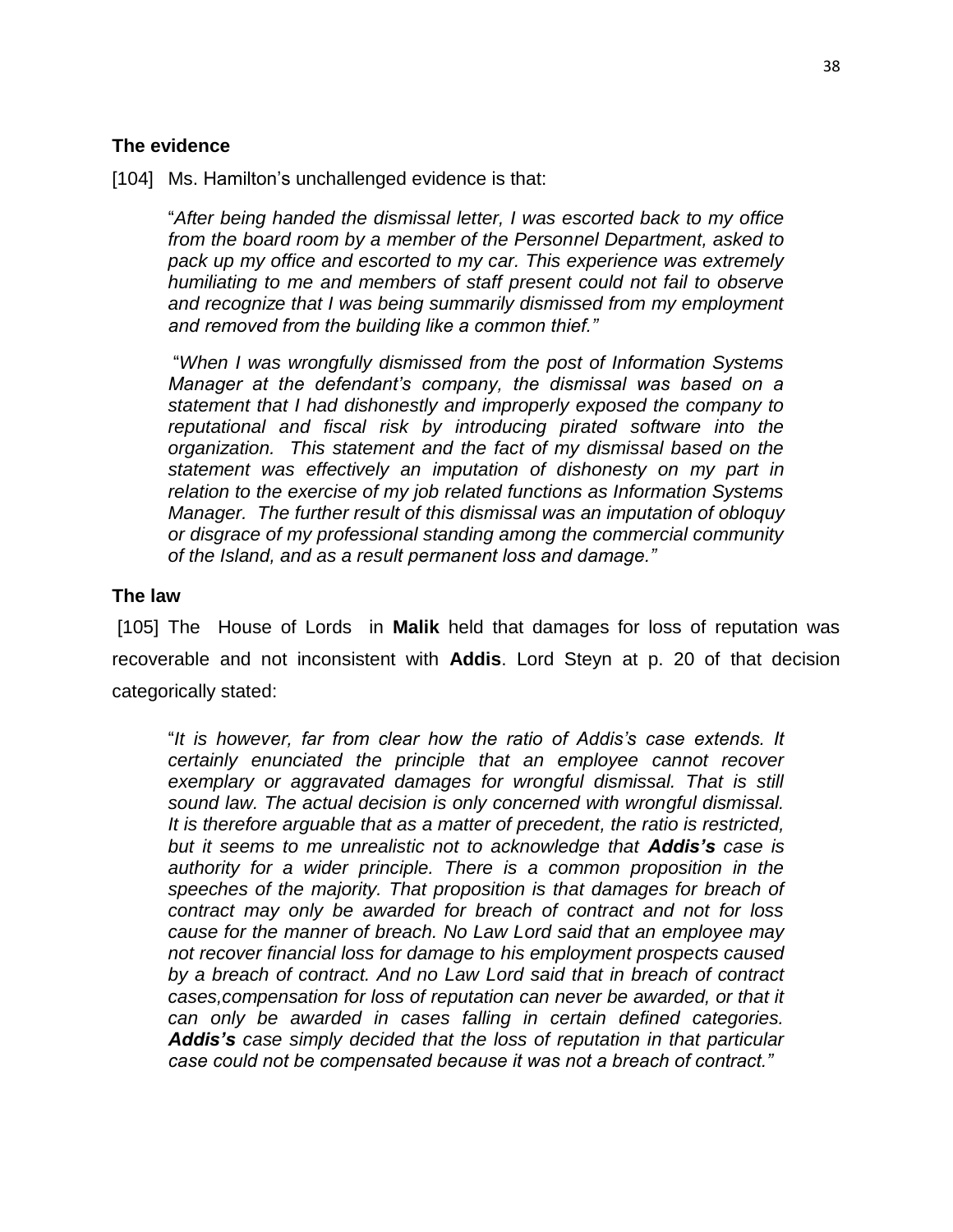### The evidence

[104] Ms. Hamilton's unchallenged evidence is that:

> "*After being handed the dismissal letter, I was escorted back to my office from the board room by a member of the Personnel Department, asked to pack up my office and escorted to my car. This experience was extremely humiliating to me and members of staff present could not fail to observe and recognize that I was being summarily dismissed from my employment and removed from the building like a common thief."*
>
> "*When I was wrongfully dismissed from the post of Information Systems Manager at the defendant's company, the dismissal was based on a statement that I had dishonestly and improperly exposed the company to reputational and fiscal risk by introducing pirated software into the organization. This statement and the fact of my dismissal based on the statement was effectively an imputation of dishonesty on my part in relation to the exercise of my job related functions as Information Systems Manager. The further result of this dismissal was an imputation of obloquy or disgrace of my professional standing among the commercial community of the Island, and as a result permanent loss and damage."*

### The law

[105] The House of Lords in **Malik** held that damages for loss of reputation was recoverable and not inconsistent with **Addis**. Lord Steyn at p. 20 of that decision categorically stated:

> "*It is however, far from clear how the ratio of Addis's case extends. It certainly enunciated the principle that an employee cannot recover exemplary or aggravated damages for wrongful dismissal. That is still sound law. The actual decision is only concerned with wrongful dismissal. It is therefore arguable that as a matter of precedent, the ratio is restricted, but it seems to me unrealistic not to acknowledge that **Addis's** case is authority for a wider principle. There is a common proposition in the speeches of the majority. That proposition is that damages for breach of contract may only be awarded for breach of contract and not for loss cause for the manner of breach. No Law Lord said that an employee may not recover financial loss for damage to his employment prospects caused by a breach of contract. And no Law Lord said that in breach of contract cases,compensation for loss of reputation can never be awarded, or that it can only be awarded in cases falling in certain defined categories. **Addis's** case simply decided that the loss of reputation in that particular case could not be compensated because it was not a breach of contract."*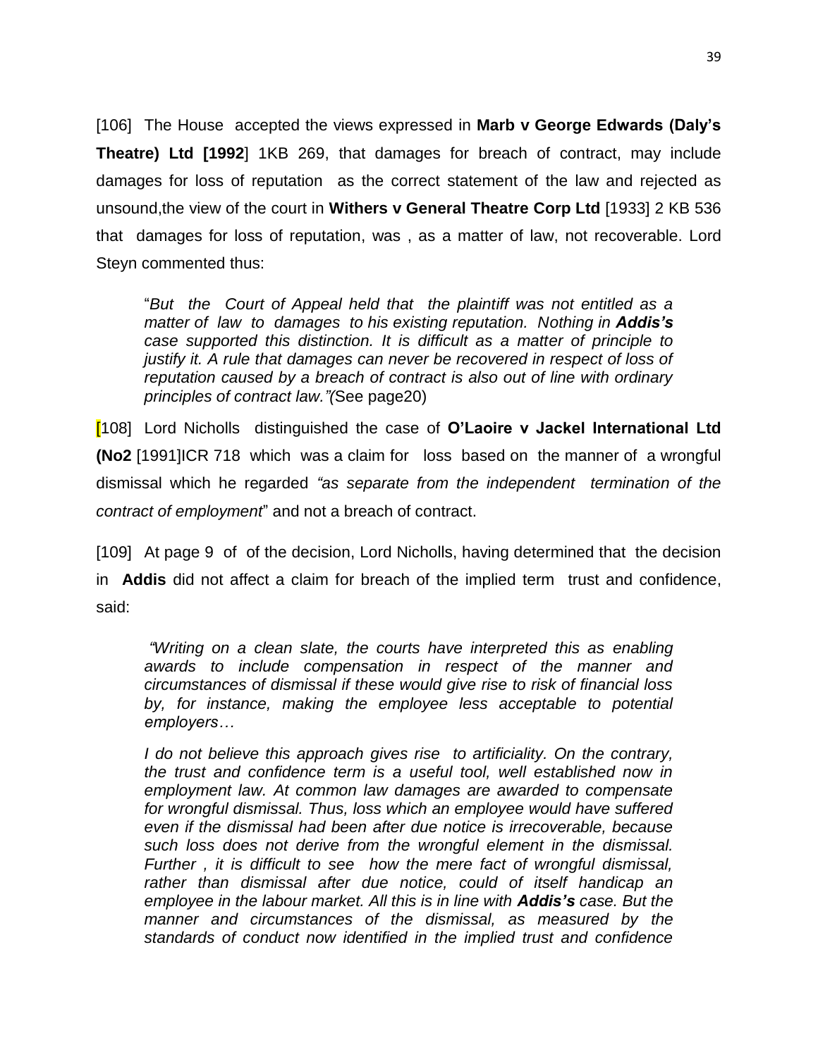[106] The House accepted the views expressed in **Marb v George Edwards (Daly's Theatre) Ltd [1992**] 1KB 269, that damages for breach of contract, may include damages for loss of reputation as the correct statement of the law and rejected as unsound,the view of the court in **Withers v General Theatre Corp Ltd** [1933] 2 KB 536 that damages for loss of reputation, was , as a matter of law, not recoverable. Lord Steyn commented thus:

> "*But the Court of Appeal held that the plaintiff was not entitled as a matter of law to damages to his existing reputation. Nothing in **Addis's** case supported this distinction. It is difficult as a matter of principle to justify it. A rule that damages can never be recovered in respect of loss of reputation caused by a breach of contract is also out of line with ordinary principles of contract law."(*See page20)

[108] Lord Nicholls distinguished the case of **O'Laoire v Jackel International Ltd (No2** [1991]ICR 718 which was a claim for loss based on the manner of a wrongful dismissal which he regarded *"as separate from the independent termination of the contract of employment*" and not a breach of contract.

[109] At page 9 of of the decision, Lord Nicholls, having determined that the decision in **Addis** did not affect a claim for breach of the implied term trust and confidence, said:

> *"Writing on a clean slate, the courts have interpreted this as enabling awards to include compensation in respect of the manner and circumstances of dismissal if these would give rise to risk of financial loss by, for instance, making the employee less acceptable to potential employers…*
>
> *I do not believe this approach gives rise to artificiality. On the contrary, the trust and confidence term is a useful tool, well established now in employment law. At common law damages are awarded to compensate for wrongful dismissal. Thus, loss which an employee would have suffered even if the dismissal had been after due notice is irrecoverable, because such loss does not derive from the wrongful element in the dismissal. Further , it is difficult to see how the mere fact of wrongful dismissal, rather than dismissal after due notice, could of itself handicap an employee in the labour market. All this is in line with **Addis's** case. But the manner and circumstances of the dismissal, as measured by the standards of conduct now identified in the implied trust and confidence*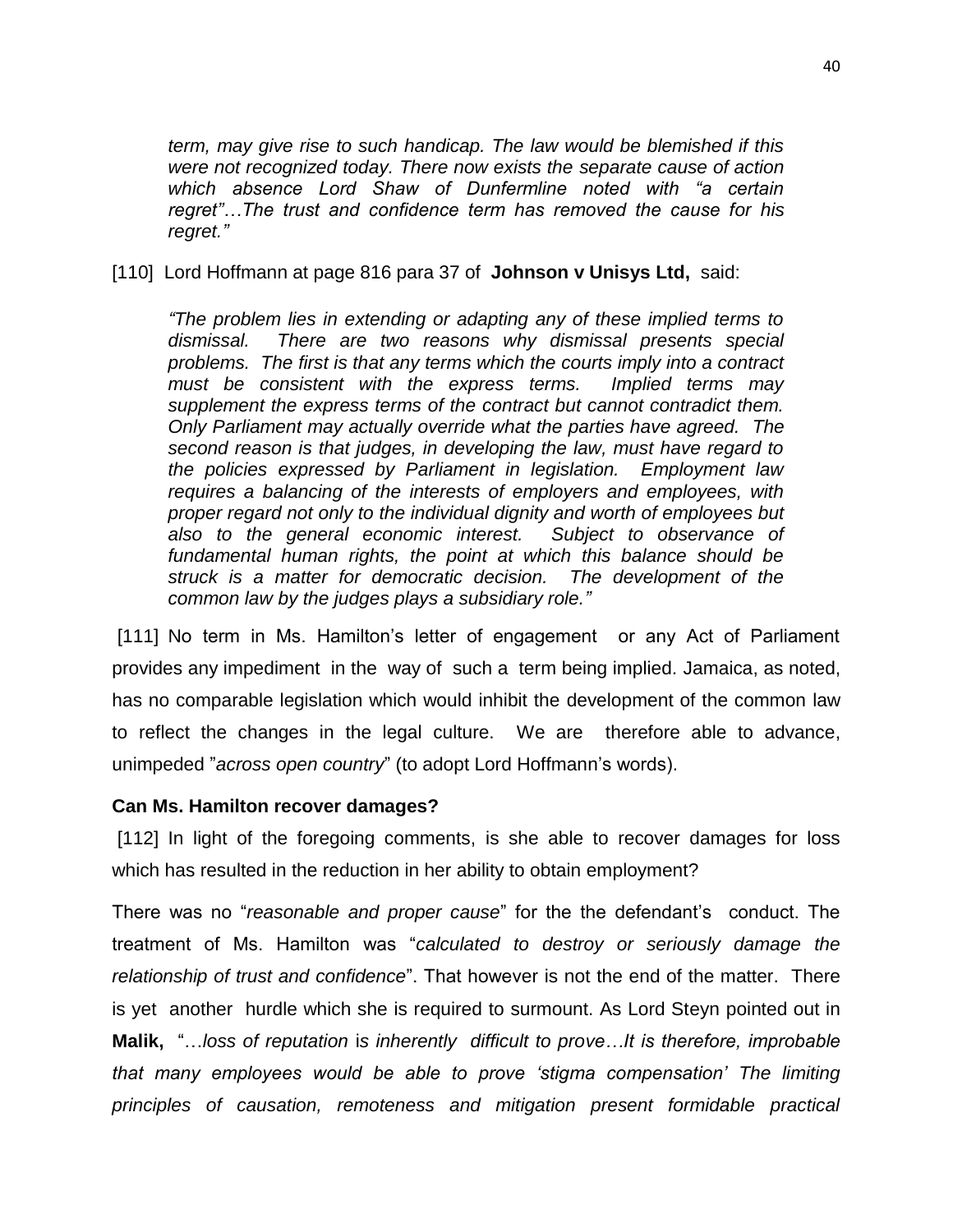*term, may give rise to such handicap. The law would be blemished if this were not recognized today. There now exists the separate cause of action which absence Lord Shaw of Dunfermline noted with "a certain regret"…The trust and confidence term has removed the cause for his regret."*

[110] Lord Hoffmann at page 816 para 37 of **Johnson v Unisys Ltd,** said:

> *"The problem lies in extending or adapting any of these implied terms to dismissal. There are two reasons why dismissal presents special problems. The first is that any terms which the courts imply into a contract must be consistent with the express terms. Implied terms may supplement the express terms of the contract but cannot contradict them. Only Parliament may actually override what the parties have agreed. The second reason is that judges, in developing the law, must have regard to the policies expressed by Parliament in legislation. Employment law requires a balancing of the interests of employers and employees, with proper regard not only to the individual dignity and worth of employees but also to the general economic interest. Subject to observance of fundamental human rights, the point at which this balance should be struck is a matter for democratic decision. The development of the common law by the judges plays a subsidiary role."*

[111] No term in Ms. Hamilton's letter of engagement or any Act of Parliament provides any impediment in the way of such a term being implied. Jamaica, as noted, has no comparable legislation which would inhibit the development of the common law to reflect the changes in the legal culture. We are therefore able to advance, unimpeded "*across open country*" (to adopt Lord Hoffmann's words).

**Can Ms. Hamilton recover damages?**

[112] In light of the foregoing comments, is she able to recover damages for loss which has resulted in the reduction in her ability to obtain employment?

There was no "*reasonable and proper cause*" for the the defendant's conduct. The treatment of Ms. Hamilton was "*calculated to destroy or seriously damage the relationship of trust and confidence*". That however is not the end of the matter. There is yet another hurdle which she is required to surmount. As Lord Steyn pointed out in **Malik,** "…*loss of reputation* is *inherently difficult to prove…It is therefore, improbable that many employees would be able to prove 'stigma compensation' The limiting principles of causation, remoteness and mitigation present formidable practical*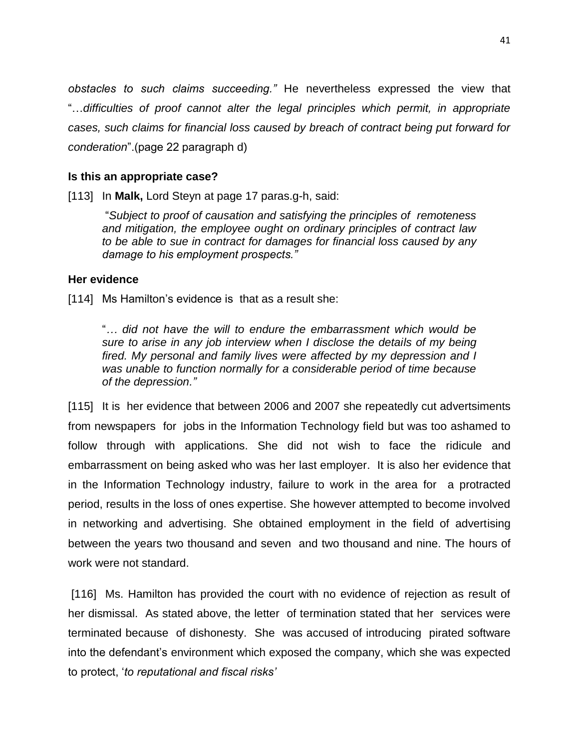*obstacles to such claims succeeding."* He nevertheless expressed the view that "…*difficulties of proof cannot alter the legal principles which permit, in appropriate cases, such claims for financial loss caused by breach of contract being put forward for conderation*".(page 22 paragraph d)

**Is this an appropriate case?**

[113] In **Malk,** Lord Steyn at page 17 paras.g-h, said:

> "*Subject to proof of causation and satisfying the principles of remoteness and mitigation, the employee ought on ordinary principles of contract law to be able to sue in contract for damages for financial loss caused by any damage to his employment prospects."*

**Her evidence**

[114] Ms Hamilton's evidence is that as a result she:

> "*… did not have the will to endure the embarrassment which would be sure to arise in any job interview when I disclose the details of my being fired. My personal and family lives were affected by my depression and I was unable to function normally for a considerable period of time because of the depression."*

[115] It is her evidence that between 2006 and 2007 she repeatedly cut advertsiments from newspapers for jobs in the Information Technology field but was too ashamed to follow through with applications. She did not wish to face the ridicule and embarrassment on being asked who was her last employer. It is also her evidence that in the Information Technology industry, failure to work in the area for a protracted period, results in the loss of ones expertise. She however attempted to become involved in networking and advertising. She obtained employment in the field of advertising between the years two thousand and seven and two thousand and nine. The hours of work were not standard.

[116] Ms. Hamilton has provided the court with no evidence of rejection as result of her dismissal. As stated above, the letter of termination stated that her services were terminated because of dishonesty. She was accused of introducing pirated software into the defendant's environment which exposed the company, which she was expected to protect, '*to reputational and fiscal risks'*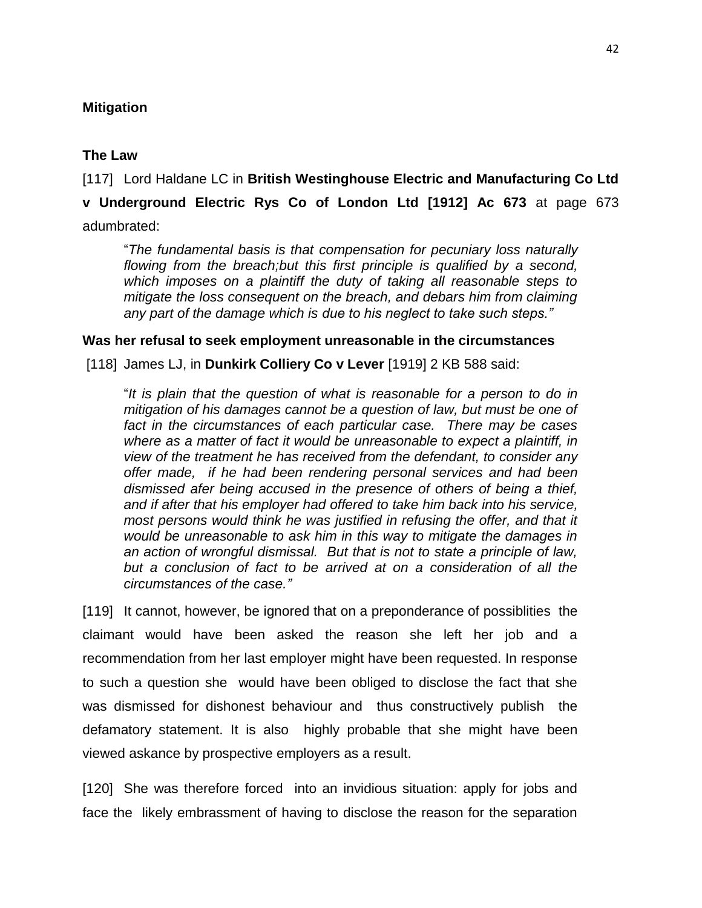**Mitigation**

**The Law**

[117] Lord Haldane LC in **British Westinghouse Electric and Manufacturing Co Ltd v Underground Electric Rys Co of London Ltd [1912] Ac 673** at page 673 adumbrated:

> "*The fundamental basis is that compensation for pecuniary loss naturally flowing from the breach;but this first principle is qualified by a second, which imposes on a plaintiff the duty of taking all reasonable steps to mitigate the loss consequent on the breach, and debars him from claiming any part of the damage which is due to his neglect to take such steps."*

**Was her refusal to seek employment unreasonable in the circumstances**

[118] James LJ, in **Dunkirk Colliery Co v Lever** [1919] 2 KB 588 said:

> "*It is plain that the question of what is reasonable for a person to do in mitigation of his damages cannot be a question of law, but must be one of fact in the circumstances of each particular case. There may be cases where as a matter of fact it would be unreasonable to expect a plaintiff, in view of the treatment he has received from the defendant, to consider any offer made, if he had been rendering personal services and had been dismissed afer being accused in the presence of others of being a thief, and if after that his employer had offered to take him back into his service, most persons would think he was justified in refusing the offer, and that it would be unreasonable to ask him in this way to mitigate the damages in an action of wrongful dismissal. But that is not to state a principle of law, but a conclusion of fact to be arrived at on a consideration of all the circumstances of the case."*

[119] It cannot, however, be ignored that on a preponderance of possiblities the claimant would have been asked the reason she left her job and a recommendation from her last employer might have been requested. In response to such a question she would have been obliged to disclose the fact that she was dismissed for dishonest behaviour and thus constructively publish the defamatory statement. It is also highly probable that she might have been viewed askance by prospective employers as a result.

[120] She was therefore forced into an invidious situation: apply for jobs and face the likely embrassment of having to disclose the reason for the separation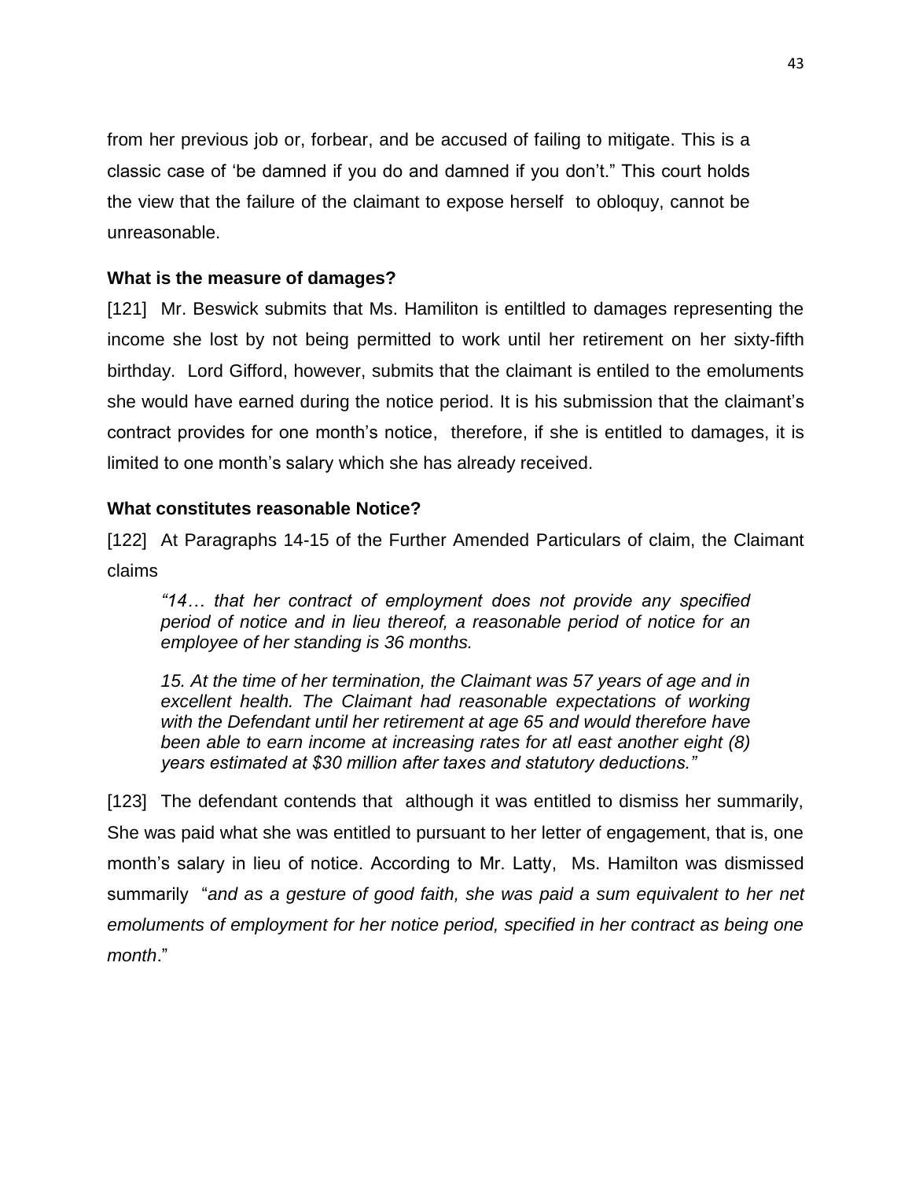from her previous job or, forbear, and be accused of failing to mitigate. This is a classic case of 'be damned if you do and damned if you don't." This court holds the view that the failure of the claimant to expose herself to obloquy, cannot be unreasonable.

**What is the measure of damages?**

[121] Mr. Beswick submits that Ms. Hamiliton is entiltled to damages representing the income she lost by not being permitted to work until her retirement on her sixty-fifth birthday. Lord Gifford, however, submits that the claimant is entiled to the emoluments she would have earned during the notice period. It is his submission that the claimant's contract provides for one month's notice, therefore, if she is entitled to damages, it is limited to one month's salary which she has already received.

**What constitutes reasonable Notice?**

[122] At Paragraphs 14-15 of the Further Amended Particulars of claim, the Claimant claims

> *"14… that her contract of employment does not provide any specified period of notice and in lieu thereof, a reasonable period of notice for an employee of her standing is 36 months.*
>
> *15. At the time of her termination, the Claimant was 57 years of age and in excellent health. The Claimant had reasonable expectations of working with the Defendant until her retirement at age 65 and would therefore have been able to earn income at increasing rates for atl east another eight (8) years estimated at $30 million after taxes and statutory deductions."*

[123] The defendant contends that although it was entitled to dismiss her summarily, She was paid what she was entitled to pursuant to her letter of engagement, that is, one month's salary in lieu of notice. According to Mr. Latty, Ms. Hamilton was dismissed summarily "*and as a gesture of good faith, she was paid a sum equivalent to her net emoluments of employment for her notice period, specified in her contract as being one month*."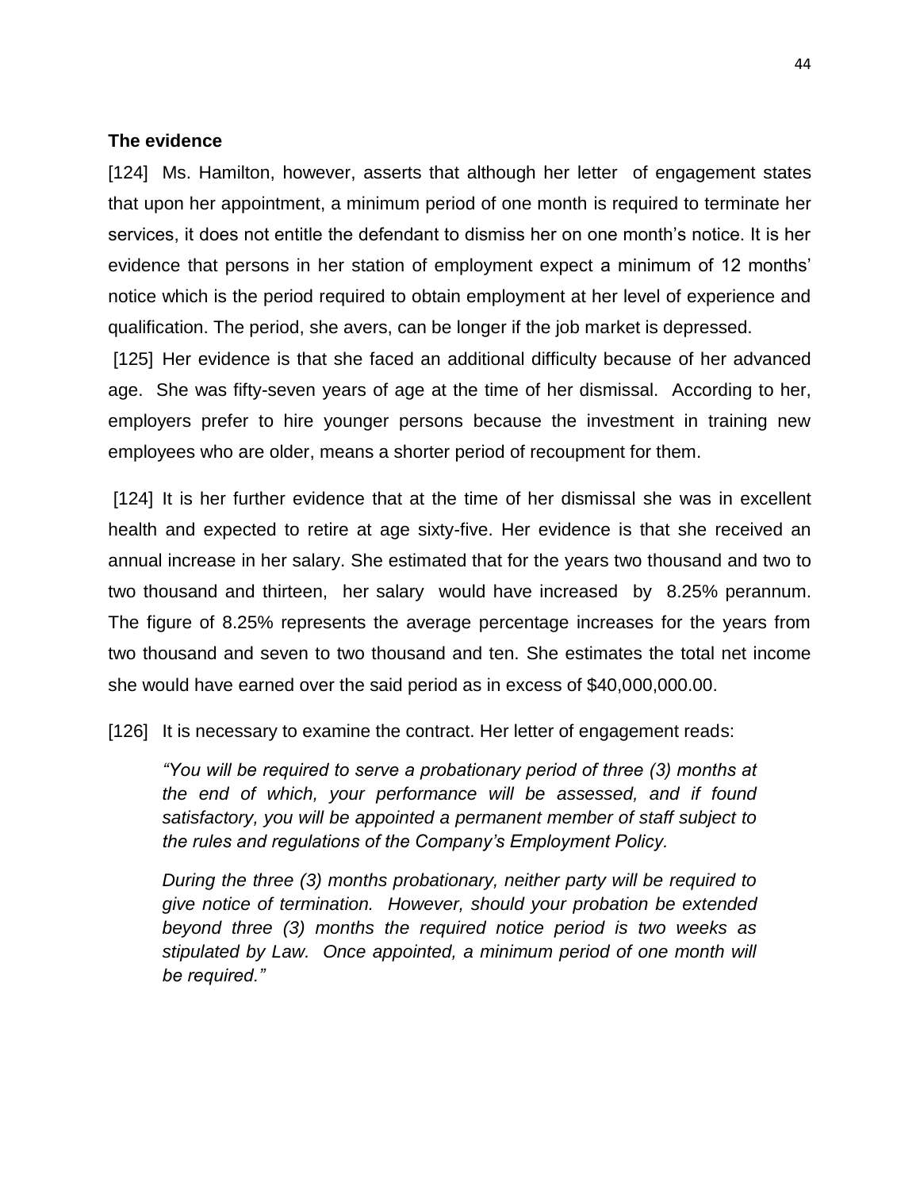**The evidence**

[124] Ms. Hamilton, however, asserts that although her letter of engagement states that upon her appointment, a minimum period of one month is required to terminate her services, it does not entitle the defendant to dismiss her on one month's notice. It is her evidence that persons in her station of employment expect a minimum of 12 months' notice which is the period required to obtain employment at her level of experience and qualification. The period, she avers, can be longer if the job market is depressed.

[125] Her evidence is that she faced an additional difficulty because of her advanced age. She was fifty-seven years of age at the time of her dismissal. According to her, employers prefer to hire younger persons because the investment in training new employees who are older, means a shorter period of recoupment for them.

[124] It is her further evidence that at the time of her dismissal she was in excellent health and expected to retire at age sixty-five. Her evidence is that she received an annual increase in her salary. She estimated that for the years two thousand and two to two thousand and thirteen, her salary would have increased by 8.25% perannum. The figure of 8.25% represents the average percentage increases for the years from two thousand and seven to two thousand and ten. She estimates the total net income she would have earned over the said period as in excess of $40,000,000.00.

[126] It is necessary to examine the contract. Her letter of engagement reads:

> *"You will be required to serve a probationary period of three (3) months at the end of which, your performance will be assessed, and if found satisfactory, you will be appointed a permanent member of staff subject to the rules and regulations of the Company's Employment Policy.*
>
> *During the three (3) months probationary, neither party will be required to give notice of termination. However, should your probation be extended beyond three (3) months the required notice period is two weeks as stipulated by Law. Once appointed, a minimum period of one month will be required."*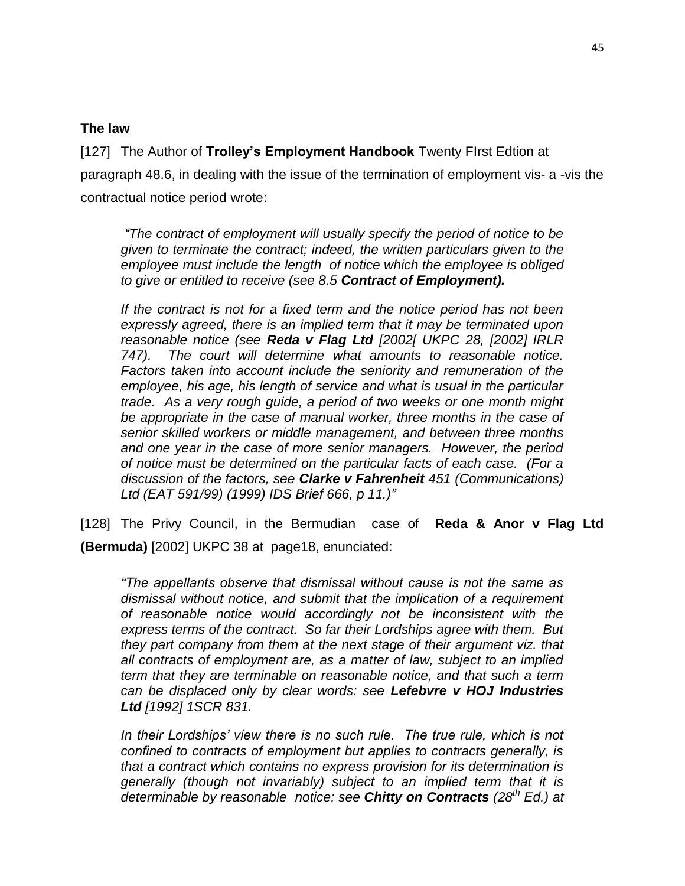**The law**

[127] The Author of **Trolley's Employment Handbook** Twenty FIrst Edtion at paragraph 48.6, in dealing with the issue of the termination of employment vis- a -vis the contractual notice period wrote:

> *"The contract of employment will usually specify the period of notice to be given to terminate the contract; indeed, the written particulars given to the employee must include the length of notice which the employee is obliged to give or entitled to receive (see 8.5* ***Contract of Employment).***
>
> *If the contract is not for a fixed term and the notice period has not been expressly agreed, there is an implied term that it may be terminated upon reasonable notice (see* ***Reda v Flag Ltd*** *[2002[ UKPC 28, [2002] IRLR 747). The court will determine what amounts to reasonable notice. Factors taken into account include the seniority and remuneration of the employee, his age, his length of service and what is usual in the particular trade. As a very rough guide, a period of two weeks or one month might be appropriate in the case of manual worker, three months in the case of senior skilled workers or middle management, and between three months and one year in the case of more senior managers. However, the period of notice must be determined on the particular facts of each case. (For a discussion of the factors, see* ***Clarke v Fahrenheit*** *451 (Communications) Ltd (EAT 591/99) (1999) IDS Brief 666, p 11.)"*

[128] The Privy Council, in the Bermudian case of **Reda & Anor v Flag Ltd (Bermuda)** [2002] UKPC 38 at page18, enunciated:

> *"The appellants observe that dismissal without cause is not the same as dismissal without notice, and submit that the implication of a requirement of reasonable notice would accordingly not be inconsistent with the express terms of the contract. So far their Lordships agree with them. But they part company from them at the next stage of their argument viz. that all contracts of employment are, as a matter of law, subject to an implied term that they are terminable on reasonable notice, and that such a term can be displaced only by clear words: see* ***Lefebvre v HOJ Industries Ltd*** *[1992] 1SCR 831.*
>
> *In their Lordships' view there is no such rule. The true rule, which is not confined to contracts of employment but applies to contracts generally, is that a contract which contains no express provision for its determination is generally (though not invariably) subject to an implied term that it is determinable by reasonable notice: see* ***Chitty on Contracts*** *(28th Ed.) at*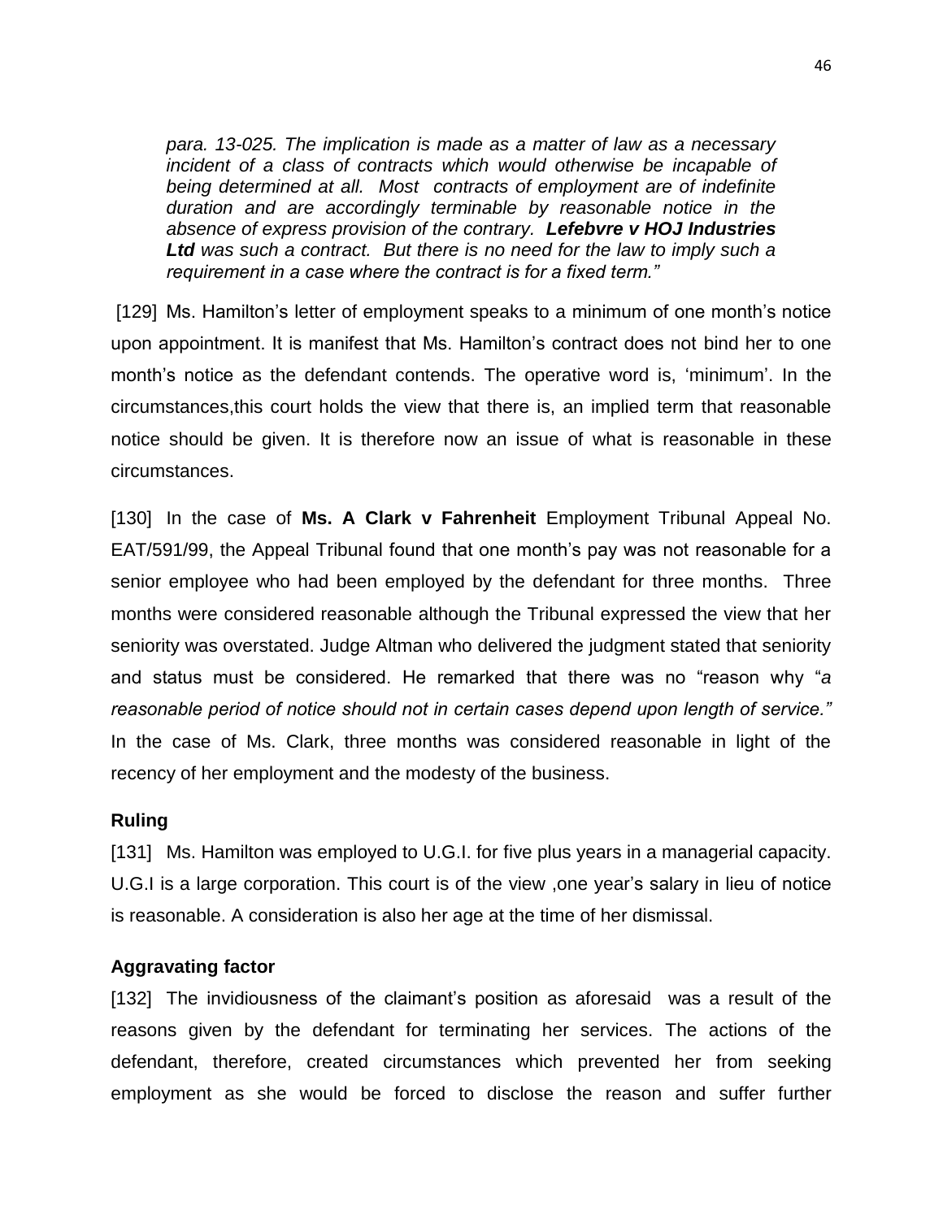*para. 13-025. The implication is made as a matter of law as a necessary incident of a class of contracts which would otherwise be incapable of being determined at all. Most contracts of employment are of indefinite duration and are accordingly terminable by reasonable notice in the absence of express provision of the contrary.* ***Lefebvre v HOJ Industries Ltd*** *was such a contract. But there is no need for the law to imply such a requirement in a case where the contract is for a fixed term."*

[129] Ms. Hamilton's letter of employment speaks to a minimum of one month's notice upon appointment. It is manifest that Ms. Hamilton's contract does not bind her to one month's notice as the defendant contends. The operative word is, 'minimum'. In the circumstances,this court holds the view that there is, an implied term that reasonable notice should be given. It is therefore now an issue of what is reasonable in these circumstances.

[130] In the case of **Ms. A Clark v Fahrenheit** Employment Tribunal Appeal No. EAT/591/99, the Appeal Tribunal found that one month's pay was not reasonable for a senior employee who had been employed by the defendant for three months. Three months were considered reasonable although the Tribunal expressed the view that her seniority was overstated. Judge Altman who delivered the judgment stated that seniority and status must be considered. He remarked that there was no "reason why "*a reasonable period of notice should not in certain cases depend upon length of service."* In the case of Ms. Clark, three months was considered reasonable in light of the recency of her employment and the modesty of the business.

### Ruling

[131] Ms. Hamilton was employed to U.G.I. for five plus years in a managerial capacity. U.G.I is a large corporation. This court is of the view ,one year's salary in lieu of notice is reasonable. A consideration is also her age at the time of her dismissal.

### Aggravating factor

[132] The invidiousness of the claimant's position as aforesaid was a result of the reasons given by the defendant for terminating her services. The actions of the defendant, therefore, created circumstances which prevented her from seeking employment as she would be forced to disclose the reason and suffer further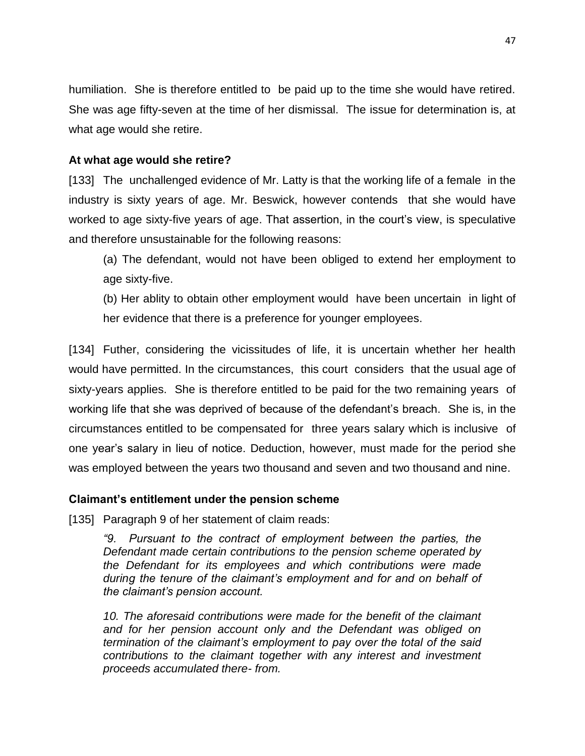humiliation. She is therefore entitled to be paid up to the time she would have retired. She was age fifty-seven at the time of her dismissal. The issue for determination is, at what age would she retire.

### At what age would she retire?

[133] The unchallenged evidence of Mr. Latty is that the working life of a female in the industry is sixty years of age. Mr. Beswick, however contends that she would have worked to age sixty-five years of age. That assertion, in the court's view, is speculative and therefore unsustainable for the following reasons:

(a) The defendant, would not have been obliged to extend her employment to age sixty-five.

(b) Her ablity to obtain other employment would have been uncertain in light of her evidence that there is a preference for younger employees.

[134] Futher, considering the vicissitudes of life, it is uncertain whether her health would have permitted. In the circumstances, this court considers that the usual age of sixty-years applies. She is therefore entitled to be paid for the two remaining years of working life that she was deprived of because of the defendant's breach. She is, in the circumstances entitled to be compensated for three years salary which is inclusive of one year's salary in lieu of notice. Deduction, however, must made for the period she was employed between the years two thousand and seven and two thousand and nine.

### Claimant's entitlement under the pension scheme

[135] Paragraph 9 of her statement of claim reads:

> *"9. Pursuant to the contract of employment between the parties, the Defendant made certain contributions to the pension scheme operated by the Defendant for its employees and which contributions were made during the tenure of the claimant's employment and for and on behalf of the claimant's pension account.*
>
> *10. The aforesaid contributions were made for the benefit of the claimant and for her pension account only and the Defendant was obliged on termination of the claimant's employment to pay over the total of the said contributions to the claimant together with any interest and investment proceeds accumulated there- from.*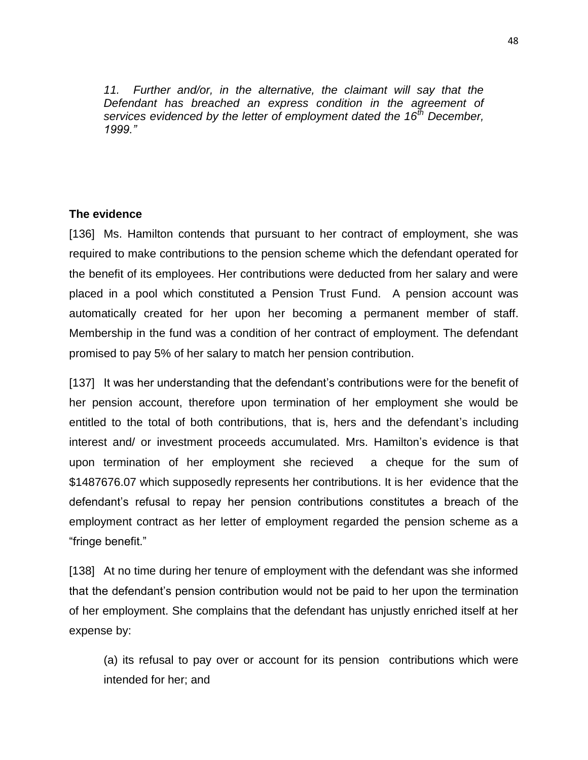*11. Further and/or, in the alternative, the claimant will say that the Defendant has breached an express condition in the agreement of services evidenced by the letter of employment dated the 16th December, 1999."*

**The evidence**

[136] Ms. Hamilton contends that pursuant to her contract of employment, she was required to make contributions to the pension scheme which the defendant operated for the benefit of its employees. Her contributions were deducted from her salary and were placed in a pool which constituted a Pension Trust Fund. A pension account was automatically created for her upon her becoming a permanent member of staff. Membership in the fund was a condition of her contract of employment. The defendant promised to pay 5% of her salary to match her pension contribution.

[137] It was her understanding that the defendant's contributions were for the benefit of her pension account, therefore upon termination of her employment she would be entitled to the total of both contributions, that is, hers and the defendant's including interest and/ or investment proceeds accumulated. Mrs. Hamilton's evidence is that upon termination of her employment she recieved a cheque for the sum of $1487676.07 which supposedly represents her contributions. It is her evidence that the defendant's refusal to repay her pension contributions constitutes a breach of the employment contract as her letter of employment regarded the pension scheme as a "fringe benefit."

[138] At no time during her tenure of employment with the defendant was she informed that the defendant's pension contribution would not be paid to her upon the termination of her employment. She complains that the defendant has unjustly enriched itself at her expense by:

(a) its refusal to pay over or account for its pension contributions which were intended for her; and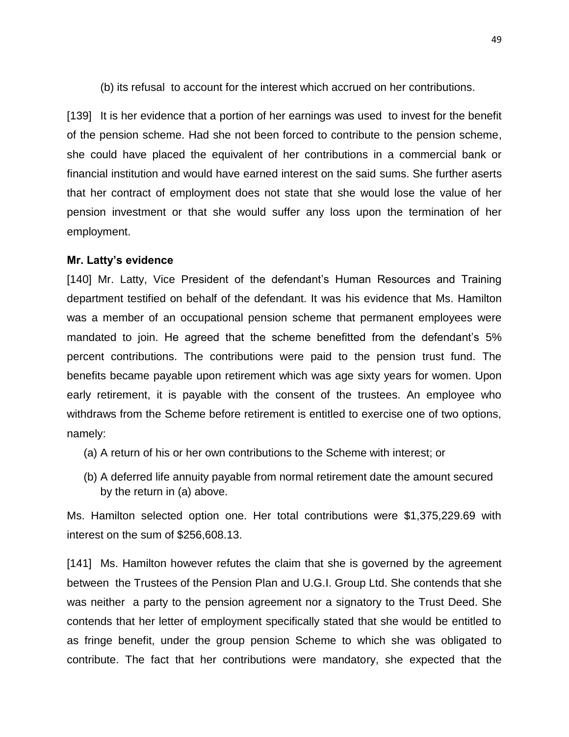(b) its refusal to account for the interest which accrued on her contributions.

[139] It is her evidence that a portion of her earnings was used to invest for the benefit of the pension scheme. Had she not been forced to contribute to the pension scheme, she could have placed the equivalent of her contributions in a commercial bank or financial institution and would have earned interest on the said sums. She further aserts that her contract of employment does not state that she would lose the value of her pension investment or that she would suffer any loss upon the termination of her employment.

**Mr. Latty's evidence**

[140] Mr. Latty, Vice President of the defendant's Human Resources and Training department testified on behalf of the defendant. It was his evidence that Ms. Hamilton was a member of an occupational pension scheme that permanent employees were mandated to join. He agreed that the scheme benefitted from the defendant's 5% percent contributions. The contributions were paid to the pension trust fund. The benefits became payable upon retirement which was age sixty years for women. Upon early retirement, it is payable with the consent of the trustees. An employee who withdraws from the Scheme before retirement is entitled to exercise one of two options, namely:

(a) A return of his or her own contributions to the Scheme with interest; or

(b) A deferred life annuity payable from normal retirement date the amount secured by the return in (a) above.

Ms. Hamilton selected option one. Her total contributions were $1,375,229.69 with interest on the sum of $256,608.13.

[141] Ms. Hamilton however refutes the claim that she is governed by the agreement between the Trustees of the Pension Plan and U.G.I. Group Ltd. She contends that she was neither a party to the pension agreement nor a signatory to the Trust Deed. She contends that her letter of employment specifically stated that she would be entitled to as fringe benefit, under the group pension Scheme to which she was obligated to contribute. The fact that her contributions were mandatory, she expected that the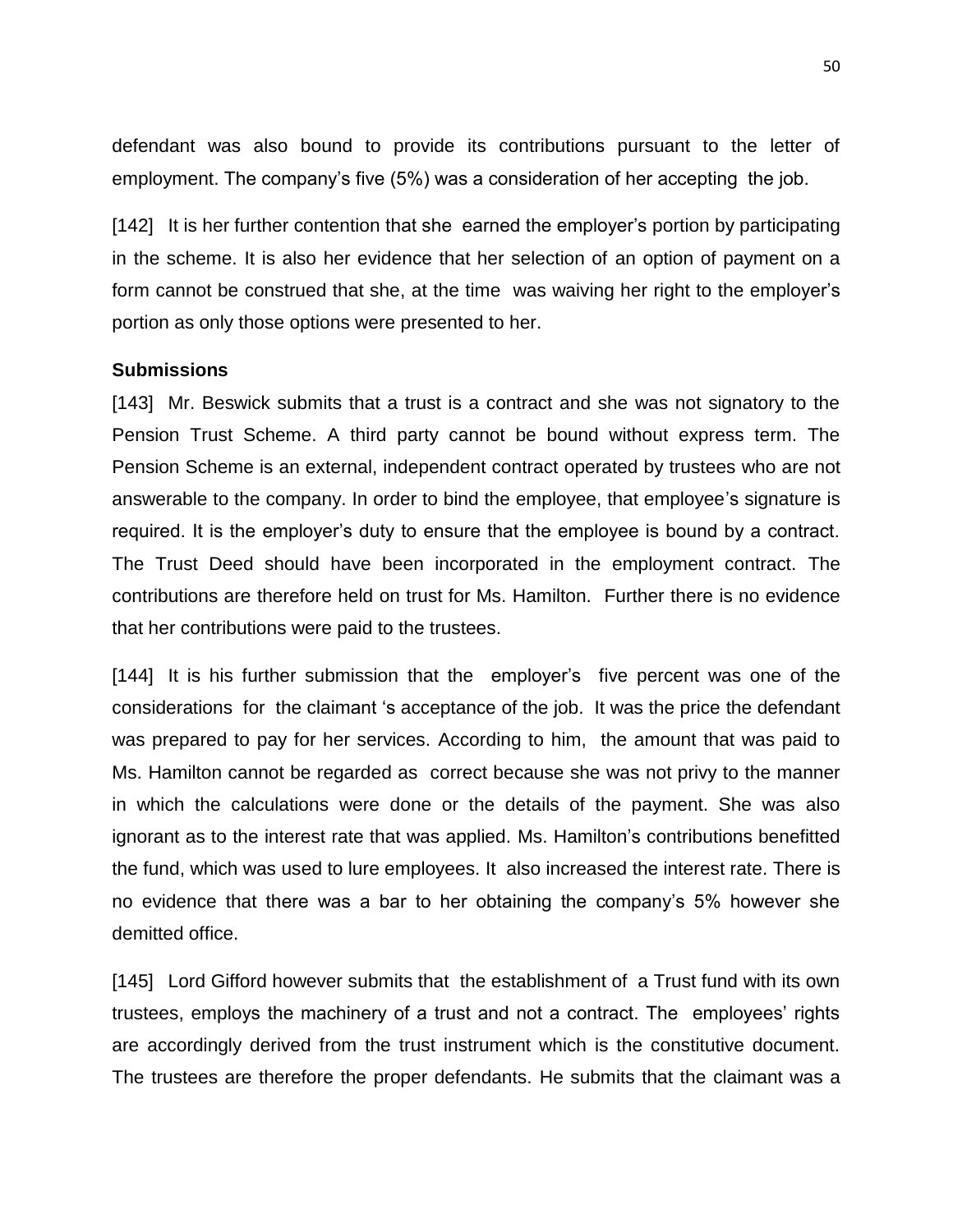defendant was also bound to provide its contributions pursuant to the letter of employment. The company's five (5%) was a consideration of her accepting the job.

[142] It is her further contention that she earned the employer's portion by participating in the scheme. It is also her evidence that her selection of an option of payment on a form cannot be construed that she, at the time was waiving her right to the employer's portion as only those options were presented to her.

**Submissions**

[143] Mr. Beswick submits that a trust is a contract and she was not signatory to the Pension Trust Scheme. A third party cannot be bound without express term. The Pension Scheme is an external, independent contract operated by trustees who are not answerable to the company. In order to bind the employee, that employee's signature is required. It is the employer's duty to ensure that the employee is bound by a contract. The Trust Deed should have been incorporated in the employment contract. The contributions are therefore held on trust for Ms. Hamilton. Further there is no evidence that her contributions were paid to the trustees.

[144] It is his further submission that the employer's five percent was one of the considerations for the claimant 's acceptance of the job. It was the price the defendant was prepared to pay for her services. According to him, the amount that was paid to Ms. Hamilton cannot be regarded as correct because she was not privy to the manner in which the calculations were done or the details of the payment. She was also ignorant as to the interest rate that was applied. Ms. Hamilton's contributions benefitted the fund, which was used to lure employees. It also increased the interest rate. There is no evidence that there was a bar to her obtaining the company's 5% however she demitted office.

[145] Lord Gifford however submits that the establishment of a Trust fund with its own trustees, employs the machinery of a trust and not a contract. The employees' rights are accordingly derived from the trust instrument which is the constitutive document. The trustees are therefore the proper defendants. He submits that the claimant was a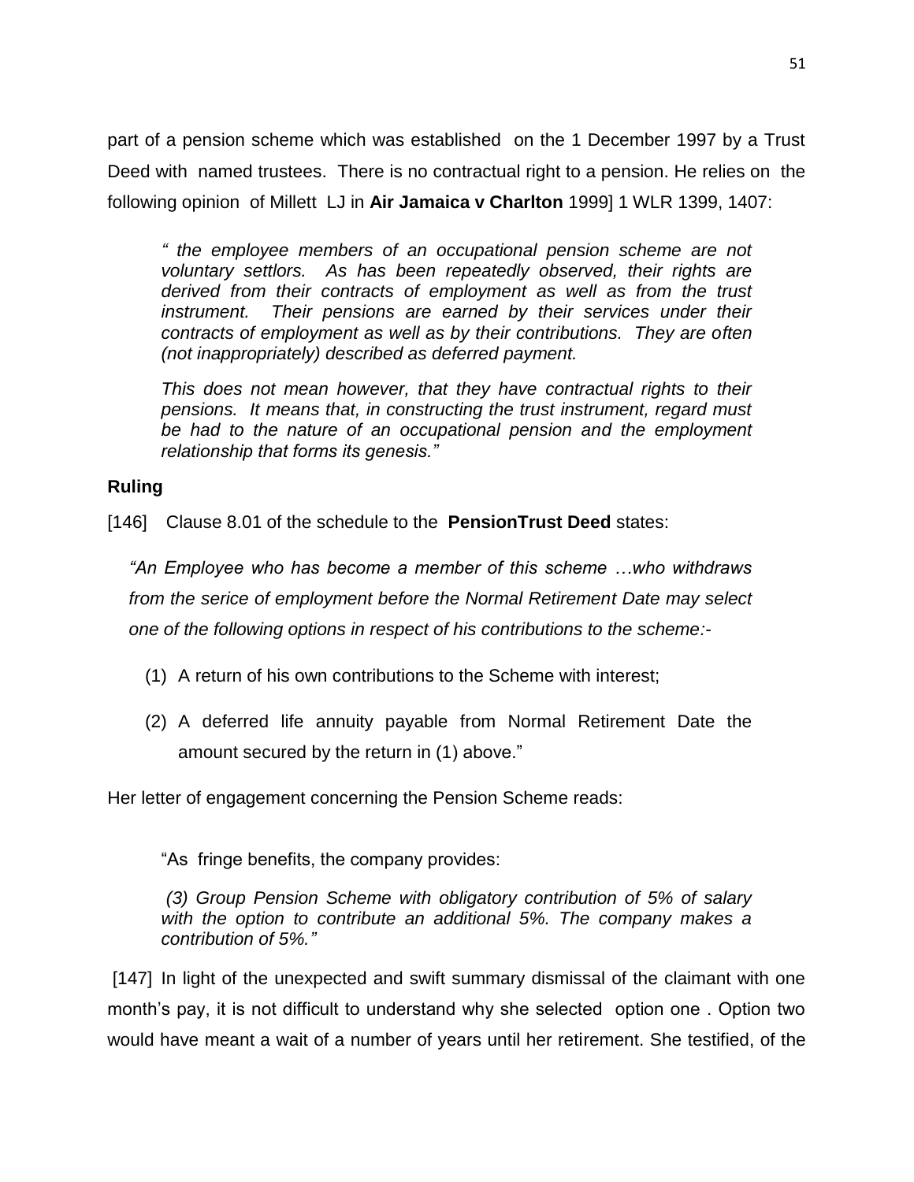part of a pension scheme which was established on the 1 December 1997 by a Trust Deed with named trustees. There is no contractual right to a pension. He relies on the following opinion of Millett LJ in **Air Jamaica v Charlton** 1999] 1 WLR 1399, 1407:

> *" the employee members of an occupational pension scheme are not voluntary settlors. As has been repeatedly observed, their rights are derived from their contracts of employment as well as from the trust instrument. Their pensions are earned by their services under their contracts of employment as well as by their contributions. They are often (not inappropriately) described as deferred payment.*
>
> *This does not mean however, that they have contractual rights to their pensions. It means that, in constructing the trust instrument, regard must be had to the nature of an occupational pension and the employment relationship that forms its genesis."*

**Ruling**

[146] Clause 8.01 of the schedule to the **PensionTrust Deed** states:

> *"An Employee who has become a member of this scheme …who withdraws from the serice of employment before the Normal Retirement Date may select one of the following options in respect of his contributions to the scheme:-*
>
> (1) A return of his own contributions to the Scheme with interest;
>
> (2) A deferred life annuity payable from Normal Retirement Date the amount secured by the return in (1) above."

Her letter of engagement concerning the Pension Scheme reads:

> "As fringe benefits, the company provides:
>
> *(3) Group Pension Scheme with obligatory contribution of 5% of salary with the option to contribute an additional 5%. The company makes a contribution of 5%."*

[147] In light of the unexpected and swift summary dismissal of the claimant with one month's pay, it is not difficult to understand why she selected option one . Option two would have meant a wait of a number of years until her retirement. She testified, of the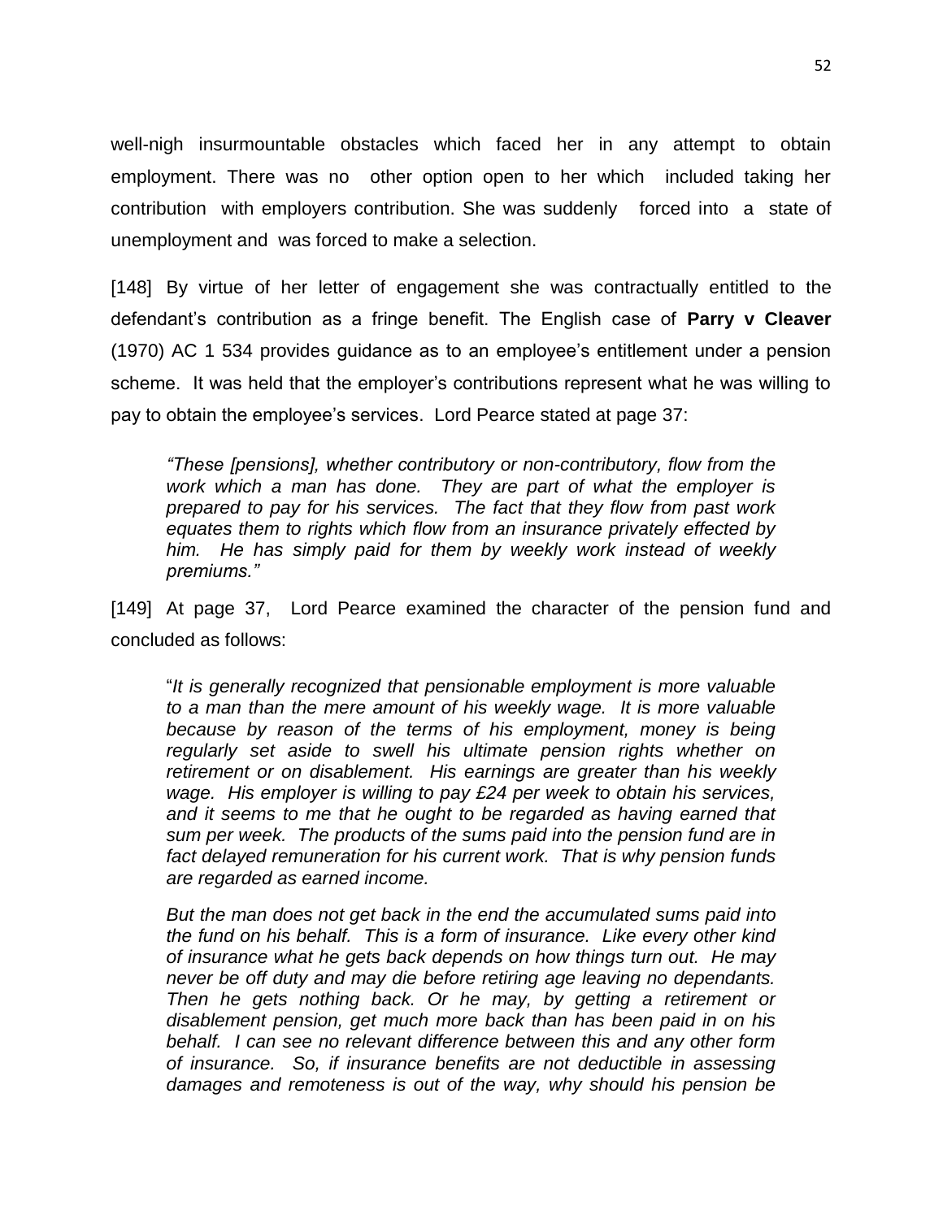well-nigh insurmountable obstacles which faced her in any attempt to obtain employment. There was no other option open to her which included taking her contribution with employers contribution. She was suddenly forced into a state of unemployment and was forced to make a selection.

[148] By virtue of her letter of engagement she was contractually entitled to the defendant's contribution as a fringe benefit. The English case of **Parry v Cleaver** (1970) AC 1 534 provides guidance as to an employee's entitlement under a pension scheme. It was held that the employer's contributions represent what he was willing to pay to obtain the employee's services. Lord Pearce stated at page 37:

> *"These [pensions], whether contributory or non-contributory, flow from the work which a man has done. They are part of what the employer is prepared to pay for his services. The fact that they flow from past work equates them to rights which flow from an insurance privately effected by him. He has simply paid for them by weekly work instead of weekly premiums."*

[149] At page 37, Lord Pearce examined the character of the pension fund and concluded as follows:

> "*It is generally recognized that pensionable employment is more valuable to a man than the mere amount of his weekly wage. It is more valuable because by reason of the terms of his employment, money is being regularly set aside to swell his ultimate pension rights whether on retirement or on disablement. His earnings are greater than his weekly wage. His employer is willing to pay £24 per week to obtain his services, and it seems to me that he ought to be regarded as having earned that sum per week. The products of the sums paid into the pension fund are in fact delayed remuneration for his current work. That is why pension funds are regarded as earned income.*
>
> *But the man does not get back in the end the accumulated sums paid into the fund on his behalf. This is a form of insurance. Like every other kind of insurance what he gets back depends on how things turn out. He may never be off duty and may die before retiring age leaving no dependants. Then he gets nothing back. Or he may, by getting a retirement or disablement pension, get much more back than has been paid in on his behalf. I can see no relevant difference between this and any other form of insurance. So, if insurance benefits are not deductible in assessing damages and remoteness is out of the way, why should his pension be*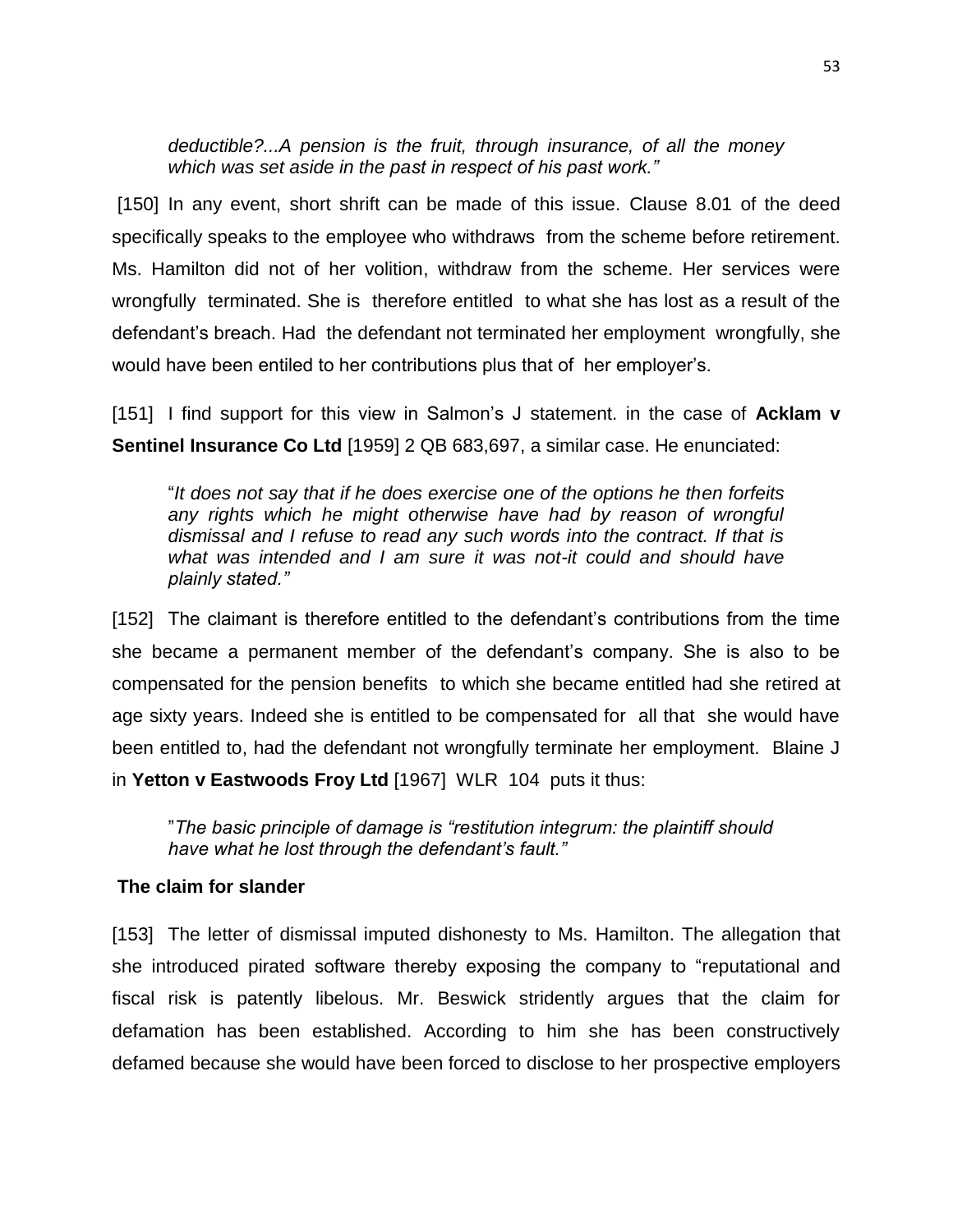*deductible?...A pension is the fruit, through insurance, of all the money which was set aside in the past in respect of his past work."*

[150] In any event, short shrift can be made of this issue. Clause 8.01 of the deed specifically speaks to the employee who withdraws from the scheme before retirement. Ms. Hamilton did not of her volition, withdraw from the scheme. Her services were wrongfully terminated. She is therefore entitled to what she has lost as a result of the defendant's breach. Had the defendant not terminated her employment wrongfully, she would have been entiled to her contributions plus that of her employer's.

[151] I find support for this view in Salmon's J statement. in the case of **Acklam v Sentinel Insurance Co Ltd** [1959] 2 QB 683,697, a similar case. He enunciated:

> "*It does not say that if he does exercise one of the options he then forfeits any rights which he might otherwise have had by reason of wrongful dismissal and I refuse to read any such words into the contract. If that is what was intended and I am sure it was not-it could and should have plainly stated."*

[152] The claimant is therefore entitled to the defendant's contributions from the time she became a permanent member of the defendant's company. She is also to be compensated for the pension benefits to which she became entitled had she retired at age sixty years. Indeed she is entitled to be compensated for all that she would have been entitled to, had the defendant not wrongfully terminate her employment. Blaine J in **Yetton v Eastwoods Froy Ltd** [1967] WLR 104 puts it thus:

> "*The basic principle of damage is "restitution integrum: the plaintiff should have what he lost through the defendant's fault."*

**The claim for slander**

[153] The letter of dismissal imputed dishonesty to Ms. Hamilton. The allegation that she introduced pirated software thereby exposing the company to "reputational and fiscal risk is patently libelous. Mr. Beswick stridently argues that the claim for defamation has been established. According to him she has been constructively defamed because she would have been forced to disclose to her prospective employers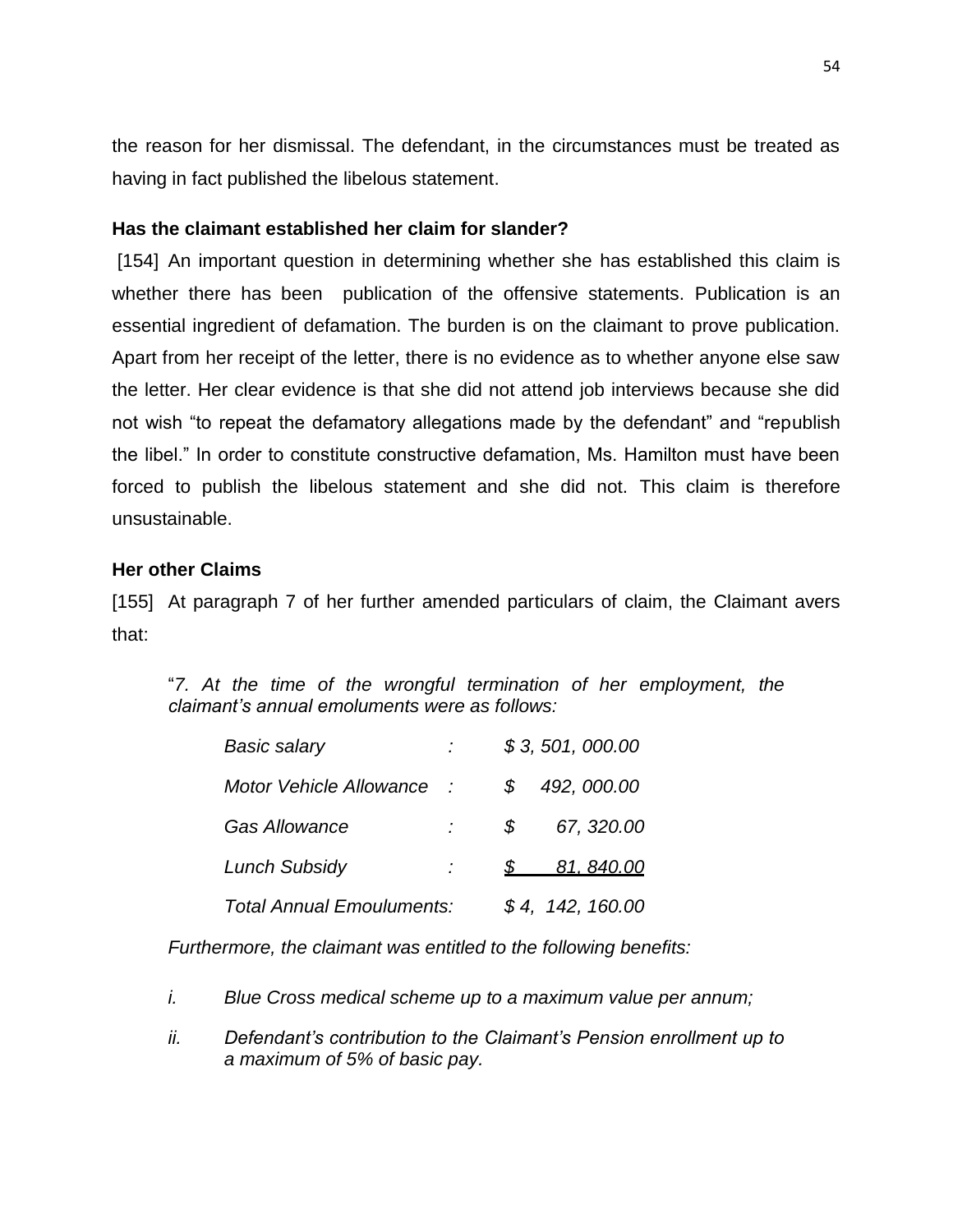the reason for her dismissal. The defendant, in the circumstances must be treated as having in fact published the libelous statement.

**Has the claimant established her claim for slander?**

[154] An important question in determining whether she has established this claim is whether there has been publication of the offensive statements. Publication is an essential ingredient of defamation. The burden is on the claimant to prove publication. Apart from her receipt of the letter, there is no evidence as to whether anyone else saw the letter. Her clear evidence is that she did not attend job interviews because she did not wish "to repeat the defamatory allegations made by the defendant" and "republish the libel." In order to constitute constructive defamation, Ms. Hamilton must have been forced to publish the libelous statement and she did not. This claim is therefore unsustainable.

**Her other Claims**

[155] At paragraph 7 of her further amended particulars of claim, the Claimant avers that:

> "*7. At the time of the wrongful termination of her employment, the claimant's annual emoluments were as follows:*
>
> | | | |
> |---|---|---|
> | *Basic salary* | *:* | *$ 3, 501, 000.00* |
> | *Motor Vehicle Allowance* | *:* | *$ 492, 000.00* |
> | *Gas Allowance* | *:* | *$ 67, 320.00* |
> | *Lunch Subsidy* | *:* | *$ 81, 840.00* |
> | *Total Annual Emouluments:* | | *$ 4, 142, 160.00* |
>
> *Furthermore, the claimant was entitled to the following benefits:*
>
> *i. Blue Cross medical scheme up to a maximum value per annum;*
>
> *ii. Defendant's contribution to the Claimant's Pension enrollment up to a maximum of 5% of basic pay.*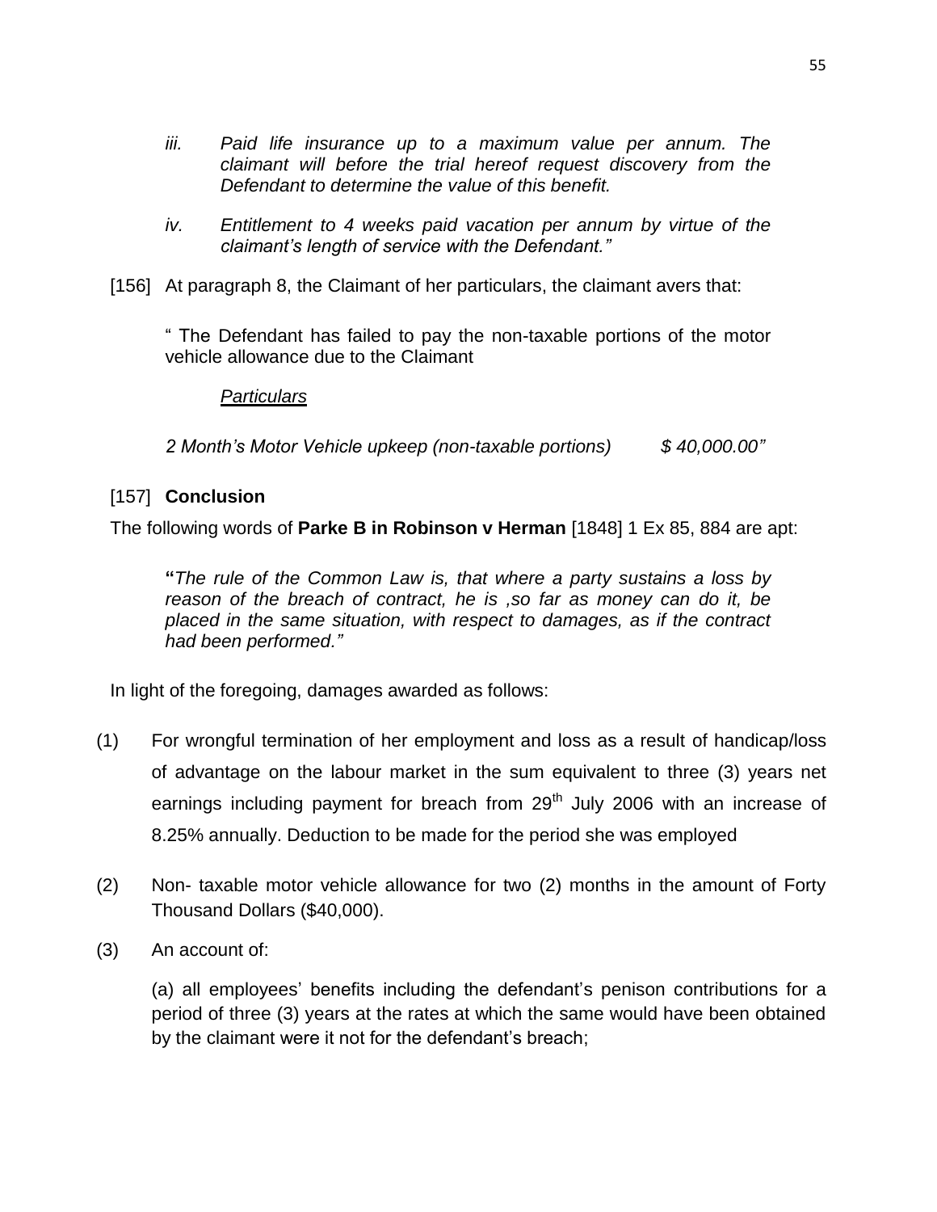> *iii. Paid life insurance up to a maximum value per annum. The claimant will before the trial hereof request discovery from the Defendant to determine the value of this benefit.*
>
> *iv. Entitlement to 4 weeks paid vacation per annum by virtue of the claimant's length of service with the Defendant."*

[156] At paragraph 8, the Claimant of her particulars, the claimant avers that:

> " The Defendant has failed to pay the non-taxable portions of the motor vehicle allowance due to the Claimant
>
> *Particulars*
>
> *2 Month's Motor Vehicle upkeep (non-taxable portions) $ 40,000.00"*

[157] **Conclusion**

The following words of **Parke B in Robinson v Herman** [1848] 1 Ex 85, 884 are apt:

> **"***The rule of the Common Law is, that where a party sustains a loss by reason of the breach of contract, he is ,so far as money can do it, be placed in the same situation, with respect to damages, as if the contract had been performed."*

In light of the foregoing, damages awarded as follows:

(1) For wrongful termination of her employment and loss as a result of handicap/loss of advantage on the labour market in the sum equivalent to three (3) years net earnings including payment for breach from 29th July 2006 with an increase of 8.25% annually. Deduction to be made for the period she was employed

(2) Non- taxable motor vehicle allowance for two (2) months in the amount of Forty Thousand Dollars ($40,000).

(3) An account of:

(a) all employees' benefits including the defendant's penison contributions for a period of three (3) years at the rates at which the same would have been obtained by the claimant were it not for the defendant's breach;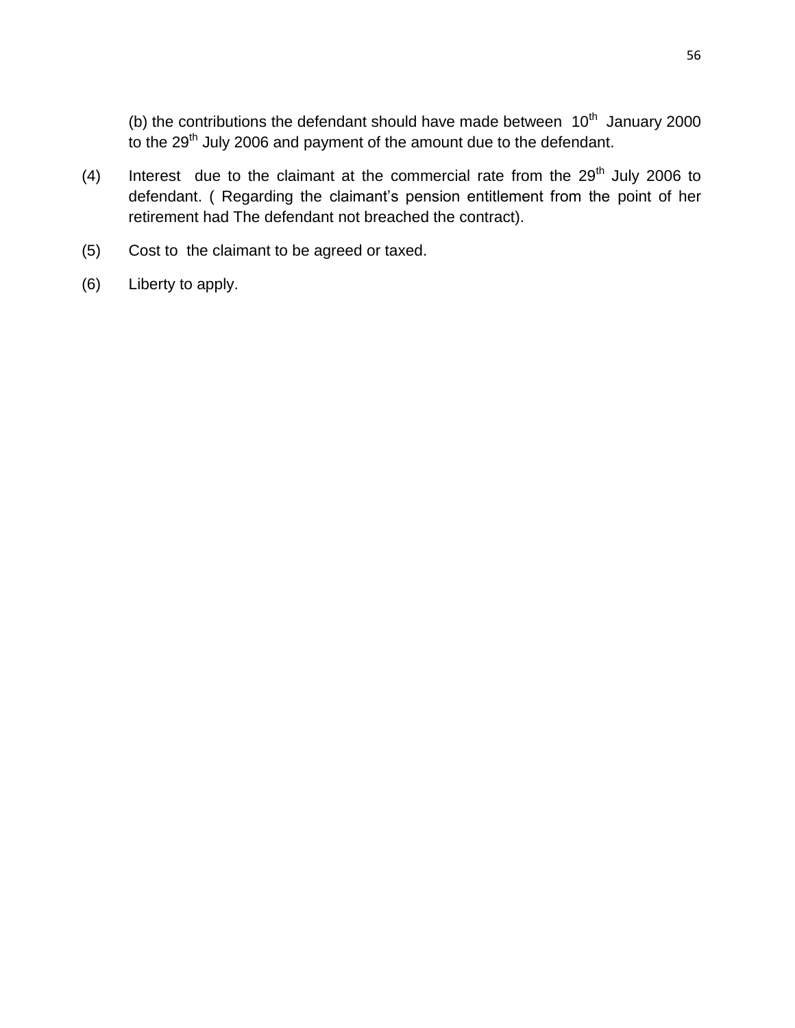(b) the contributions the defendant should have made between 10th January 2000 to the 29th July 2006 and payment of the amount due to the defendant.

(4) Interest due to the claimant at the commercial rate from the 29th July 2006 to defendant. ( Regarding the claimant's pension entitlement from the point of her retirement had The defendant not breached the contract).

(5) Cost to the claimant to be agreed or taxed.

(6) Liberty to apply.